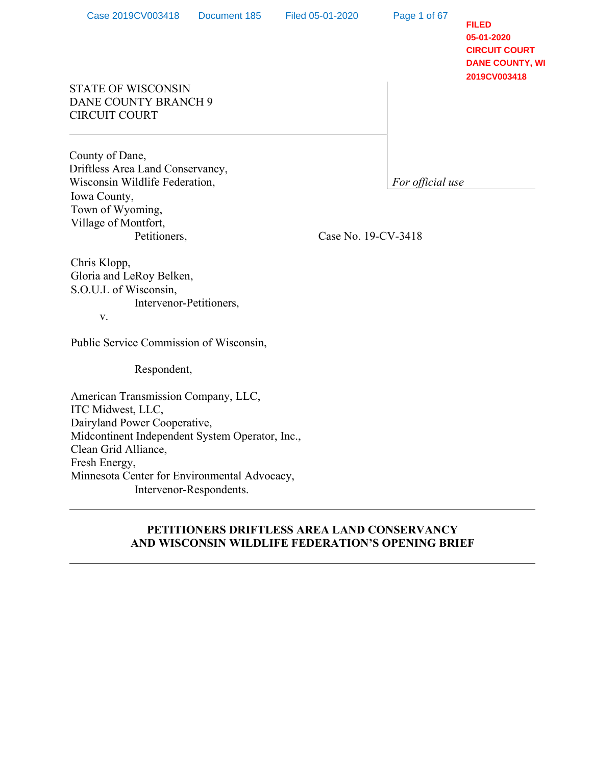FILED
05-01-2020
CIRCUIT COURT
DANE COUNTY, WI
2019CV003418

STATE OF WISCONSIN
DANE COUNTY BRANCH 9
CIRCUIT COURT

*For official use*

County of Dane,
Driftless Area Land Conservancy,
Wisconsin Wildlife Federation,
Iowa County,
Town of Wyoming,
Village of Montfort,

Petitioners,

Case No. 19-CV-3418

Chris Klopp,
Gloria and LeRoy Belken,
S.O.U.L of Wisconsin,

Intervenor-Petitioners,

v.

Public Service Commission of Wisconsin,

Respondent,

American Transmission Company, LLC,
ITC Midwest, LLC,
Dairyland Power Cooperative,
Midcontinent Independent System Operator, Inc.,
Clean Grid Alliance,
Fresh Energy,
Minnesota Center for Environmental Advocacy,

Intervenor-Respondents.

**PETITIONERS DRIFTLESS AREA LAND CONSERVANCY AND WISCONSIN WILDLIFE FEDERATION'S OPENING BRIEF**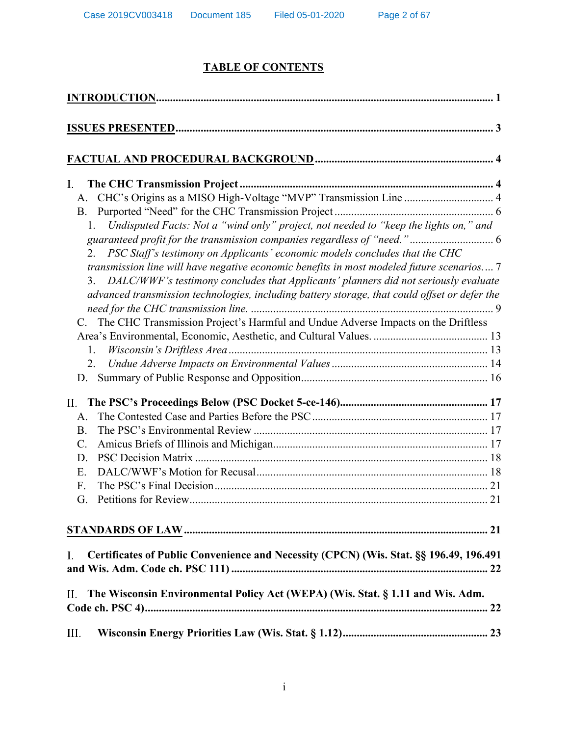# TABLE OF CONTENTS

**INTRODUCTION** ... 1

**ISSUES PRESENTED** ... 3

**FACTUAL AND PROCEDURAL BACKGROUND** ... 4

**I. The CHC Transmission Project** ... 4

- A. CHC's Origins as a MISO High-Voltage "MVP" Transmission Line ... 4
- B. Purported "Need" for the CHC Transmission Project ... 6
  1. *Undisputed Facts: Not a "wind only" project, not needed to "keep the lights on," and guaranteed profit for the transmission companies regardless of "need."* ... 6
  2. *PSC Staff's testimony on Applicants' economic models concludes that the CHC transmission line will have negative economic benefits in most modeled future scenarios.* ... 7
  3. *DALC/WWF's testimony concludes that Applicants' planners did not seriously evaluate advanced transmission technologies, including battery storage, that could offset or defer the need for the CHC transmission line.* ... 9
- C. The CHC Transmission Project's Harmful and Undue Adverse Impacts on the Driftless Area's Environmental, Economic, Aesthetic, and Cultural Values. ... 13
  1. *Wisconsin's Driftless Area* ... 13
  2. *Undue Adverse Impacts on Environmental Values* ... 14
- D. Summary of Public Response and Opposition ... 16

**II. The PSC's Proceedings Below (PSC Docket 5-ce-146)** ... 17

- A. The Contested Case and Parties Before the PSC ... 17
- B. The PSC's Environmental Review ... 17
- C. Amicus Briefs of Illinois and Michigan ... 17
- D. PSC Decision Matrix ... 18
- E. DALC/WWF's Motion for Recusal ... 18
- F. The PSC's Final Decision ... 21
- G. Petitions for Review ... 21

**STANDARDS OF LAW** ... 21

**I. Certificates of Public Convenience and Necessity (CPCN) (Wis. Stat. §§ 196.49, 196.491 and Wis. Adm. Code ch. PSC 111)** ... 22

**II. The Wisconsin Environmental Policy Act (WEPA) (Wis. Stat. § 1.11 and Wis. Adm. Code ch. PSC 4)** ... 22

**III. Wisconsin Energy Priorities Law (Wis. Stat. § 1.12)** ... 23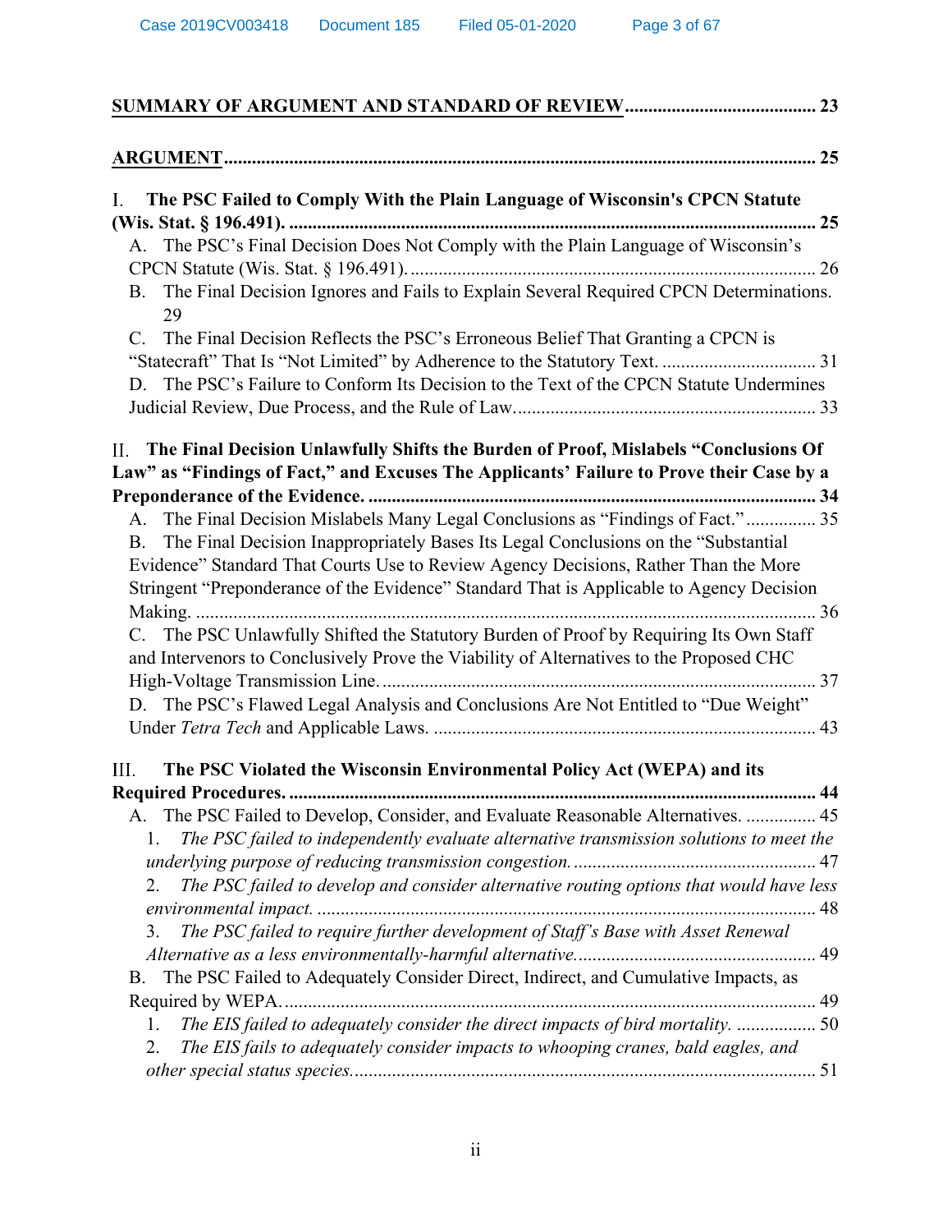**SUMMARY OF ARGUMENT AND STANDARD OF REVIEW** ........................................ 23

**ARGUMENT** ........................................................................................................................ 25

I. **The PSC Failed to Comply With the Plain Language of Wisconsin's CPCN Statute (Wis. Stat. § 196.491).** .............................................................................................................. 25

- A. The PSC's Final Decision Does Not Comply with the Plain Language of Wisconsin's CPCN Statute (Wis. Stat. § 196.491). ....................................................................................... 26
- B. The Final Decision Ignores and Fails to Explain Several Required CPCN Determinations. 29
- C. The Final Decision Reflects the PSC's Erroneous Belief That Granting a CPCN is "Statecraft" That Is "Not Limited" by Adherence to the Statutory Text. ................................. 31
- D. The PSC's Failure to Conform Its Decision to the Text of the CPCN Statute Undermines Judicial Review, Due Process, and the Rule of Law. ................................................................ 33

II. **The Final Decision Unlawfully Shifts the Burden of Proof, Mislabels "Conclusions Of Law" as "Findings of Fact," and Excuses The Applicants' Failure to Prove their Case by a Preponderance of the Evidence.** ............................................................................................. 34

- A. The Final Decision Mislabels Many Legal Conclusions as "Findings of Fact." ............... 35
- B. The Final Decision Inappropriately Bases Its Legal Conclusions on the "Substantial Evidence" Standard That Courts Use to Review Agency Decisions, Rather Than the More Stringent "Preponderance of the Evidence" Standard That is Applicable to Agency Decision Making. ..................................................................................................................................... 36
- C. The PSC Unlawfully Shifted the Statutory Burden of Proof by Requiring Its Own Staff and Intervenors to Conclusively Prove the Viability of Alternatives to the Proposed CHC High-Voltage Transmission Line. ............................................................................................ 37
- D. The PSC's Flawed Legal Analysis and Conclusions Are Not Entitled to "Due Weight" Under *Tetra Tech* and Applicable Laws. ................................................................................. 43

III. **The PSC Violated the Wisconsin Environmental Policy Act (WEPA) and its Required Procedures.** ............................................................................................................... 44

- A. The PSC Failed to Develop, Consider, and Evaluate Reasonable Alternatives. ............... 45
  1. *The PSC failed to independently evaluate alternative transmission solutions to meet the underlying purpose of reducing transmission congestion.* ................................................... 47
  2. *The PSC failed to develop and consider alternative routing options that would have less environmental impact.* .......................................................................................................... 48
  3. *The PSC failed to require further development of Staff's Base with Asset Renewal Alternative as a less environmentally-harmful alternative.* .................................................. 49
- B. The PSC Failed to Adequately Consider Direct, Indirect, and Cumulative Impacts, as Required by WEPA. ................................................................................................................. 49
  1. *The EIS failed to adequately consider the direct impacts of bird mortality.* ................. 50
  2. *The EIS fails to adequately consider impacts to whooping cranes, bald eagles, and other special status species.* .................................................................................................... 51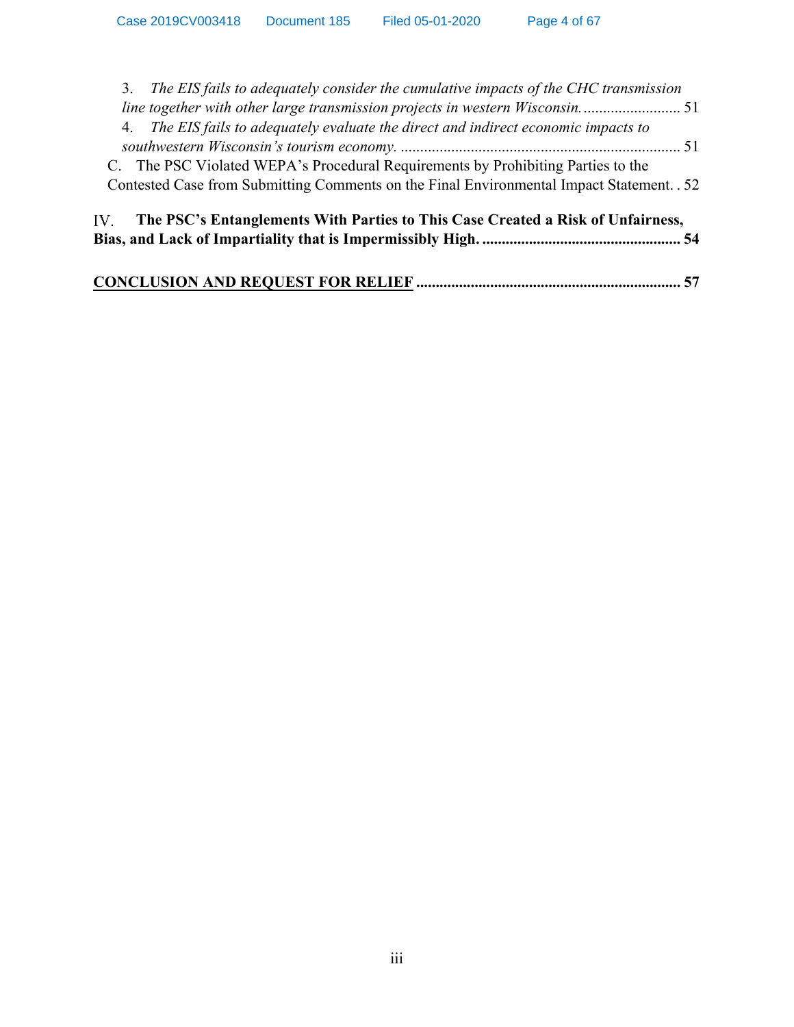3. *The EIS fails to adequately consider the cumulative impacts of the CHC transmission line together with other large transmission projects in western Wisconsin.* .......................... 51

4. *The EIS fails to adequately evaluate the direct and indirect economic impacts to southwestern Wisconsin's tourism economy.* ........................................................................ 51

C. The PSC Violated WEPA's Procedural Requirements by Prohibiting Parties to the Contested Case from Submitting Comments on the Final Environmental Impact Statement. . 52

IV. **The PSC's Entanglements With Parties to This Case Created a Risk of Unfairness, Bias, and Lack of Impartiality that is Impermissibly High. .................................................. 54**

**<u>CONCLUSION AND REQUEST FOR RELIEF</u> .................................................................... 57**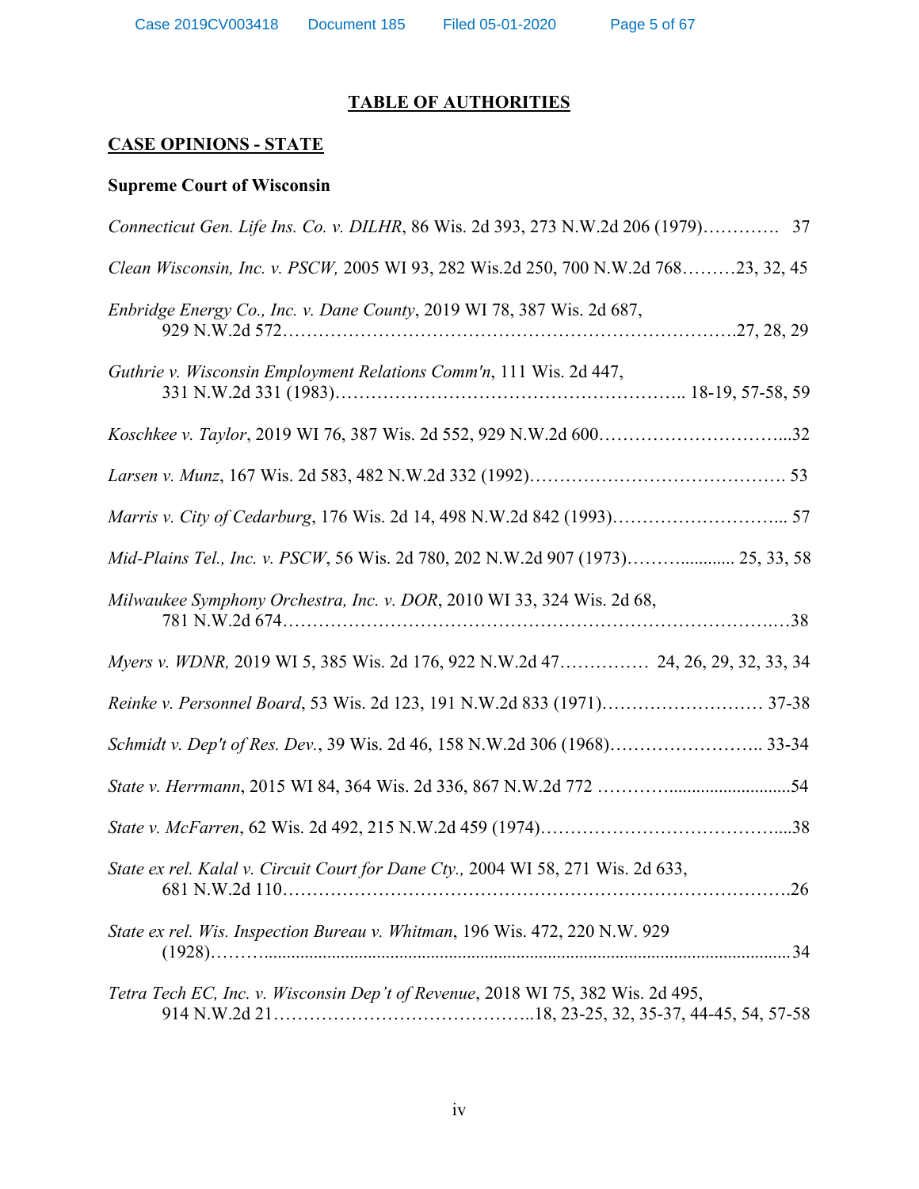# TABLE OF AUTHORITIES

## CASE OPINIONS - STATE

### Supreme Court of Wisconsin

*Connecticut Gen. Life Ins. Co. v. DILHR*, 86 Wis. 2d 393, 273 N.W.2d 206 (1979)…………. 37

*Clean Wisconsin, Inc. v. PSCW,* 2005 WI 93, 282 Wis.2d 250, 700 N.W.2d 768………23, 32, 45

*Enbridge Energy Co., Inc. v. Dane County*, 2019 WI 78, 387 Wis. 2d 687, 929 N.W.2d 572………………………………………………………………….27, 28, 29

*Guthrie v. Wisconsin Employment Relations Comm'n*, 111 Wis. 2d 447, 331 N.W.2d 331 (1983)………………………………………………….. 18-19, 57-58, 59

*Koschkee v. Taylor*, 2019 WI 76, 387 Wis. 2d 552, 929 N.W.2d 600…………………………...32

*Larsen v. Munz*, 167 Wis. 2d 583, 482 N.W.2d 332 (1992)……………………………………. 53

*Marris v. City of Cedarburg*, 176 Wis. 2d 14, 498 N.W.2d 842 (1993)………………………... 57

*Mid-Plains Tel., Inc. v. PSCW*, 56 Wis. 2d 780, 202 N.W.2d 907 (1973)………............ 25, 33, 58

*Milwaukee Symphony Orchestra, Inc. v. DOR*, 2010 WI 33, 324 Wis. 2d 68, 781 N.W.2d 674…………………………………………………………………….…38

*Myers v. WDNR,* 2019 WI 5, 385 Wis. 2d 176, 922 N.W.2d 47…………… 24, 26, 29, 32, 33, 34

*Reinke v. Personnel Board*, 53 Wis. 2d 123, 191 N.W.2d 833 (1971)……………………… 37-38

*Schmidt v. Dep't of Res. Dev.*, 39 Wis. 2d 46, 158 N.W.2d 306 (1968)…………………….. 33-34

*State v. Herrmann*, 2015 WI 84, 364 Wis. 2d 336, 867 N.W.2d 772 ………….........................54

*State v. McFarren*, 62 Wis. 2d 492, 215 N.W.2d 459 (1974)…………………………………....38

*State ex rel. Kalal v. Circuit Court for Dane Cty.,* 2004 WI 58, 271 Wis. 2d 633, 681 N.W.2d 110……………………………………………………………………….26

*State ex rel. Wis. Inspection Bureau v. Whitman*, 196 Wis. 472, 220 N.W. 929 (1928)………..........................................................................................................................34

*Tetra Tech EC, Inc. v. Wisconsin Dep't of Revenue*, 2018 WI 75, 382 Wis. 2d 495, 914 N.W.2d 21……………………………………..18, 23-25, 32, 35-37, 44-45, 54, 57-58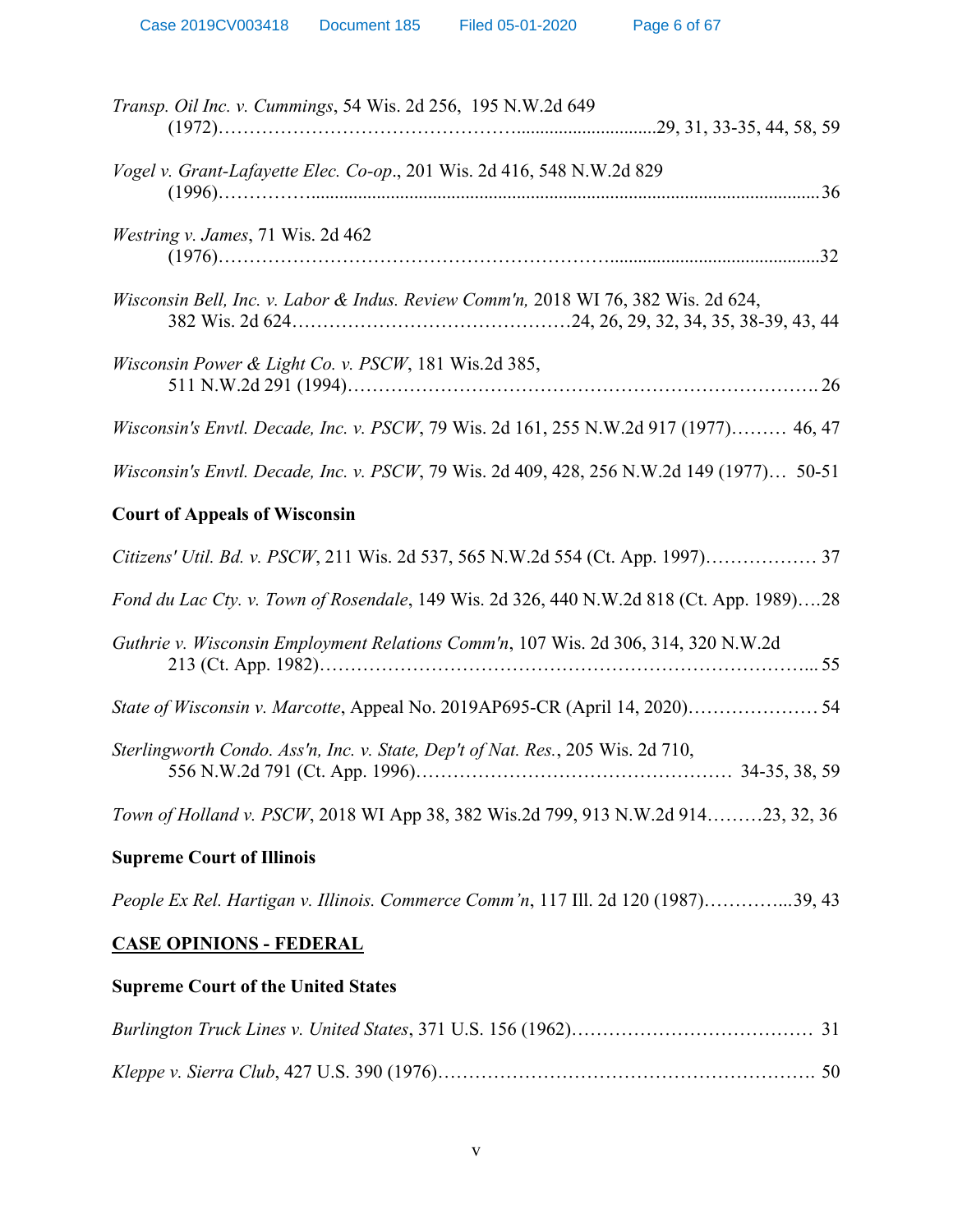*Transp. Oil Inc. v. Cummings*, 54 Wis. 2d 256, 195 N.W.2d 649 (1972)……………………………………….............................29, 31, 33-35, 44, 58, 59

*Vogel v. Grant-Lafayette Elec. Co-op*., 201 Wis. 2d 416, 548 N.W.2d 829 (1996)……………...........................................................................................................36

*Westring v. James*, 71 Wis. 2d 462 (1976)……………………………………………………...........................................32

*Wisconsin Bell, Inc. v. Labor & Indus. Review Comm'n,* 2018 WI 76, 382 Wis. 2d 624, 382 Wis. 2d 624………………………………………24, 26, 29, 32, 34, 35, 38-39, 43, 44

*Wisconsin Power & Light Co. v. PSCW*, 181 Wis.2d 385, 511 N.W.2d 291 (1994)……………………………………………………………………. 26

*Wisconsin's Envtl. Decade, Inc. v. PSCW*, 79 Wis. 2d 161, 255 N.W.2d 917 (1977)……… 46, 47

*Wisconsin's Envtl. Decade, Inc. v. PSCW*, 79 Wis. 2d 409, 428, 256 N.W.2d 149 (1977)… 50-51

**Court of Appeals of Wisconsin**

*Citizens' Util. Bd. v. PSCW*, 211 Wis. 2d 537, 565 N.W.2d 554 (Ct. App. 1997)……………… 37

*Fond du Lac Cty. v. Town of Rosendale*, 149 Wis. 2d 326, 440 N.W.2d 818 (Ct. App. 1989)….28

*Guthrie v. Wisconsin Employment Relations Comm'n*, 107 Wis. 2d 306, 314, 320 N.W.2d 213 (Ct. App. 1982)…………………………………………………………………….... 55

*State of Wisconsin v. Marcotte*, Appeal No. 2019AP695-CR (April 14, 2020)………………… 54

*Sterlingworth Condo. Ass'n, Inc. v. State, Dep't of Nat. Res.*, 205 Wis. 2d 710, 556 N.W.2d 791 (Ct. App. 1996)…………………………………………… 34-35, 38, 59

*Town of Holland v. PSCW*, 2018 WI App 38, 382 Wis.2d 799, 913 N.W.2d 914………23, 32, 36

**Supreme Court of Illinois**

*People Ex Rel. Hartigan v. Illinois. Commerce Comm'n*, 117 Ill. 2d 120 (1987)…………...39, 43

**<u>CASE OPINIONS - FEDERAL</u>**

**Supreme Court of the United States**

*Burlington Truck Lines v. United States*, 371 U.S. 156 (1962)………………………………… 31

*Kleppe v. Sierra Club*, 427 U.S. 390 (1976)……………………………………………………. 50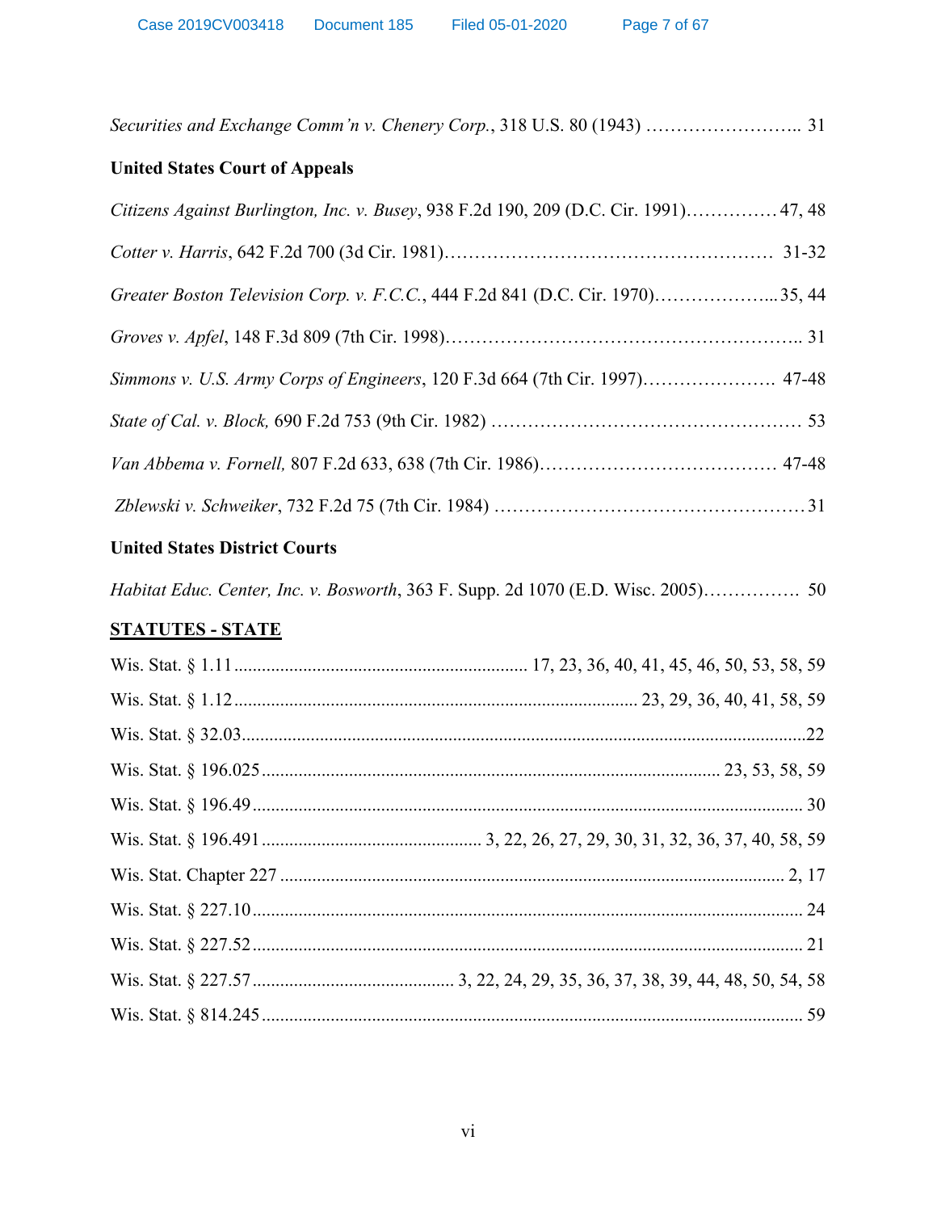*Securities and Exchange Comm'n v. Chenery Corp.*, 318 U.S. 80 (1943) …………………….. 31

**United States Court of Appeals**

*Citizens Against Burlington, Inc. v. Busey*, 938 F.2d 190, 209 (D.C. Cir. 1991)…………… 47, 48

*Cotter v. Harris*, 642 F.2d 700 (3d Cir. 1981)……………………………………………… 31-32

*Greater Boston Television Corp. v. F.C.C.*, 444 F.2d 841 (D.C. Cir. 1970)………………...35, 44

*Groves v. Apfel*, 148 F.3d 809 (7th Cir. 1998)………………………………………………….. 31

*Simmons v. U.S. Army Corps of Engineers*, 120 F.3d 664 (7th Cir. 1997)…………………. 47-48

*State of Cal. v. Block,* 690 F.2d 753 (9th Cir. 1982) …………………………………………… 53

*Van Abbema v. Fornell,* 807 F.2d 633, 638 (7th Cir. 1986)………………………………… 47-48

*Zblewski v. Schweiker*, 732 F.2d 75 (7th Cir. 1984) ……………………………………………31

**United States District Courts**

*Habitat Educ. Center, Inc. v. Bosworth*, 363 F. Supp. 2d 1070 (E.D. Wisc. 2005)……………. 50

**STATUTES - STATE**

Wis. Stat. § 1.11 ................................................................. 17, 23, 36, 40, 41, 45, 46, 50, 53, 58, 59

Wis. Stat. § 1.12 ....................................................................................... 23, 29, 36, 40, 41, 58, 59

Wis. Stat. § 32.03..........................................................................................................................22

Wis. Stat. § 196.025 .................................................................................................. 23, 53, 58, 59

Wis. Stat. § 196.49 ...................................................................................................................... 30

Wis. Stat. § 196.491 ............................................... 3, 22, 26, 27, 29, 30, 31, 32, 36, 37, 40, 58, 59

Wis. Stat. Chapter 227 ............................................................................................................ 2, 17

Wis. Stat. § 227.10 ...................................................................................................................... 24

Wis. Stat. § 227.52 ...................................................................................................................... 21

Wis. Stat. § 227.57 ........................................... 3, 22, 24, 29, 35, 36, 37, 38, 39, 44, 48, 50, 54, 58

Wis. Stat. § 814.245 .................................................................................................................... 59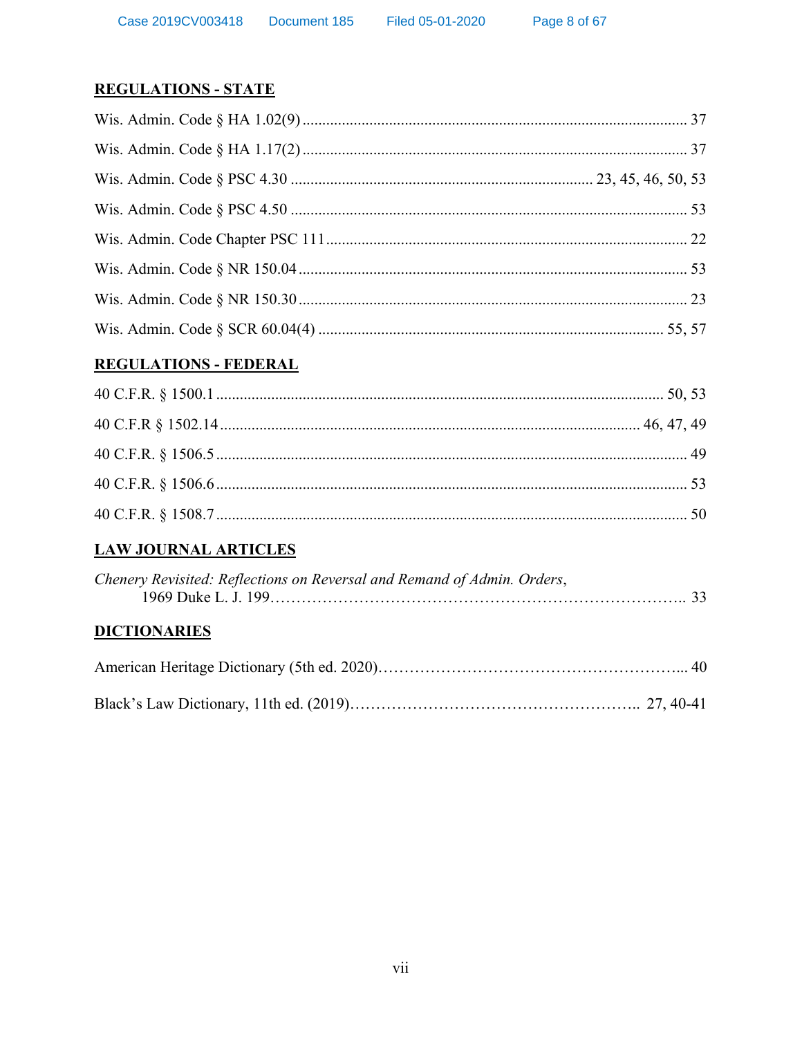## REGULATIONS - STATE

Wis. Admin. Code § HA 1.02(9) .......................................................................................... 37

Wis. Admin. Code § HA 1.17(2) .......................................................................................... 37

Wis. Admin. Code § PSC 4.30 ................................................................ 23, 45, 46, 50, 53

Wis. Admin. Code § PSC 4.50 .............................................................................................. 53

Wis. Admin. Code Chapter PSC 111 .................................................................................... 22

Wis. Admin. Code § NR 150.04 ............................................................................................ 53

Wis. Admin. Code § NR 150.30 ............................................................................................ 23

Wis. Admin. Code § SCR 60.04(4) ................................................................................ 55, 57

## REGULATIONS - FEDERAL

40 C.F.R. § 1500.1 ........................................................................................................ 50, 53

40 C.F.R § 1502.14 .................................................................................................. 46, 47, 49

40 C.F.R. § 1506.5 .................................................................................................................. 49

40 C.F.R. § 1506.6 .................................................................................................................. 53

40 C.F.R. § 1508.7 .................................................................................................................. 50

## LAW JOURNAL ARTICLES

*Chenery Revisited: Reflections on Reversal and Remand of Admin. Orders*,
1969 Duke L. J. 199…………………………………………………………………….. 33

## DICTIONARIES

American Heritage Dictionary (5th ed. 2020)………………………………………………... 40

Black's Law Dictionary, 11th ed. (2019)……………………………………………….. 27, 40-41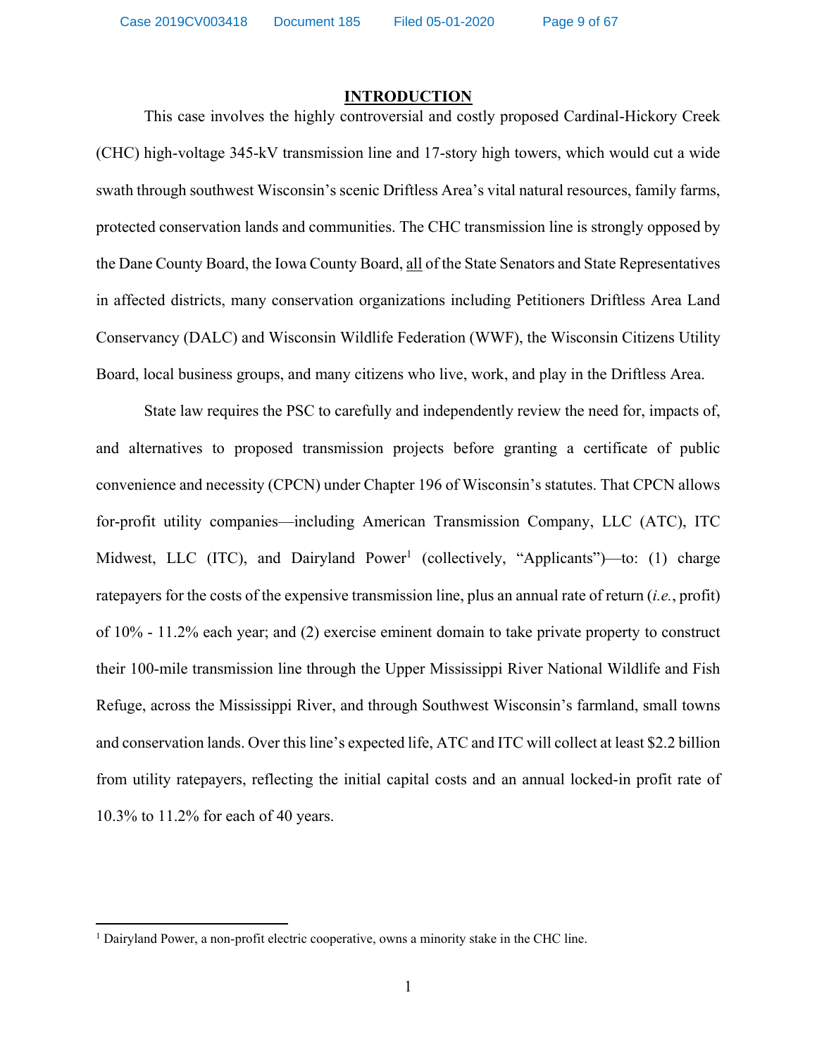# INTRODUCTION

This case involves the highly controversial and costly proposed Cardinal-Hickory Creek (CHC) high-voltage 345-kV transmission line and 17-story high towers, which would cut a wide swath through southwest Wisconsin's scenic Driftless Area's vital natural resources, family farms, protected conservation lands and communities. The CHC transmission line is strongly opposed by the Dane County Board, the Iowa County Board, all of the State Senators and State Representatives in affected districts, many conservation organizations including Petitioners Driftless Area Land Conservancy (DALC) and Wisconsin Wildlife Federation (WWF), the Wisconsin Citizens Utility Board, local business groups, and many citizens who live, work, and play in the Driftless Area.

State law requires the PSC to carefully and independently review the need for, impacts of, and alternatives to proposed transmission projects before granting a certificate of public convenience and necessity (CPCN) under Chapter 196 of Wisconsin's statutes. That CPCN allows for-profit utility companies—including American Transmission Company, LLC (ATC), ITC Midwest, LLC (ITC), and Dairyland Power[1] (collectively, "Applicants")—to: (1) charge ratepayers for the costs of the expensive transmission line, plus an annual rate of return (*i.e.*, profit) of 10% - 11.2% each year; and (2) exercise eminent domain to take private property to construct their 100-mile transmission line through the Upper Mississippi River National Wildlife and Fish Refuge, across the Mississippi River, and through Southwest Wisconsin's farmland, small towns and conservation lands. Over this line's expected life, ATC and ITC will collect at least $2.2 billion from utility ratepayers, reflecting the initial capital costs and an annual locked-in profit rate of 10.3% to 11.2% for each of 40 years.

---

[1] Dairyland Power, a non-profit electric cooperative, owns a minority stake in the CHC line.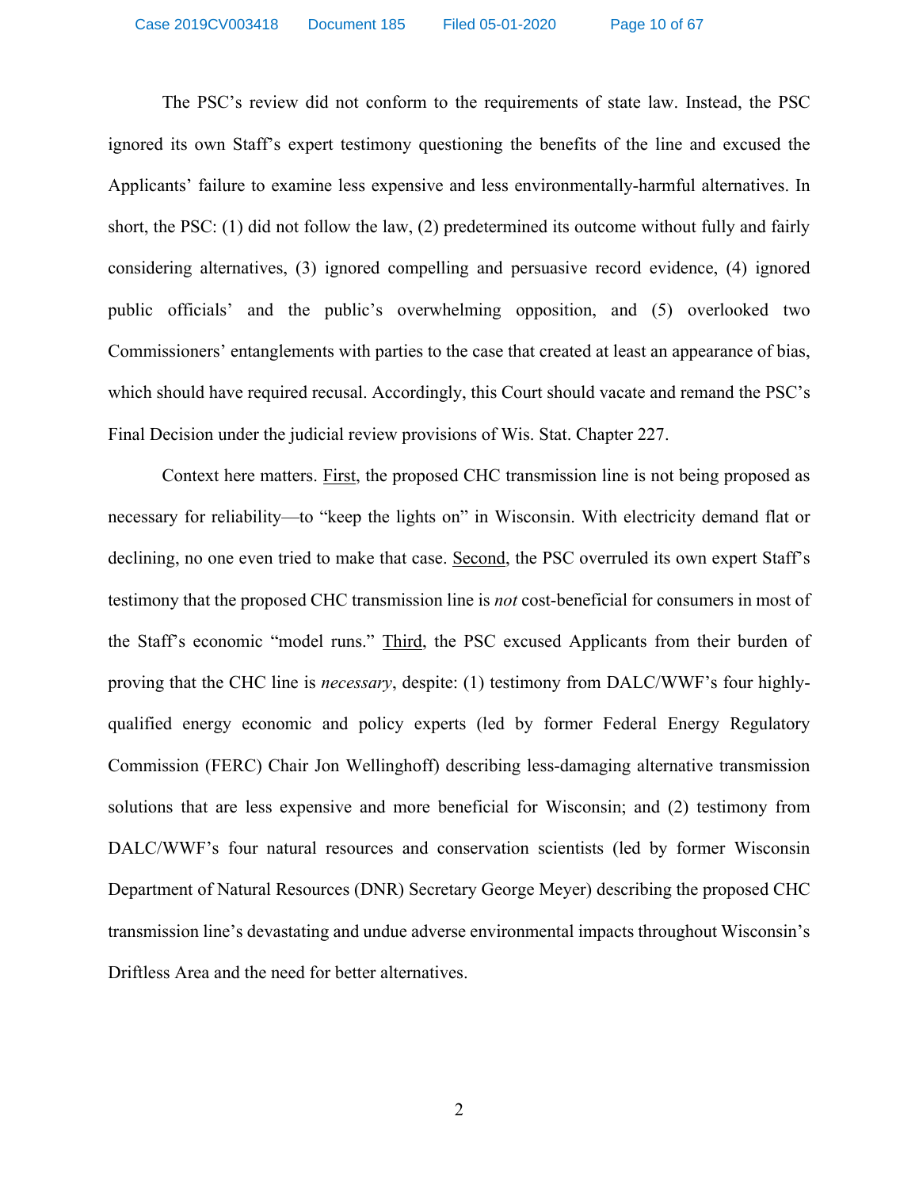The PSC's review did not conform to the requirements of state law. Instead, the PSC ignored its own Staff's expert testimony questioning the benefits of the line and excused the Applicants' failure to examine less expensive and less environmentally-harmful alternatives. In short, the PSC: (1) did not follow the law, (2) predetermined its outcome without fully and fairly considering alternatives, (3) ignored compelling and persuasive record evidence, (4) ignored public officials' and the public's overwhelming opposition, and (5) overlooked two Commissioners' entanglements with parties to the case that created at least an appearance of bias, which should have required recusal. Accordingly, this Court should vacate and remand the PSC's Final Decision under the judicial review provisions of Wis. Stat. Chapter 227.

Context here matters. First, the proposed CHC transmission line is not being proposed as necessary for reliability—to "keep the lights on" in Wisconsin. With electricity demand flat or declining, no one even tried to make that case. Second, the PSC overruled its own expert Staff's testimony that the proposed CHC transmission line is *not* cost-beneficial for consumers in most of the Staff's economic "model runs." Third, the PSC excused Applicants from their burden of proving that the CHC line is *necessary*, despite: (1) testimony from DALC/WWF's four highly-qualified energy economic and policy experts (led by former Federal Energy Regulatory Commission (FERC) Chair Jon Wellinghoff) describing less-damaging alternative transmission solutions that are less expensive and more beneficial for Wisconsin; and (2) testimony from DALC/WWF's four natural resources and conservation scientists (led by former Wisconsin Department of Natural Resources (DNR) Secretary George Meyer) describing the proposed CHC transmission line's devastating and undue adverse environmental impacts throughout Wisconsin's Driftless Area and the need for better alternatives.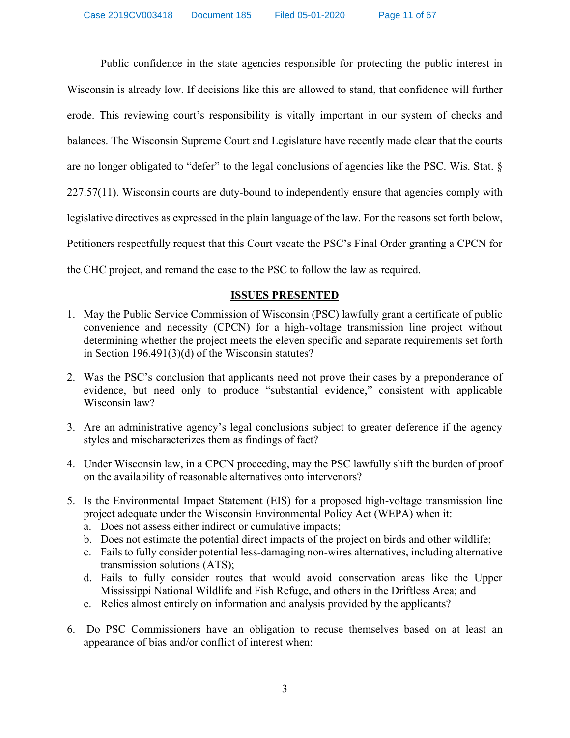Public confidence in the state agencies responsible for protecting the public interest in Wisconsin is already low. If decisions like this are allowed to stand, that confidence will further erode. This reviewing court's responsibility is vitally important in our system of checks and balances. The Wisconsin Supreme Court and Legislature have recently made clear that the courts are no longer obligated to "defer" to the legal conclusions of agencies like the PSC. Wis. Stat. § 227.57(11). Wisconsin courts are duty-bound to independently ensure that agencies comply with legislative directives as expressed in the plain language of the law. For the reasons set forth below, Petitioners respectfully request that this Court vacate the PSC's Final Order granting a CPCN for the CHC project, and remand the case to the PSC to follow the law as required.

## ISSUES PRESENTED

1. May the Public Service Commission of Wisconsin (PSC) lawfully grant a certificate of public convenience and necessity (CPCN) for a high-voltage transmission line project without determining whether the project meets the eleven specific and separate requirements set forth in Section 196.491(3)(d) of the Wisconsin statutes?

2. Was the PSC's conclusion that applicants need not prove their cases by a preponderance of evidence, but need only to produce "substantial evidence," consistent with applicable Wisconsin law?

3. Are an administrative agency's legal conclusions subject to greater deference if the agency styles and mischaracterizes them as findings of fact?

4. Under Wisconsin law, in a CPCN proceeding, may the PSC lawfully shift the burden of proof on the availability of reasonable alternatives onto intervenors?

5. Is the Environmental Impact Statement (EIS) for a proposed high-voltage transmission line project adequate under the Wisconsin Environmental Policy Act (WEPA) when it:
   a. Does not assess either indirect or cumulative impacts;
   b. Does not estimate the potential direct impacts of the project on birds and other wildlife;
   c. Fails to fully consider potential less-damaging non-wires alternatives, including alternative transmission solutions (ATS);
   d. Fails to fully consider routes that would avoid conservation areas like the Upper Mississippi National Wildlife and Fish Refuge, and others in the Driftless Area; and
   e. Relies almost entirely on information and analysis provided by the applicants?

6. Do PSC Commissioners have an obligation to recuse themselves based on at least an appearance of bias and/or conflict of interest when: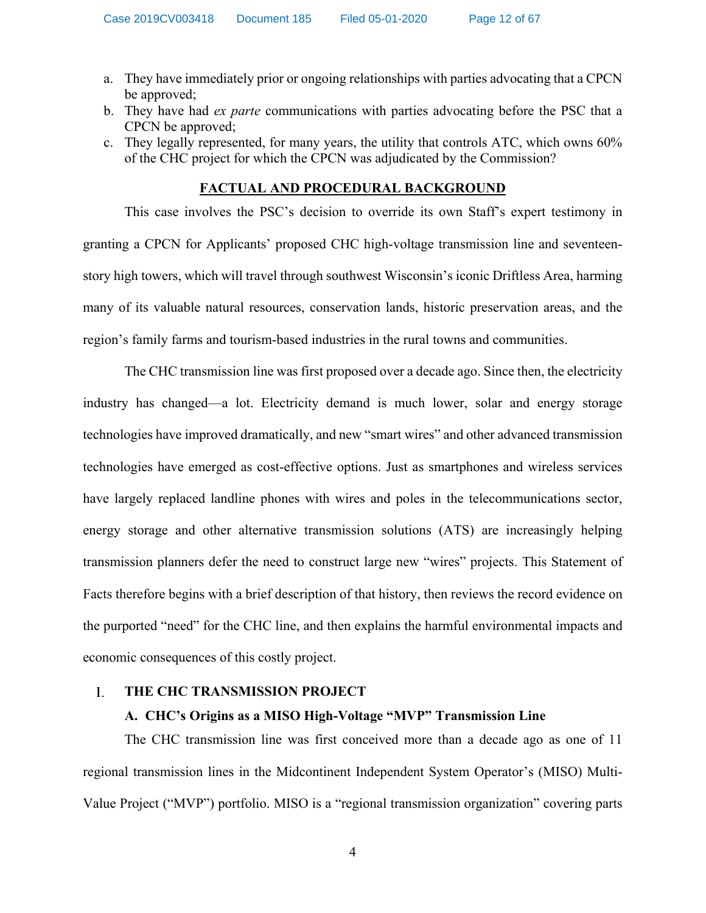a. They have immediately prior or ongoing relationships with parties advocating that a CPCN be approved;
b. They have had *ex parte* communications with parties advocating before the PSC that a CPCN be approved;
c. They legally represented, for many years, the utility that controls ATC, which owns 60% of the CHC project for which the CPCN was adjudicated by the Commission?

## FACTUAL AND PROCEDURAL BACKGROUND

This case involves the PSC's decision to override its own Staff's expert testimony in granting a CPCN for Applicants' proposed CHC high-voltage transmission line and seventeen-story high towers, which will travel through southwest Wisconsin's iconic Driftless Area, harming many of its valuable natural resources, conservation lands, historic preservation areas, and the region's family farms and tourism-based industries in the rural towns and communities.

The CHC transmission line was first proposed over a decade ago. Since then, the electricity industry has changed—a lot. Electricity demand is much lower, solar and energy storage technologies have improved dramatically, and new "smart wires" and other advanced transmission technologies have emerged as cost-effective options. Just as smartphones and wireless services have largely replaced landline phones with wires and poles in the telecommunications sector, energy storage and other alternative transmission solutions (ATS) are increasingly helping transmission planners defer the need to construct large new "wires" projects. This Statement of Facts therefore begins with a brief description of that history, then reviews the record evidence on the purported "need" for the CHC line, and then explains the harmful environmental impacts and economic consequences of this costly project.

### I. THE CHC TRANSMISSION PROJECT

#### A. CHC's Origins as a MISO High-Voltage "MVP" Transmission Line

The CHC transmission line was first conceived more than a decade ago as one of 11 regional transmission lines in the Midcontinent Independent System Operator's (MISO) Multi-Value Project ("MVP") portfolio. MISO is a "regional transmission organization" covering parts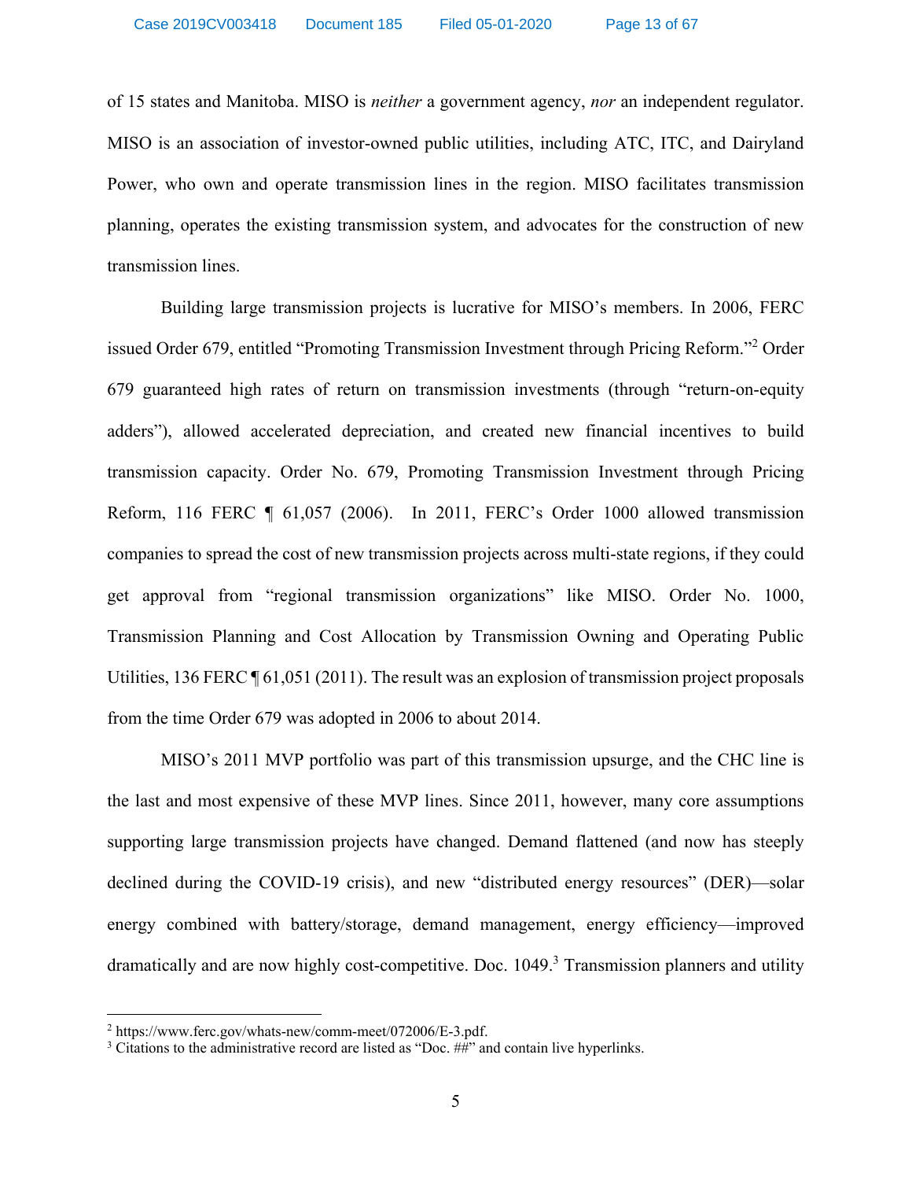of 15 states and Manitoba. MISO is *neither* a government agency, *nor* an independent regulator. MISO is an association of investor-owned public utilities, including ATC, ITC, and Dairyland Power, who own and operate transmission lines in the region. MISO facilitates transmission planning, operates the existing transmission system, and advocates for the construction of new transmission lines.

Building large transmission projects is lucrative for MISO's members. In 2006, FERC issued Order 679, entitled "Promoting Transmission Investment through Pricing Reform."[2] Order 679 guaranteed high rates of return on transmission investments (through "return-on-equity adders"), allowed accelerated depreciation, and created new financial incentives to build transmission capacity. Order No. 679, Promoting Transmission Investment through Pricing Reform, 116 FERC ¶ 61,057 (2006). In 2011, FERC's Order 1000 allowed transmission companies to spread the cost of new transmission projects across multi-state regions, if they could get approval from "regional transmission organizations" like MISO. Order No. 1000, Transmission Planning and Cost Allocation by Transmission Owning and Operating Public Utilities, 136 FERC ¶ 61,051 (2011). The result was an explosion of transmission project proposals from the time Order 679 was adopted in 2006 to about 2014.

MISO's 2011 MVP portfolio was part of this transmission upsurge, and the CHC line is the last and most expensive of these MVP lines. Since 2011, however, many core assumptions supporting large transmission projects have changed. Demand flattened (and now has steeply declined during the COVID-19 crisis), and new "distributed energy resources" (DER)—solar energy combined with battery/storage, demand management, energy efficiency—improved dramatically and are now highly cost-competitive. Doc. 1049.[3] Transmission planners and utility

---

[2] https://www.ferc.gov/whats-new/comm-meet/072006/E-3.pdf.

[3] Citations to the administrative record are listed as "Doc. ##" and contain live hyperlinks.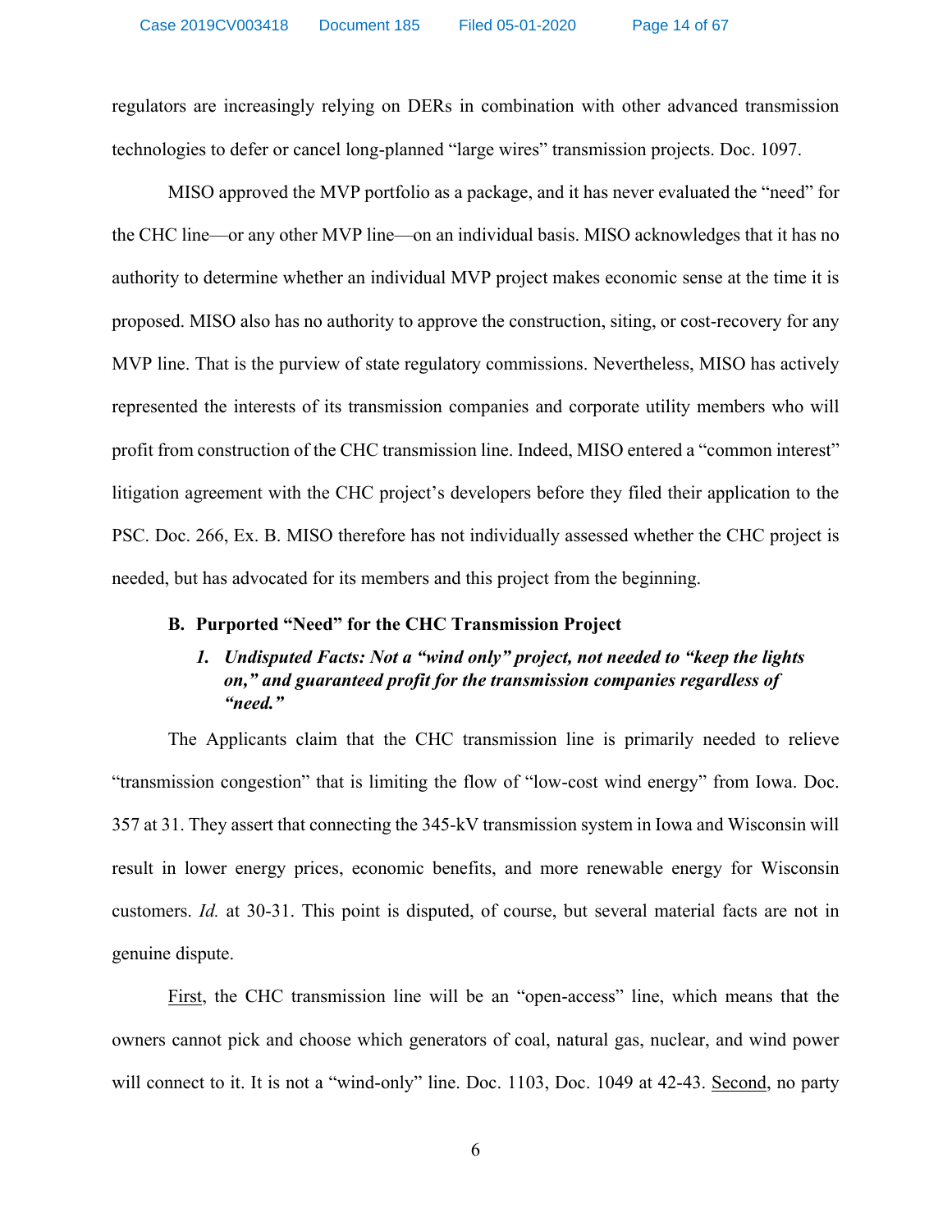regulators are increasingly relying on DERs in combination with other advanced transmission technologies to defer or cancel long-planned "large wires" transmission projects. Doc. 1097.

MISO approved the MVP portfolio as a package, and it has never evaluated the "need" for the CHC line—or any other MVP line—on an individual basis. MISO acknowledges that it has no authority to determine whether an individual MVP project makes economic sense at the time it is proposed. MISO also has no authority to approve the construction, siting, or cost-recovery for any MVP line. That is the purview of state regulatory commissions. Nevertheless, MISO has actively represented the interests of its transmission companies and corporate utility members who will profit from construction of the CHC transmission line. Indeed, MISO entered a "common interest" litigation agreement with the CHC project's developers before they filed their application to the PSC. Doc. 266, Ex. B. MISO therefore has not individually assessed whether the CHC project is needed, but has advocated for its members and this project from the beginning.

### B. Purported "Need" for the CHC Transmission Project

#### *1. Undisputed Facts: Not a "wind only" project, not needed to "keep the lights on," and guaranteed profit for the transmission companies regardless of "need."*

The Applicants claim that the CHC transmission line is primarily needed to relieve "transmission congestion" that is limiting the flow of "low-cost wind energy" from Iowa. Doc. 357 at 31. They assert that connecting the 345-kV transmission system in Iowa and Wisconsin will result in lower energy prices, economic benefits, and more renewable energy for Wisconsin customers. *Id.* at 30-31. This point is disputed, of course, but several material facts are not in genuine dispute.

First, the CHC transmission line will be an "open-access" line, which means that the owners cannot pick and choose which generators of coal, natural gas, nuclear, and wind power will connect to it. It is not a "wind-only" line. Doc. 1103, Doc. 1049 at 42-43. Second, no party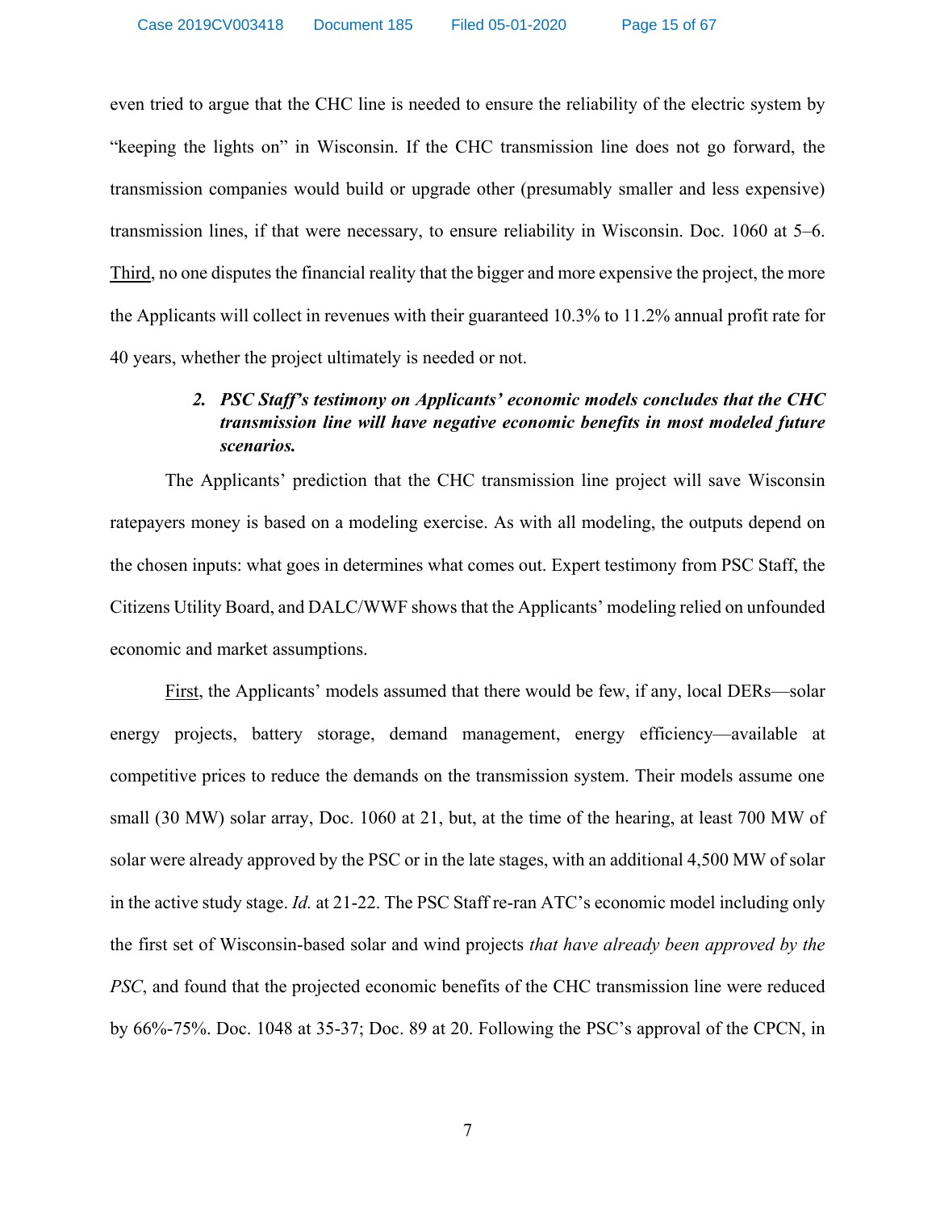even tried to argue that the CHC line is needed to ensure the reliability of the electric system by "keeping the lights on" in Wisconsin. If the CHC transmission line does not go forward, the transmission companies would build or upgrade other (presumably smaller and less expensive) transmission lines, if that were necessary, to ensure reliability in Wisconsin. Doc. 1060 at 5–6. <u>Third</u>, no one disputes the financial reality that the bigger and more expensive the project, the more the Applicants will collect in revenues with their guaranteed 10.3% to 11.2% annual profit rate for 40 years, whether the project ultimately is needed or not.

### *2. PSC Staff's testimony on Applicants' economic models concludes that the CHC transmission line will have negative economic benefits in most modeled future scenarios.*

The Applicants' prediction that the CHC transmission line project will save Wisconsin ratepayers money is based on a modeling exercise. As with all modeling, the outputs depend on the chosen inputs: what goes in determines what comes out. Expert testimony from PSC Staff, the Citizens Utility Board, and DALC/WWF shows that the Applicants' modeling relied on unfounded economic and market assumptions.

<u>First</u>, the Applicants' models assumed that there would be few, if any, local DERs—solar energy projects, battery storage, demand management, energy efficiency—available at competitive prices to reduce the demands on the transmission system. Their models assume one small (30 MW) solar array, Doc. 1060 at 21, but, at the time of the hearing, at least 700 MW of solar were already approved by the PSC or in the late stages, with an additional 4,500 MW of solar in the active study stage. *Id.* at 21-22. The PSC Staff re-ran ATC's economic model including only the first set of Wisconsin-based solar and wind projects *that have already been approved by the PSC*, and found that the projected economic benefits of the CHC transmission line were reduced by 66%-75%. Doc. 1048 at 35-37; Doc. 89 at 20. Following the PSC's approval of the CPCN, in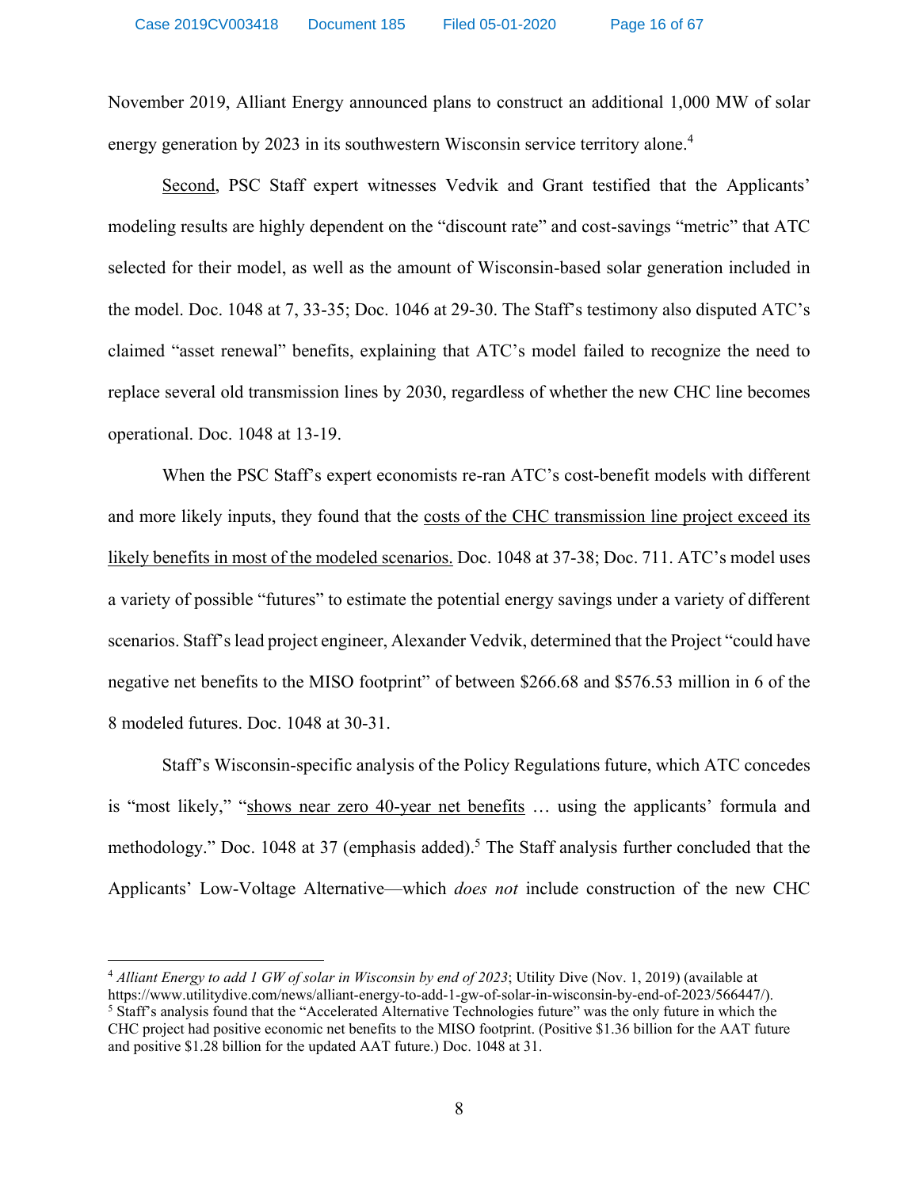November 2019, Alliant Energy announced plans to construct an additional 1,000 MW of solar energy generation by 2023 in its southwestern Wisconsin service territory alone.[4]

<u>Second</u>, PSC Staff expert witnesses Vedvik and Grant testified that the Applicants' modeling results are highly dependent on the "discount rate" and cost-savings "metric" that ATC selected for their model, as well as the amount of Wisconsin-based solar generation included in the model. Doc. 1048 at 7, 33-35; Doc. 1046 at 29-30. The Staff's testimony also disputed ATC's claimed "asset renewal" benefits, explaining that ATC's model failed to recognize the need to replace several old transmission lines by 2030, regardless of whether the new CHC line becomes operational. Doc. 1048 at 13-19.

When the PSC Staff's expert economists re-ran ATC's cost-benefit models with different and more likely inputs, they found that the <u>costs of the CHC transmission line project exceed its likely benefits in most of the modeled scenarios.</u> Doc. 1048 at 37-38; Doc. 711. ATC's model uses a variety of possible "futures" to estimate the potential energy savings under a variety of different scenarios. Staff's lead project engineer, Alexander Vedvik, determined that the Project "could have negative net benefits to the MISO footprint" of between $266.68 and $576.53 million in 6 of the 8 modeled futures. Doc. 1048 at 30-31.

Staff's Wisconsin-specific analysis of the Policy Regulations future, which ATC concedes is "most likely," "<u>shows near zero 40-year net benefits</u> … using the applicants' formula and methodology." Doc. 1048 at 37 (emphasis added).[5] The Staff analysis further concluded that the Applicants' Low-Voltage Alternative—which *does not* include construction of the new CHC

---

[4] *Alliant Energy to add 1 GW of solar in Wisconsin by end of 2023*; Utility Dive (Nov. 1, 2019) (available at https://www.utilitydive.com/news/alliant-energy-to-add-1-gw-of-solar-in-wisconsin-by-end-of-2023/566447/).

[5] Staff's analysis found that the "Accelerated Alternative Technologies future" was the only future in which the CHC project had positive economic net benefits to the MISO footprint. (Positive $1.36 billion for the AAT future and positive $1.28 billion for the updated AAT future.) Doc. 1048 at 31.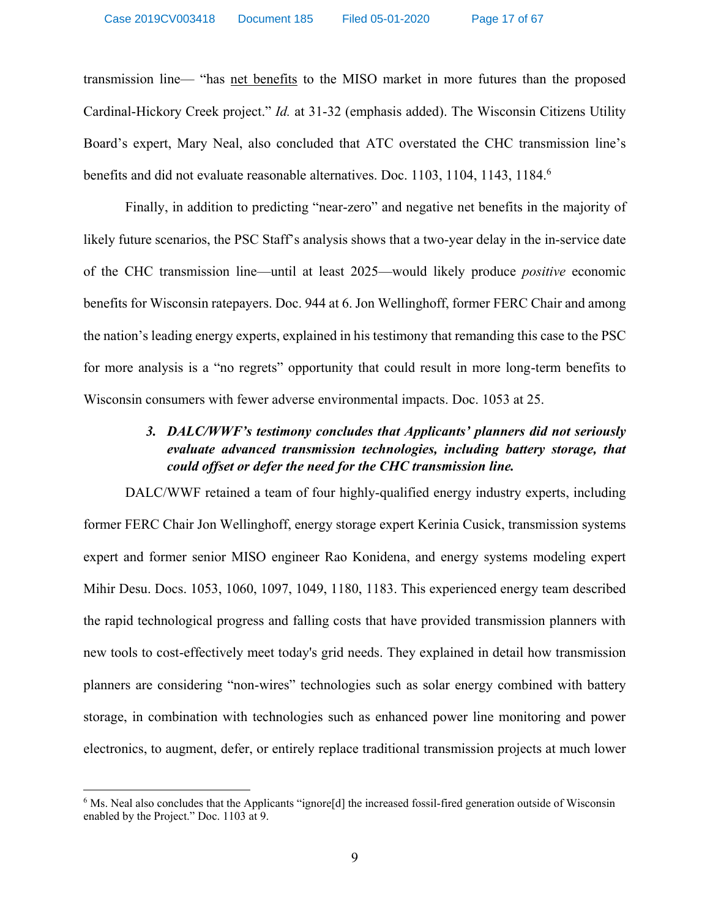transmission line— "has <u>net benefits</u> to the MISO market in more futures than the proposed Cardinal-Hickory Creek project." *Id.* at 31-32 (emphasis added). The Wisconsin Citizens Utility Board's expert, Mary Neal, also concluded that ATC overstated the CHC transmission line's benefits and did not evaluate reasonable alternatives. Doc. 1103, 1104, 1143, 1184.[6]

Finally, in addition to predicting "near-zero" and negative net benefits in the majority of likely future scenarios, the PSC Staff's analysis shows that a two-year delay in the in-service date of the CHC transmission line—until at least 2025—would likely produce *positive* economic benefits for Wisconsin ratepayers. Doc. 944 at 6. Jon Wellinghoff, former FERC Chair and among the nation's leading energy experts, explained in his testimony that remanding this case to the PSC for more analysis is a "no regrets" opportunity that could result in more long-term benefits to Wisconsin consumers with fewer adverse environmental impacts. Doc. 1053 at 25.

### *3. DALC/WWF's testimony concludes that Applicants' planners did not seriously evaluate advanced transmission technologies, including battery storage, that could offset or defer the need for the CHC transmission line.*

DALC/WWF retained a team of four highly-qualified energy industry experts, including former FERC Chair Jon Wellinghoff, energy storage expert Kerinia Cusick, transmission systems expert and former senior MISO engineer Rao Konidena, and energy systems modeling expert Mihir Desu. Docs. 1053, 1060, 1097, 1049, 1180, 1183. This experienced energy team described the rapid technological progress and falling costs that have provided transmission planners with new tools to cost-effectively meet today's grid needs. They explained in detail how transmission planners are considering "non-wires" technologies such as solar energy combined with battery storage, in combination with technologies such as enhanced power line monitoring and power electronics, to augment, defer, or entirely replace traditional transmission projects at much lower

---

[6] Ms. Neal also concludes that the Applicants "ignore[d] the increased fossil-fired generation outside of Wisconsin enabled by the Project." Doc. 1103 at 9.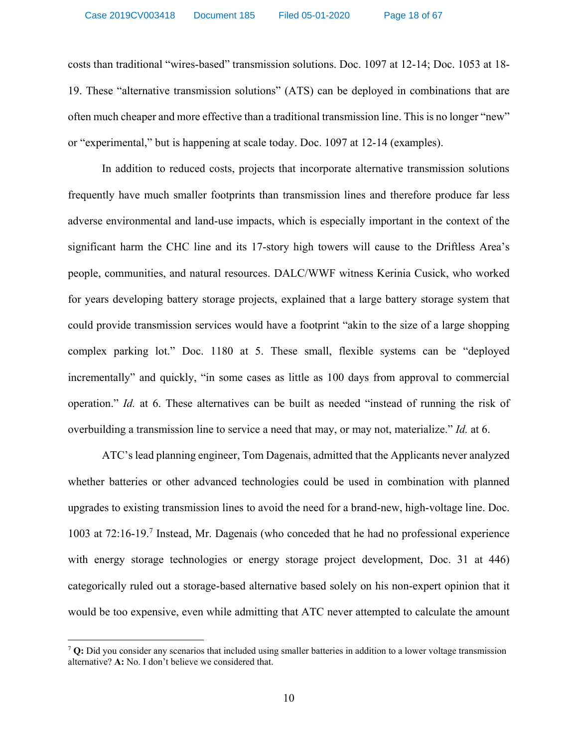costs than traditional "wires-based" transmission solutions. Doc. 1097 at 12-14; Doc. 1053 at 18-19. These "alternative transmission solutions" (ATS) can be deployed in combinations that are often much cheaper and more effective than a traditional transmission line. This is no longer "new" or "experimental," but is happening at scale today. Doc. 1097 at 12-14 (examples).

In addition to reduced costs, projects that incorporate alternative transmission solutions frequently have much smaller footprints than transmission lines and therefore produce far less adverse environmental and land-use impacts, which is especially important in the context of the significant harm the CHC line and its 17-story high towers will cause to the Driftless Area's people, communities, and natural resources. DALC/WWF witness Kerinia Cusick, who worked for years developing battery storage projects, explained that a large battery storage system that could provide transmission services would have a footprint "akin to the size of a large shopping complex parking lot." Doc. 1180 at 5. These small, flexible systems can be "deployed incrementally" and quickly, "in some cases as little as 100 days from approval to commercial operation." *Id.* at 6. These alternatives can be built as needed "instead of running the risk of overbuilding a transmission line to service a need that may, or may not, materialize." *Id.* at 6.

ATC's lead planning engineer, Tom Dagenais, admitted that the Applicants never analyzed whether batteries or other advanced technologies could be used in combination with planned upgrades to existing transmission lines to avoid the need for a brand-new, high-voltage line. Doc. 1003 at 72:16-19.[7] Instead, Mr. Dagenais (who conceded that he had no professional experience with energy storage technologies or energy storage project development, Doc. 31 at 446) categorically ruled out a storage-based alternative based solely on his non-expert opinion that it would be too expensive, even while admitting that ATC never attempted to calculate the amount

[7] **Q:** Did you consider any scenarios that included using smaller batteries in addition to a lower voltage transmission alternative? **A:** No. I don't believe we considered that.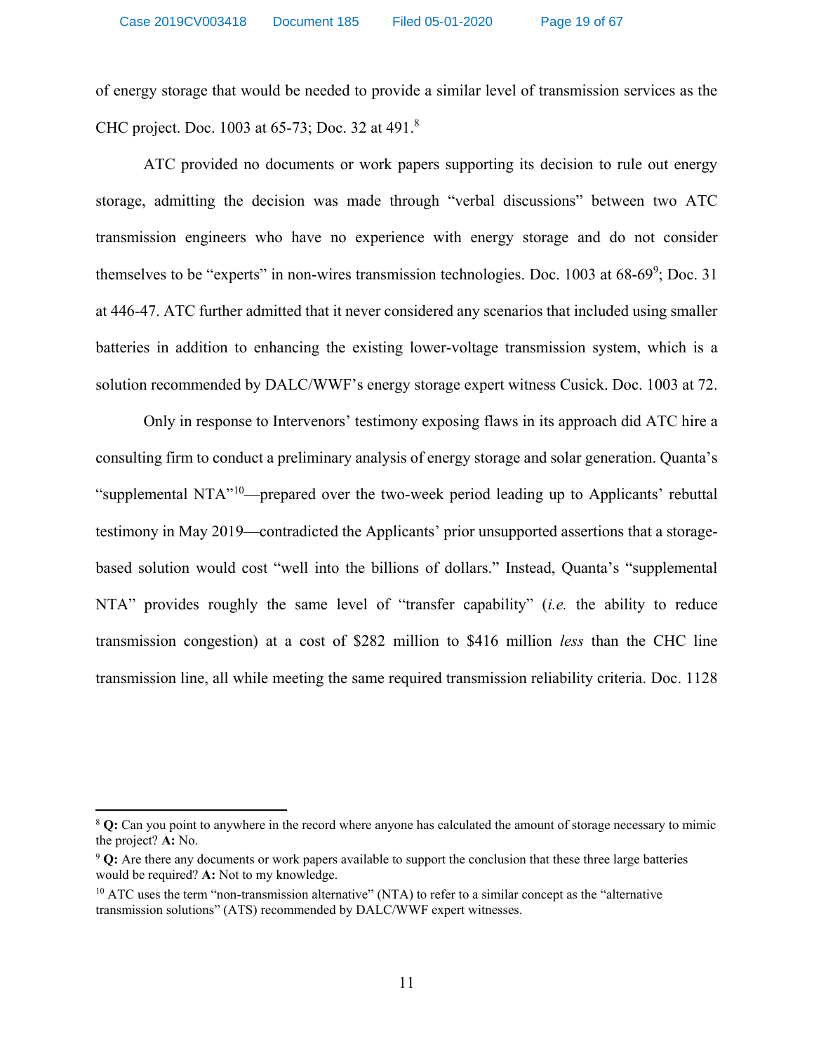of energy storage that would be needed to provide a similar level of transmission services as the CHC project. Doc. 1003 at 65-73; Doc. 32 at 491.[8]

ATC provided no documents or work papers supporting its decision to rule out energy storage, admitting the decision was made through "verbal discussions" between two ATC transmission engineers who have no experience with energy storage and do not consider themselves to be "experts" in non-wires transmission technologies. Doc. 1003 at 68-69[9]; Doc. 31 at 446-47. ATC further admitted that it never considered any scenarios that included using smaller batteries in addition to enhancing the existing lower-voltage transmission system, which is a solution recommended by DALC/WWF's energy storage expert witness Cusick. Doc. 1003 at 72.

Only in response to Intervenors' testimony exposing flaws in its approach did ATC hire a consulting firm to conduct a preliminary analysis of energy storage and solar generation. Quanta's "supplemental NTA"[10]—prepared over the two-week period leading up to Applicants' rebuttal testimony in May 2019—contradicted the Applicants' prior unsupported assertions that a storage-based solution would cost "well into the billions of dollars." Instead, Quanta's "supplemental NTA" provides roughly the same level of "transfer capability" (*i.e.* the ability to reduce transmission congestion) at a cost of $282 million to $416 million *less* than the CHC line transmission line, all while meeting the same required transmission reliability criteria. Doc. 1128

---

[8] **Q:** Can you point to anywhere in the record where anyone has calculated the amount of storage necessary to mimic the project? **A:** No.

[9] **Q:** Are there any documents or work papers available to support the conclusion that these three large batteries would be required? **A:** Not to my knowledge.

[10] ATC uses the term "non-transmission alternative" (NTA) to refer to a similar concept as the "alternative transmission solutions" (ATS) recommended by DALC/WWF expert witnesses.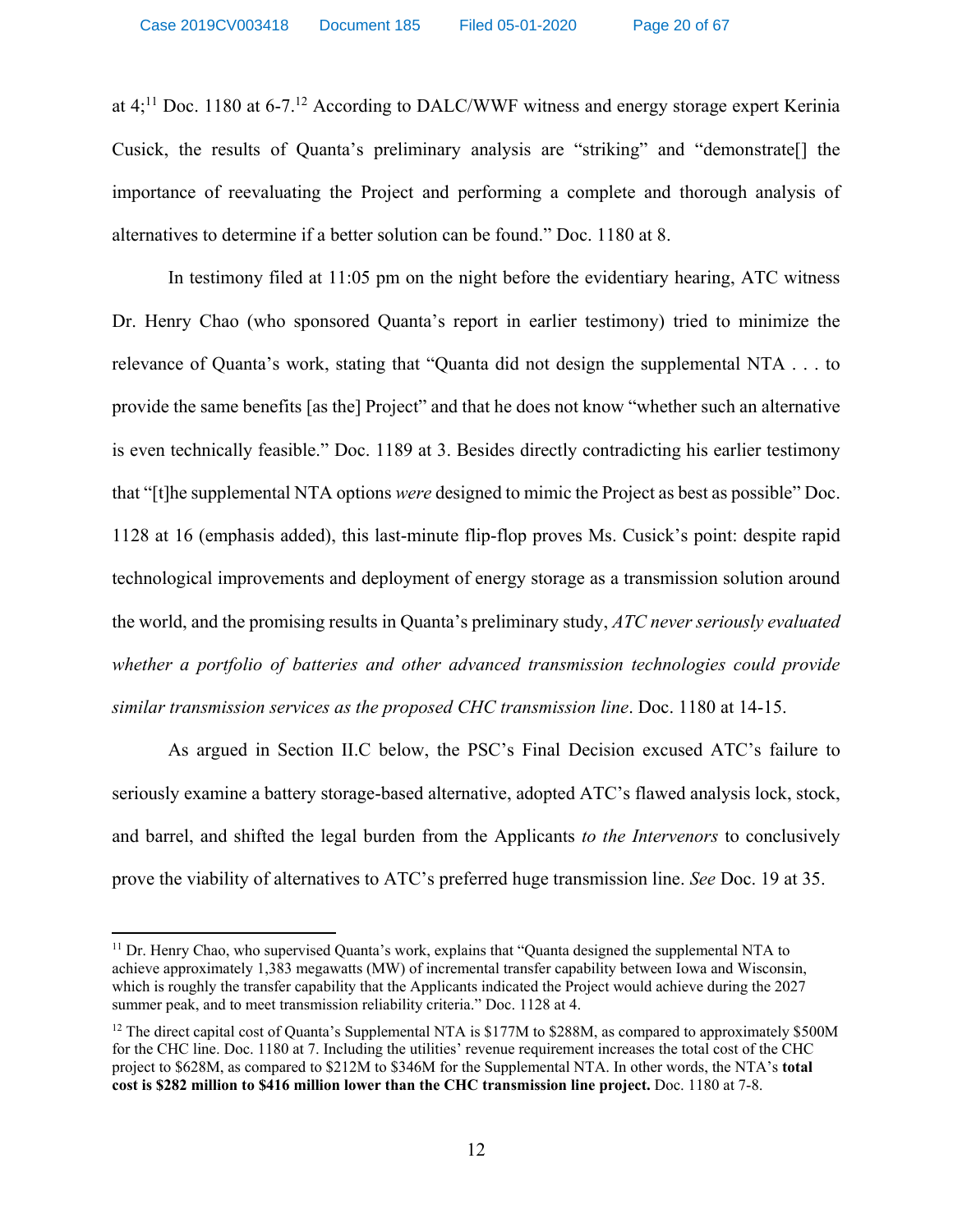at 4;[11] Doc. 1180 at 6-7.[12] According to DALC/WWF witness and energy storage expert Kerinia Cusick, the results of Quanta's preliminary analysis are "striking" and "demonstrate[] the importance of reevaluating the Project and performing a complete and thorough analysis of alternatives to determine if a better solution can be found." Doc. 1180 at 8.

In testimony filed at 11:05 pm on the night before the evidentiary hearing, ATC witness Dr. Henry Chao (who sponsored Quanta's report in earlier testimony) tried to minimize the relevance of Quanta's work, stating that "Quanta did not design the supplemental NTA . . . to provide the same benefits [as the] Project" and that he does not know "whether such an alternative is even technically feasible." Doc. 1189 at 3. Besides directly contradicting his earlier testimony that "[t]he supplemental NTA options *were* designed to mimic the Project as best as possible" Doc. 1128 at 16 (emphasis added), this last-minute flip-flop proves Ms. Cusick's point: despite rapid technological improvements and deployment of energy storage as a transmission solution around the world, and the promising results in Quanta's preliminary study, *ATC never seriously evaluated whether a portfolio of batteries and other advanced transmission technologies could provide similar transmission services as the proposed CHC transmission line*. Doc. 1180 at 14-15.

As argued in Section II.C below, the PSC's Final Decision excused ATC's failure to seriously examine a battery storage-based alternative, adopted ATC's flawed analysis lock, stock, and barrel, and shifted the legal burden from the Applicants *to the Intervenors* to conclusively prove the viability of alternatives to ATC's preferred huge transmission line. *See* Doc. 19 at 35.

---

[11] Dr. Henry Chao, who supervised Quanta's work, explains that "Quanta designed the supplemental NTA to achieve approximately 1,383 megawatts (MW) of incremental transfer capability between Iowa and Wisconsin, which is roughly the transfer capability that the Applicants indicated the Project would achieve during the 2027 summer peak, and to meet transmission reliability criteria." Doc. 1128 at 4.

[12] The direct capital cost of Quanta's Supplemental NTA is \$177M to \$288M, as compared to approximately \$500M for the CHC line. Doc. 1180 at 7. Including the utilities' revenue requirement increases the total cost of the CHC project to \$628M, as compared to \$212M to \$346M for the Supplemental NTA. In other words, the NTA's **total cost is \$282 million to \$416 million lower than the CHC transmission line project.** Doc. 1180 at 7-8.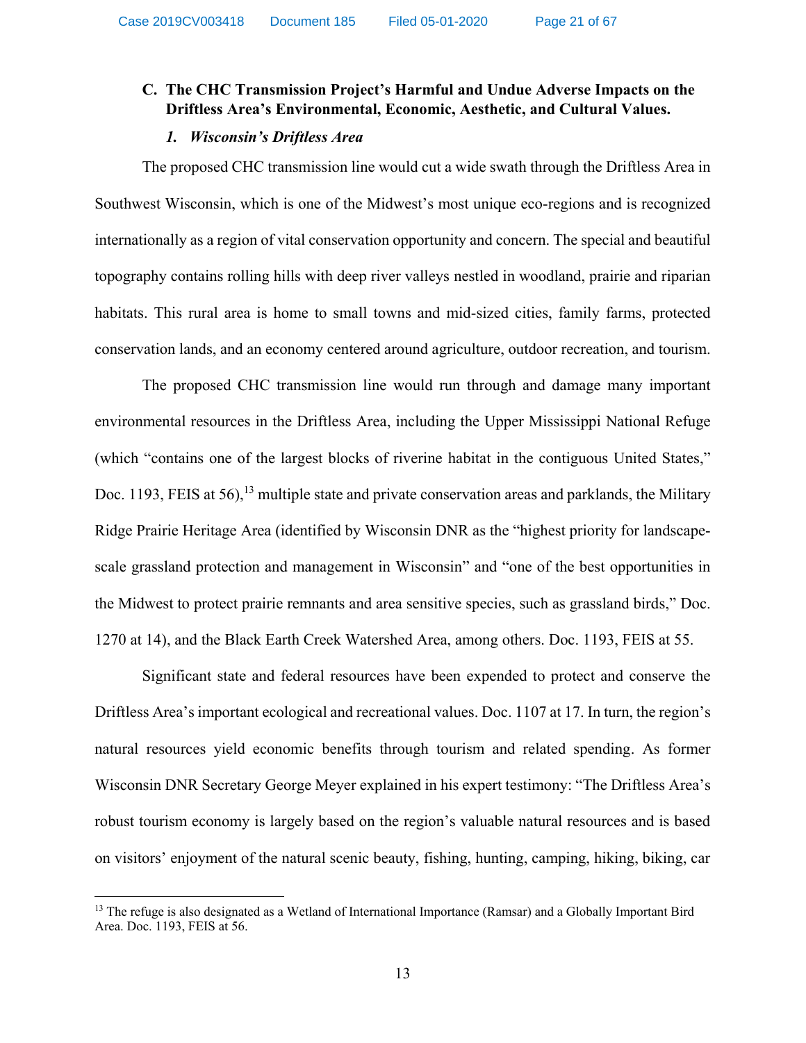### C. The CHC Transmission Project's Harmful and Undue Adverse Impacts on the Driftless Area's Environmental, Economic, Aesthetic, and Cultural Values.

#### *1. Wisconsin's Driftless Area*

The proposed CHC transmission line would cut a wide swath through the Driftless Area in Southwest Wisconsin, which is one of the Midwest's most unique eco-regions and is recognized internationally as a region of vital conservation opportunity and concern. The special and beautiful topography contains rolling hills with deep river valleys nestled in woodland, prairie and riparian habitats. This rural area is home to small towns and mid-sized cities, family farms, protected conservation lands, and an economy centered around agriculture, outdoor recreation, and tourism.

The proposed CHC transmission line would run through and damage many important environmental resources in the Driftless Area, including the Upper Mississippi National Refuge (which "contains one of the largest blocks of riverine habitat in the contiguous United States," Doc. 1193, FEIS at 56),[13] multiple state and private conservation areas and parklands, the Military Ridge Prairie Heritage Area (identified by Wisconsin DNR as the "highest priority for landscape-scale grassland protection and management in Wisconsin" and "one of the best opportunities in the Midwest to protect prairie remnants and area sensitive species, such as grassland birds," Doc. 1270 at 14), and the Black Earth Creek Watershed Area, among others. Doc. 1193, FEIS at 55.

Significant state and federal resources have been expended to protect and conserve the Driftless Area's important ecological and recreational values. Doc. 1107 at 17. In turn, the region's natural resources yield economic benefits through tourism and related spending. As former Wisconsin DNR Secretary George Meyer explained in his expert testimony: "The Driftless Area's robust tourism economy is largely based on the region's valuable natural resources and is based on visitors' enjoyment of the natural scenic beauty, fishing, hunting, camping, hiking, biking, car

---

[13] The refuge is also designated as a Wetland of International Importance (Ramsar) and a Globally Important Bird Area. Doc. 1193, FEIS at 56.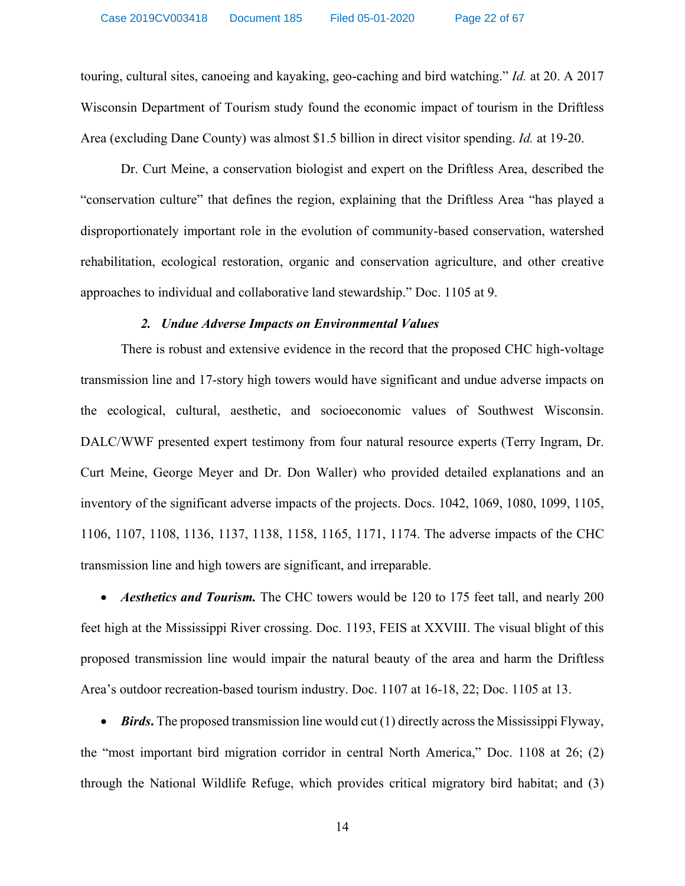touring, cultural sites, canoeing and kayaking, geo-caching and bird watching." *Id.* at 20. A 2017 Wisconsin Department of Tourism study found the economic impact of tourism in the Driftless Area (excluding Dane County) was almost $1.5 billion in direct visitor spending. *Id.* at 19-20.

Dr. Curt Meine, a conservation biologist and expert on the Driftless Area, described the "conservation culture" that defines the region, explaining that the Driftless Area "has played a disproportionately important role in the evolution of community-based conservation, watershed rehabilitation, ecological restoration, organic and conservation agriculture, and other creative approaches to individual and collaborative land stewardship." Doc. 1105 at 9.

#### *2. Undue Adverse Impacts on Environmental Values*

There is robust and extensive evidence in the record that the proposed CHC high-voltage transmission line and 17-story high towers would have significant and undue adverse impacts on the ecological, cultural, aesthetic, and socioeconomic values of Southwest Wisconsin. DALC/WWF presented expert testimony from four natural resource experts (Terry Ingram, Dr. Curt Meine, George Meyer and Dr. Don Waller) who provided detailed explanations and an inventory of the significant adverse impacts of the projects. Docs. 1042, 1069, 1080, 1099, 1105, 1106, 1107, 1108, 1136, 1137, 1138, 1158, 1165, 1171, 1174. The adverse impacts of the CHC transmission line and high towers are significant, and irreparable.

- ***Aesthetics and Tourism.*** The CHC towers would be 120 to 175 feet tall, and nearly 200 feet high at the Mississippi River crossing. Doc. 1193, FEIS at XXVIII. The visual blight of this proposed transmission line would impair the natural beauty of the area and harm the Driftless Area's outdoor recreation-based tourism industry. Doc. 1107 at 16-18, 22; Doc. 1105 at 13.

- ***Birds.*** The proposed transmission line would cut (1) directly across the Mississippi Flyway, the "most important bird migration corridor in central North America," Doc. 1108 at 26; (2) through the National Wildlife Refuge, which provides critical migratory bird habitat; and (3)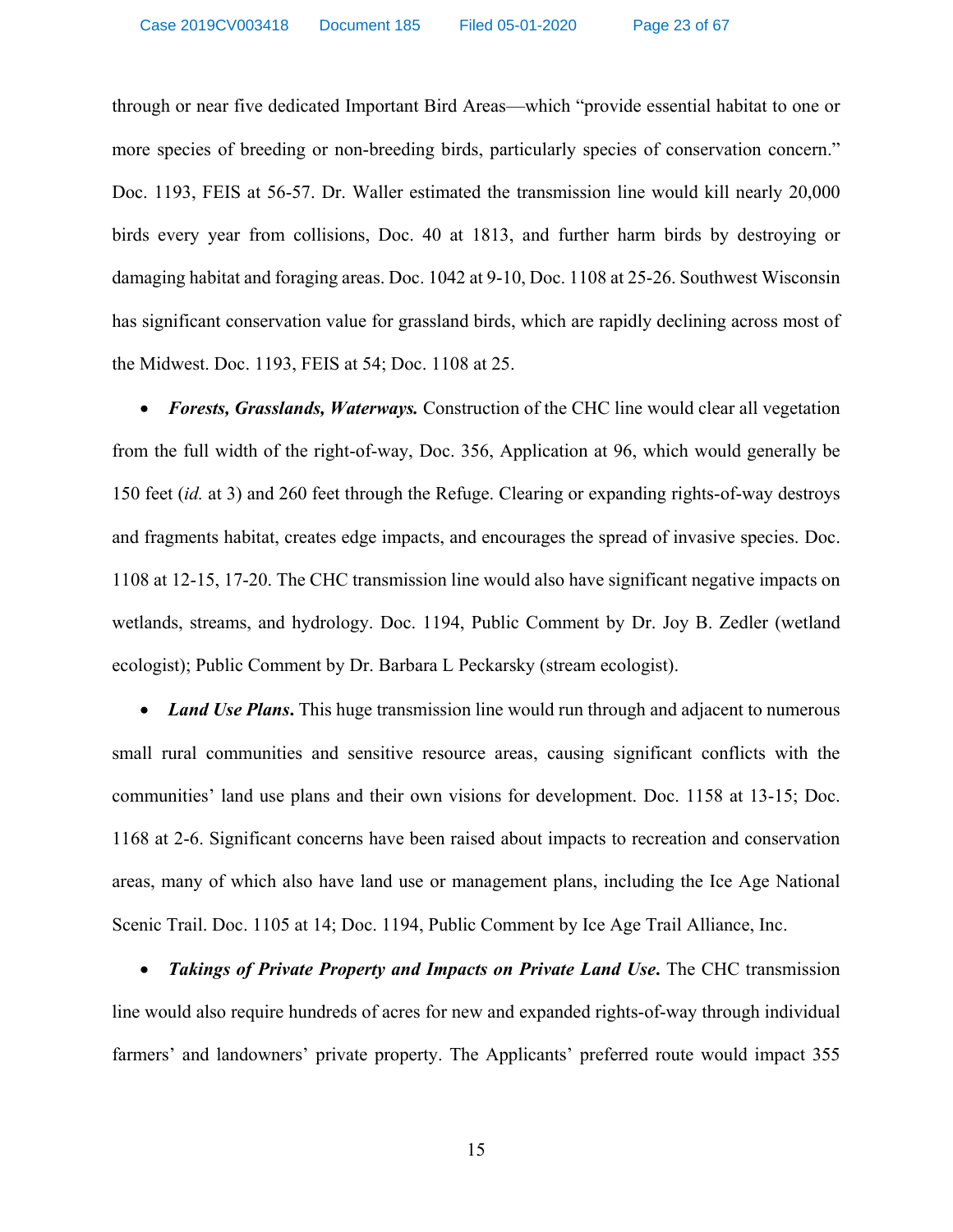through or near five dedicated Important Bird Areas—which "provide essential habitat to one or more species of breeding or non-breeding birds, particularly species of conservation concern." Doc. 1193, FEIS at 56-57. Dr. Waller estimated the transmission line would kill nearly 20,000 birds every year from collisions, Doc. 40 at 1813, and further harm birds by destroying or damaging habitat and foraging areas. Doc. 1042 at 9-10, Doc. 1108 at 25-26. Southwest Wisconsin has significant conservation value for grassland birds, which are rapidly declining across most of the Midwest. Doc. 1193, FEIS at 54; Doc. 1108 at 25.

- ***Forests, Grasslands, Waterways.*** Construction of the CHC line would clear all vegetation from the full width of the right-of-way, Doc. 356, Application at 96, which would generally be 150 feet (*id.* at 3) and 260 feet through the Refuge. Clearing or expanding rights-of-way destroys and fragments habitat, creates edge impacts, and encourages the spread of invasive species. Doc. 1108 at 12-15, 17-20. The CHC transmission line would also have significant negative impacts on wetlands, streams, and hydrology. Doc. 1194, Public Comment by Dr. Joy B. Zedler (wetland ecologist); Public Comment by Dr. Barbara L Peckarsky (stream ecologist).

- ***Land Use Plans.*** This huge transmission line would run through and adjacent to numerous small rural communities and sensitive resource areas, causing significant conflicts with the communities' land use plans and their own visions for development. Doc. 1158 at 13-15; Doc. 1168 at 2-6. Significant concerns have been raised about impacts to recreation and conservation areas, many of which also have land use or management plans, including the Ice Age National Scenic Trail. Doc. 1105 at 14; Doc. 1194, Public Comment by Ice Age Trail Alliance, Inc.

- ***Takings of Private Property and Impacts on Private Land Use.*** The CHC transmission line would also require hundreds of acres for new and expanded rights-of-way through individual farmers' and landowners' private property. The Applicants' preferred route would impact 355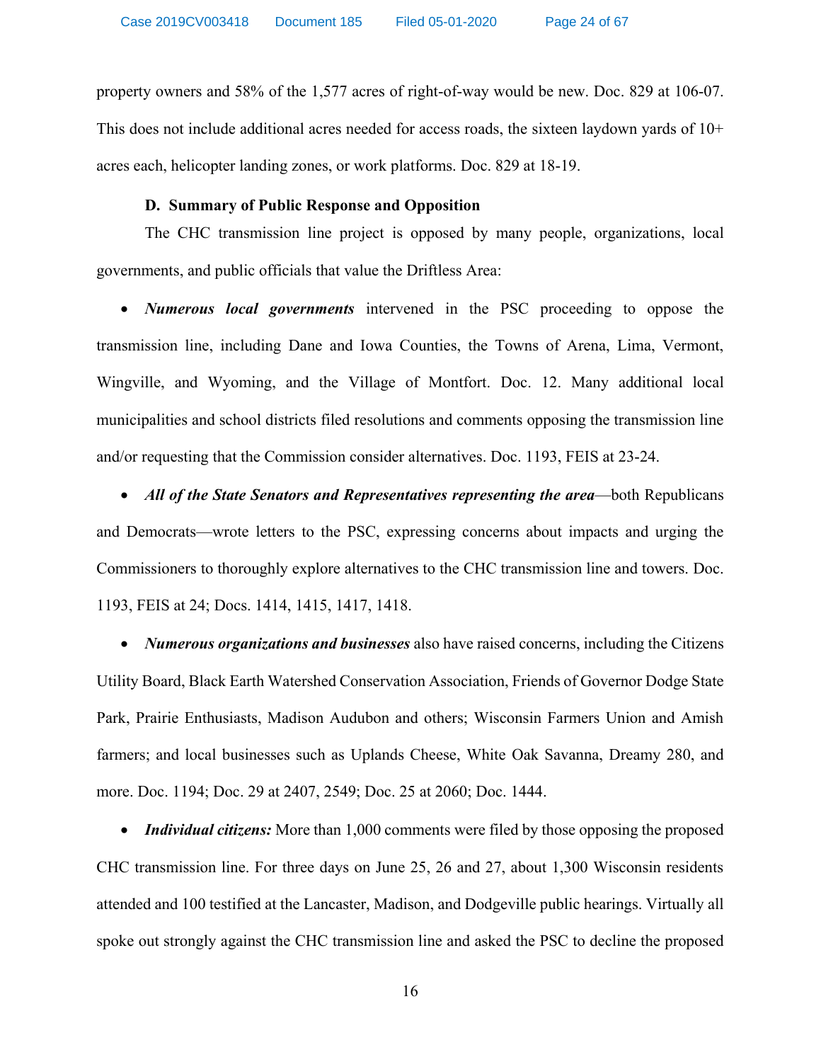property owners and 58% of the 1,577 acres of right-of-way would be new. Doc. 829 at 106-07. This does not include additional acres needed for access roads, the sixteen laydown yards of 10+ acres each, helicopter landing zones, or work platforms. Doc. 829 at 18-19.

### D. Summary of Public Response and Opposition

The CHC transmission line project is opposed by many people, organizations, local governments, and public officials that value the Driftless Area:

- ***Numerous local governments*** intervened in the PSC proceeding to oppose the transmission line, including Dane and Iowa Counties, the Towns of Arena, Lima, Vermont, Wingville, and Wyoming, and the Village of Montfort. Doc. 12. Many additional local municipalities and school districts filed resolutions and comments opposing the transmission line and/or requesting that the Commission consider alternatives. Doc. 1193, FEIS at 23-24.

- ***All of the State Senators and Representatives representing the area***—both Republicans and Democrats—wrote letters to the PSC, expressing concerns about impacts and urging the Commissioners to thoroughly explore alternatives to the CHC transmission line and towers. Doc. 1193, FEIS at 24; Docs. 1414, 1415, 1417, 1418.

- ***Numerous organizations and businesses*** also have raised concerns, including the Citizens Utility Board, Black Earth Watershed Conservation Association, Friends of Governor Dodge State Park, Prairie Enthusiasts, Madison Audubon and others; Wisconsin Farmers Union and Amish farmers; and local businesses such as Uplands Cheese, White Oak Savanna, Dreamy 280, and more. Doc. 1194; Doc. 29 at 2407, 2549; Doc. 25 at 2060; Doc. 1444.

- ***Individual citizens:*** More than 1,000 comments were filed by those opposing the proposed CHC transmission line. For three days on June 25, 26 and 27, about 1,300 Wisconsin residents attended and 100 testified at the Lancaster, Madison, and Dodgeville public hearings. Virtually all spoke out strongly against the CHC transmission line and asked the PSC to decline the proposed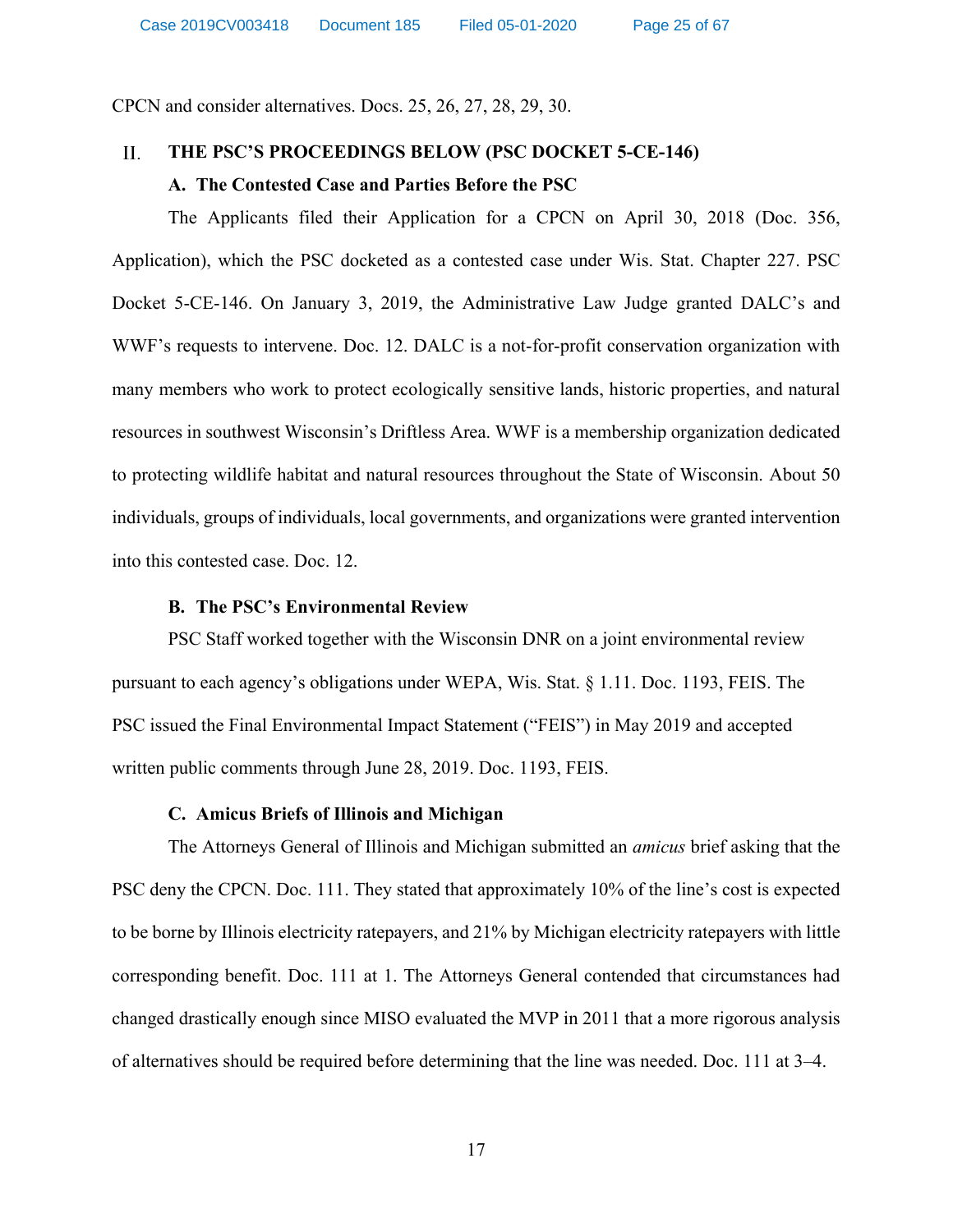CPCN and consider alternatives. Docs. 25, 26, 27, 28, 29, 30.

## II. THE PSC'S PROCEEDINGS BELOW (PSC DOCKET 5-CE-146)

### A. The Contested Case and Parties Before the PSC

The Applicants filed their Application for a CPCN on April 30, 2018 (Doc. 356, Application), which the PSC docketed as a contested case under Wis. Stat. Chapter 227. PSC Docket 5-CE-146. On January 3, 2019, the Administrative Law Judge granted DALC's and WWF's requests to intervene. Doc. 12. DALC is a not-for-profit conservation organization with many members who work to protect ecologically sensitive lands, historic properties, and natural resources in southwest Wisconsin's Driftless Area. WWF is a membership organization dedicated to protecting wildlife habitat and natural resources throughout the State of Wisconsin. About 50 individuals, groups of individuals, local governments, and organizations were granted intervention into this contested case. Doc. 12.

### B. The PSC's Environmental Review

PSC Staff worked together with the Wisconsin DNR on a joint environmental review pursuant to each agency's obligations under WEPA, Wis. Stat. § 1.11. Doc. 1193, FEIS. The PSC issued the Final Environmental Impact Statement ("FEIS") in May 2019 and accepted written public comments through June 28, 2019. Doc. 1193, FEIS.

### C. Amicus Briefs of Illinois and Michigan

The Attorneys General of Illinois and Michigan submitted an *amicus* brief asking that the PSC deny the CPCN. Doc. 111. They stated that approximately 10% of the line's cost is expected to be borne by Illinois electricity ratepayers, and 21% by Michigan electricity ratepayers with little corresponding benefit. Doc. 111 at 1. The Attorneys General contended that circumstances had changed drastically enough since MISO evaluated the MVP in 2011 that a more rigorous analysis of alternatives should be required before determining that the line was needed. Doc. 111 at 3–4.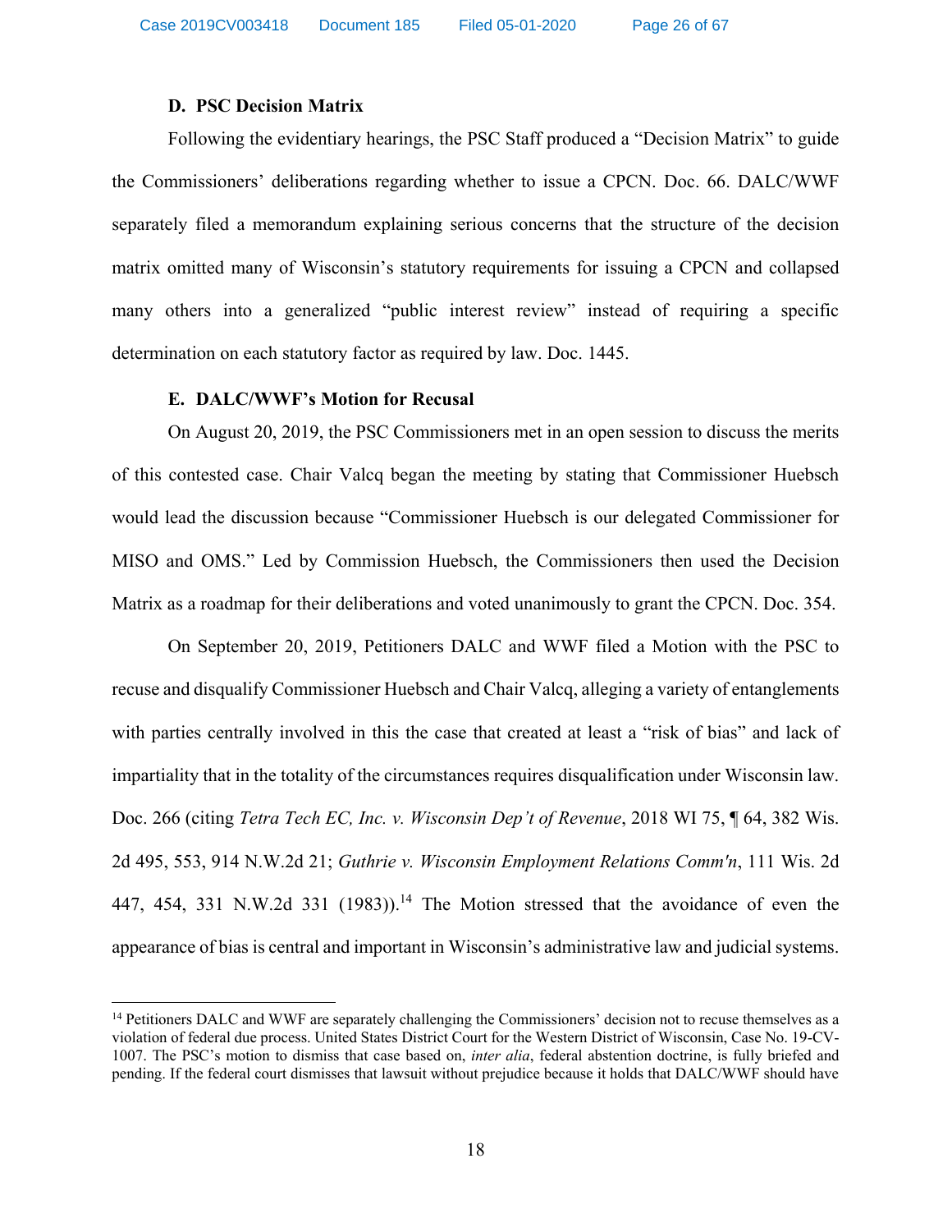### D. PSC Decision Matrix

Following the evidentiary hearings, the PSC Staff produced a "Decision Matrix" to guide the Commissioners' deliberations regarding whether to issue a CPCN. Doc. 66. DALC/WWF separately filed a memorandum explaining serious concerns that the structure of the decision matrix omitted many of Wisconsin's statutory requirements for issuing a CPCN and collapsed many others into a generalized "public interest review" instead of requiring a specific determination on each statutory factor as required by law. Doc. 1445.

### E. DALC/WWF's Motion for Recusal

On August 20, 2019, the PSC Commissioners met in an open session to discuss the merits of this contested case. Chair Valcq began the meeting by stating that Commissioner Huebsch would lead the discussion because "Commissioner Huebsch is our delegated Commissioner for MISO and OMS." Led by Commission Huebsch, the Commissioners then used the Decision Matrix as a roadmap for their deliberations and voted unanimously to grant the CPCN. Doc. 354.

On September 20, 2019, Petitioners DALC and WWF filed a Motion with the PSC to recuse and disqualify Commissioner Huebsch and Chair Valcq, alleging a variety of entanglements with parties centrally involved in this the case that created at least a "risk of bias" and lack of impartiality that in the totality of the circumstances requires disqualification under Wisconsin law. Doc. 266 (citing *Tetra Tech EC, Inc. v. Wisconsin Dep't of Revenue*, 2018 WI 75, ¶ 64, 382 Wis. 2d 495, 553, 914 N.W.2d 21; *Guthrie v. Wisconsin Employment Relations Comm'n*, 111 Wis. 2d 447, 454, 331 N.W.2d 331 (1983)).[14] The Motion stressed that the avoidance of even the appearance of bias is central and important in Wisconsin's administrative law and judicial systems.

[14] Petitioners DALC and WWF are separately challenging the Commissioners' decision not to recuse themselves as a violation of federal due process. United States District Court for the Western District of Wisconsin, Case No. 19-CV-1007. The PSC's motion to dismiss that case based on, *inter alia*, federal abstention doctrine, is fully briefed and pending. If the federal court dismisses that lawsuit without prejudice because it holds that DALC/WWF should have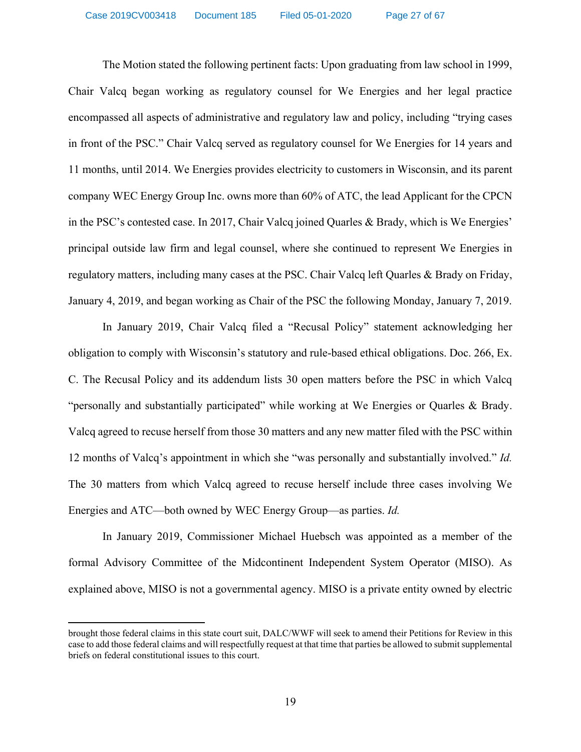The Motion stated the following pertinent facts: Upon graduating from law school in 1999, Chair Valcq began working as regulatory counsel for We Energies and her legal practice encompassed all aspects of administrative and regulatory law and policy, including "trying cases in front of the PSC." Chair Valcq served as regulatory counsel for We Energies for 14 years and 11 months, until 2014. We Energies provides electricity to customers in Wisconsin, and its parent company WEC Energy Group Inc. owns more than 60% of ATC, the lead Applicant for the CPCN in the PSC's contested case. In 2017, Chair Valcq joined Quarles & Brady, which is We Energies' principal outside law firm and legal counsel, where she continued to represent We Energies in regulatory matters, including many cases at the PSC. Chair Valcq left Quarles & Brady on Friday, January 4, 2019, and began working as Chair of the PSC the following Monday, January 7, 2019.

In January 2019, Chair Valcq filed a "Recusal Policy" statement acknowledging her obligation to comply with Wisconsin's statutory and rule-based ethical obligations. Doc. 266, Ex. C. The Recusal Policy and its addendum lists 30 open matters before the PSC in which Valcq "personally and substantially participated" while working at We Energies or Quarles & Brady. Valcq agreed to recuse herself from those 30 matters and any new matter filed with the PSC within 12 months of Valcq's appointment in which she "was personally and substantially involved." *Id.* The 30 matters from which Valcq agreed to recuse herself include three cases involving We Energies and ATC—both owned by WEC Energy Group—as parties. *Id.*

In January 2019, Commissioner Michael Huebsch was appointed as a member of the formal Advisory Committee of the Midcontinent Independent System Operator (MISO). As explained above, MISO is not a governmental agency. MISO is a private entity owned by electric

---

brought those federal claims in this state court suit, DALC/WWF will seek to amend their Petitions for Review in this case to add those federal claims and will respectfully request at that time that parties be allowed to submit supplemental briefs on federal constitutional issues to this court.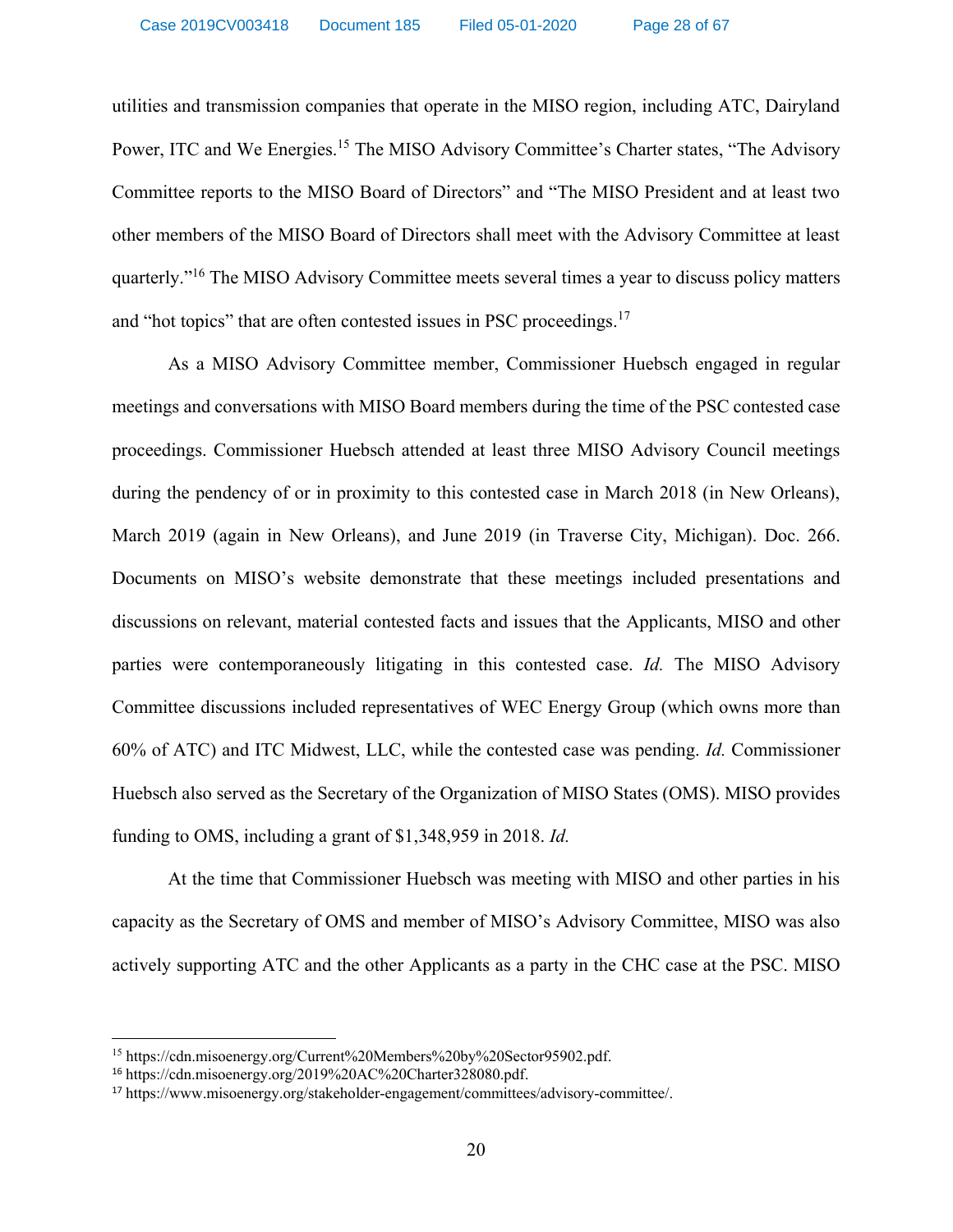utilities and transmission companies that operate in the MISO region, including ATC, Dairyland Power, ITC and We Energies.[15] The MISO Advisory Committee's Charter states, "The Advisory Committee reports to the MISO Board of Directors" and "The MISO President and at least two other members of the MISO Board of Directors shall meet with the Advisory Committee at least quarterly."[16] The MISO Advisory Committee meets several times a year to discuss policy matters and "hot topics" that are often contested issues in PSC proceedings.[17]

As a MISO Advisory Committee member, Commissioner Huebsch engaged in regular meetings and conversations with MISO Board members during the time of the PSC contested case proceedings. Commissioner Huebsch attended at least three MISO Advisory Council meetings during the pendency of or in proximity to this contested case in March 2018 (in New Orleans), March 2019 (again in New Orleans), and June 2019 (in Traverse City, Michigan). Doc. 266. Documents on MISO's website demonstrate that these meetings included presentations and discussions on relevant, material contested facts and issues that the Applicants, MISO and other parties were contemporaneously litigating in this contested case. *Id.* The MISO Advisory Committee discussions included representatives of WEC Energy Group (which owns more than 60% of ATC) and ITC Midwest, LLC, while the contested case was pending. *Id.* Commissioner Huebsch also served as the Secretary of the Organization of MISO States (OMS). MISO provides funding to OMS, including a grant of $1,348,959 in 2018. *Id.*

At the time that Commissioner Huebsch was meeting with MISO and other parties in his capacity as the Secretary of OMS and member of MISO's Advisory Committee, MISO was also actively supporting ATC and the other Applicants as a party in the CHC case at the PSC. MISO

---

[15] https://cdn.misoenergy.org/Current%20Members%20by%20Sector95902.pdf.

[16] https://cdn.misoenergy.org/2019%20AC%20Charter328080.pdf.

[17] https://www.misoenergy.org/stakeholder-engagement/committees/advisory-committee/.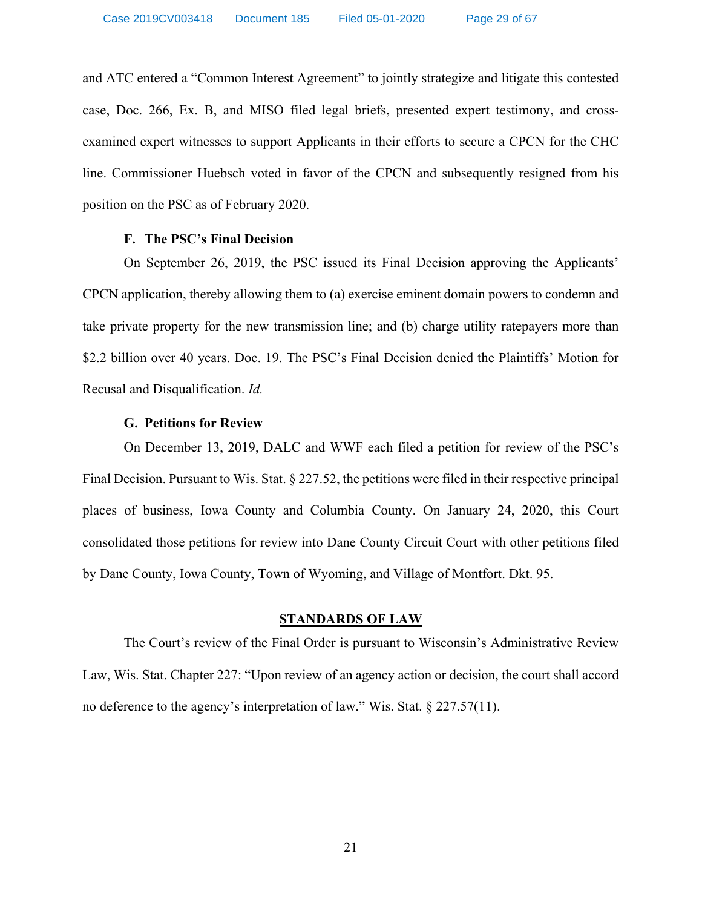and ATC entered a "Common Interest Agreement" to jointly strategize and litigate this contested case, Doc. 266, Ex. B, and MISO filed legal briefs, presented expert testimony, and cross-examined expert witnesses to support Applicants in their efforts to secure a CPCN for the CHC line. Commissioner Huebsch voted in favor of the CPCN and subsequently resigned from his position on the PSC as of February 2020.

### F. The PSC's Final Decision

On September 26, 2019, the PSC issued its Final Decision approving the Applicants' CPCN application, thereby allowing them to (a) exercise eminent domain powers to condemn and take private property for the new transmission line; and (b) charge utility ratepayers more than $2.2 billion over 40 years. Doc. 19. The PSC's Final Decision denied the Plaintiffs' Motion for Recusal and Disqualification. *Id.*

### G. Petitions for Review

On December 13, 2019, DALC and WWF each filed a petition for review of the PSC's Final Decision. Pursuant to Wis. Stat. § 227.52, the petitions were filed in their respective principal places of business, Iowa County and Columbia County. On January 24, 2020, this Court consolidated those petitions for review into Dane County Circuit Court with other petitions filed by Dane County, Iowa County, Town of Wyoming, and Village of Montfort. Dkt. 95.

## STANDARDS OF LAW

The Court's review of the Final Order is pursuant to Wisconsin's Administrative Review Law, Wis. Stat. Chapter 227: "Upon review of an agency action or decision, the court shall accord no deference to the agency's interpretation of law." Wis. Stat. § 227.57(11).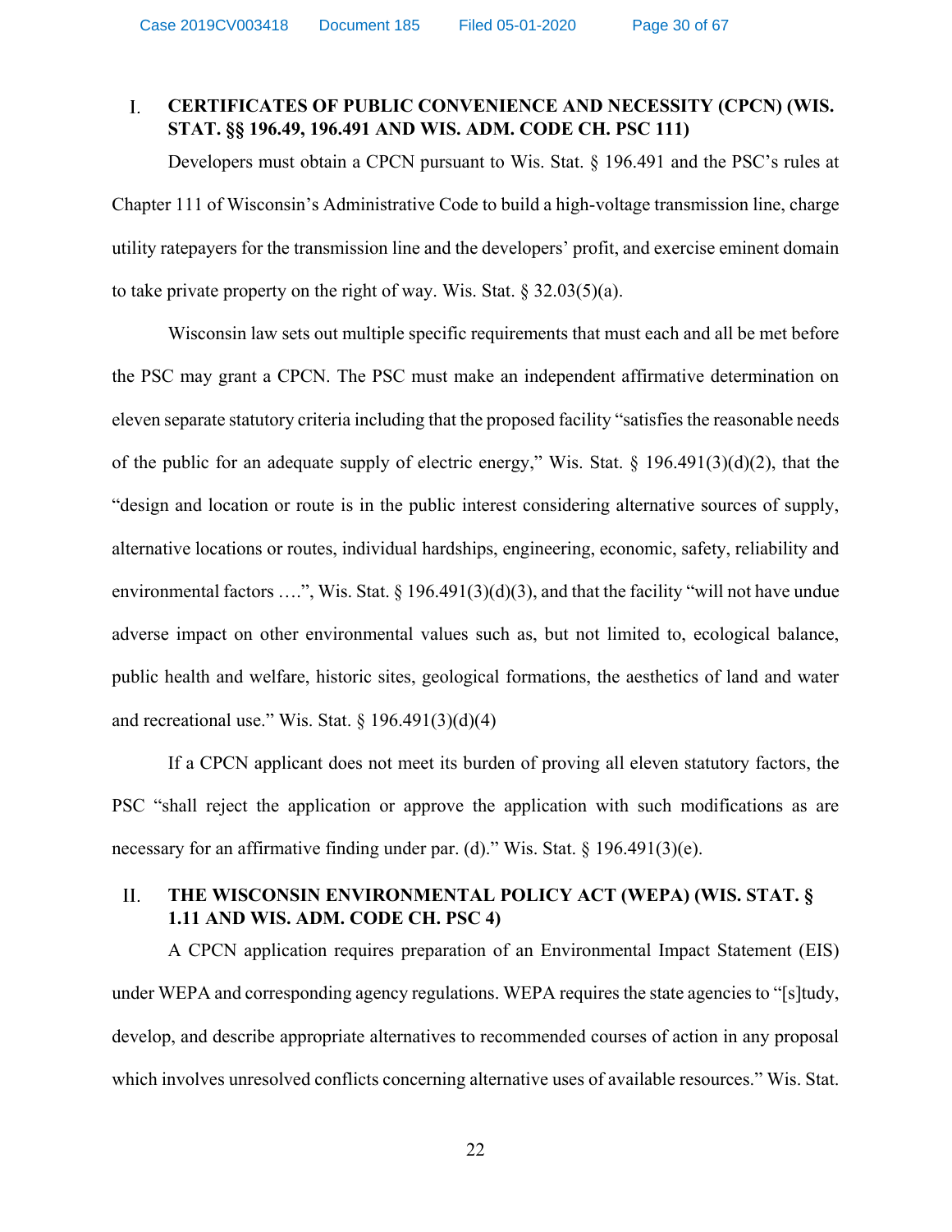## I. CERTIFICATES OF PUBLIC CONVENIENCE AND NECESSITY (CPCN) (WIS. STAT. §§ 196.49, 196.491 AND WIS. ADM. CODE CH. PSC 111)

Developers must obtain a CPCN pursuant to Wis. Stat. § 196.491 and the PSC's rules at Chapter 111 of Wisconsin's Administrative Code to build a high-voltage transmission line, charge utility ratepayers for the transmission line and the developers' profit, and exercise eminent domain to take private property on the right of way. Wis. Stat. § 32.03(5)(a).

Wisconsin law sets out multiple specific requirements that must each and all be met before the PSC may grant a CPCN. The PSC must make an independent affirmative determination on eleven separate statutory criteria including that the proposed facility "satisfies the reasonable needs of the public for an adequate supply of electric energy," Wis. Stat. § 196.491(3)(d)(2), that the "design and location or route is in the public interest considering alternative sources of supply, alternative locations or routes, individual hardships, engineering, economic, safety, reliability and environmental factors ….", Wis. Stat. § 196.491(3)(d)(3), and that the facility "will not have undue adverse impact on other environmental values such as, but not limited to, ecological balance, public health and welfare, historic sites, geological formations, the aesthetics of land and water and recreational use." Wis. Stat. § 196.491(3)(d)(4)

If a CPCN applicant does not meet its burden of proving all eleven statutory factors, the PSC "shall reject the application or approve the application with such modifications as are necessary for an affirmative finding under par. (d)." Wis. Stat. § 196.491(3)(e).

## II. THE WISCONSIN ENVIRONMENTAL POLICY ACT (WEPA) (WIS. STAT. § 1.11 AND WIS. ADM. CODE CH. PSC 4)

A CPCN application requires preparation of an Environmental Impact Statement (EIS) under WEPA and corresponding agency regulations. WEPA requires the state agencies to "[s]tudy, develop, and describe appropriate alternatives to recommended courses of action in any proposal which involves unresolved conflicts concerning alternative uses of available resources." Wis. Stat.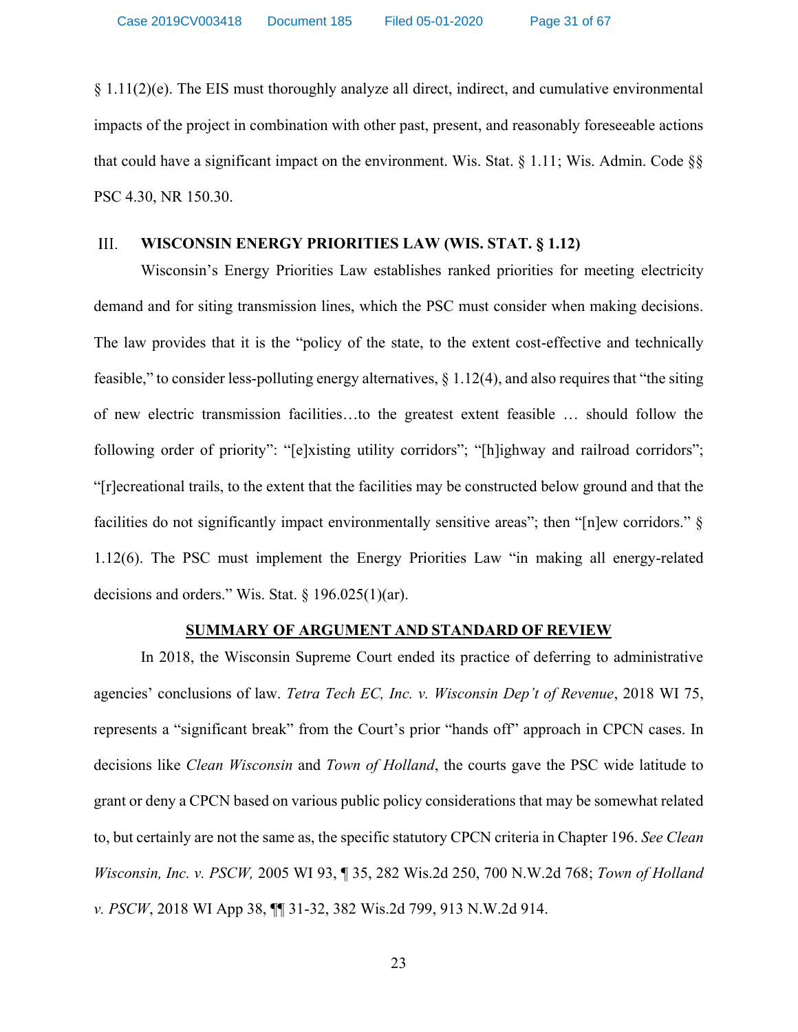§ 1.11(2)(e). The EIS must thoroughly analyze all direct, indirect, and cumulative environmental impacts of the project in combination with other past, present, and reasonably foreseeable actions that could have a significant impact on the environment. Wis. Stat. § 1.11; Wis. Admin. Code §§ PSC 4.30, NR 150.30.

## III. WISCONSIN ENERGY PRIORITIES LAW (WIS. STAT. § 1.12)

Wisconsin's Energy Priorities Law establishes ranked priorities for meeting electricity demand and for siting transmission lines, which the PSC must consider when making decisions. The law provides that it is the "policy of the state, to the extent cost-effective and technically feasible," to consider less-polluting energy alternatives, § 1.12(4), and also requires that "the siting of new electric transmission facilities…to the greatest extent feasible … should follow the following order of priority": "[e]xisting utility corridors"; "[h]ighway and railroad corridors"; "[r]ecreational trails, to the extent that the facilities may be constructed below ground and that the facilities do not significantly impact environmentally sensitive areas"; then "[n]ew corridors." § 1.12(6). The PSC must implement the Energy Priorities Law "in making all energy-related decisions and orders." Wis. Stat. § 196.025(1)(ar).

## SUMMARY OF ARGUMENT AND STANDARD OF REVIEW

In 2018, the Wisconsin Supreme Court ended its practice of deferring to administrative agencies' conclusions of law. *Tetra Tech EC, Inc. v. Wisconsin Dep't of Revenue*, 2018 WI 75, represents a "significant break" from the Court's prior "hands off" approach in CPCN cases. In decisions like *Clean Wisconsin* and *Town of Holland*, the courts gave the PSC wide latitude to grant or deny a CPCN based on various public policy considerations that may be somewhat related to, but certainly are not the same as, the specific statutory CPCN criteria in Chapter 196. *See Clean Wisconsin, Inc. v. PSCW,* 2005 WI 93, ¶ 35, 282 Wis.2d 250, 700 N.W.2d 768; *Town of Holland v. PSCW*, 2018 WI App 38, ¶¶ 31-32, 382 Wis.2d 799, 913 N.W.2d 914.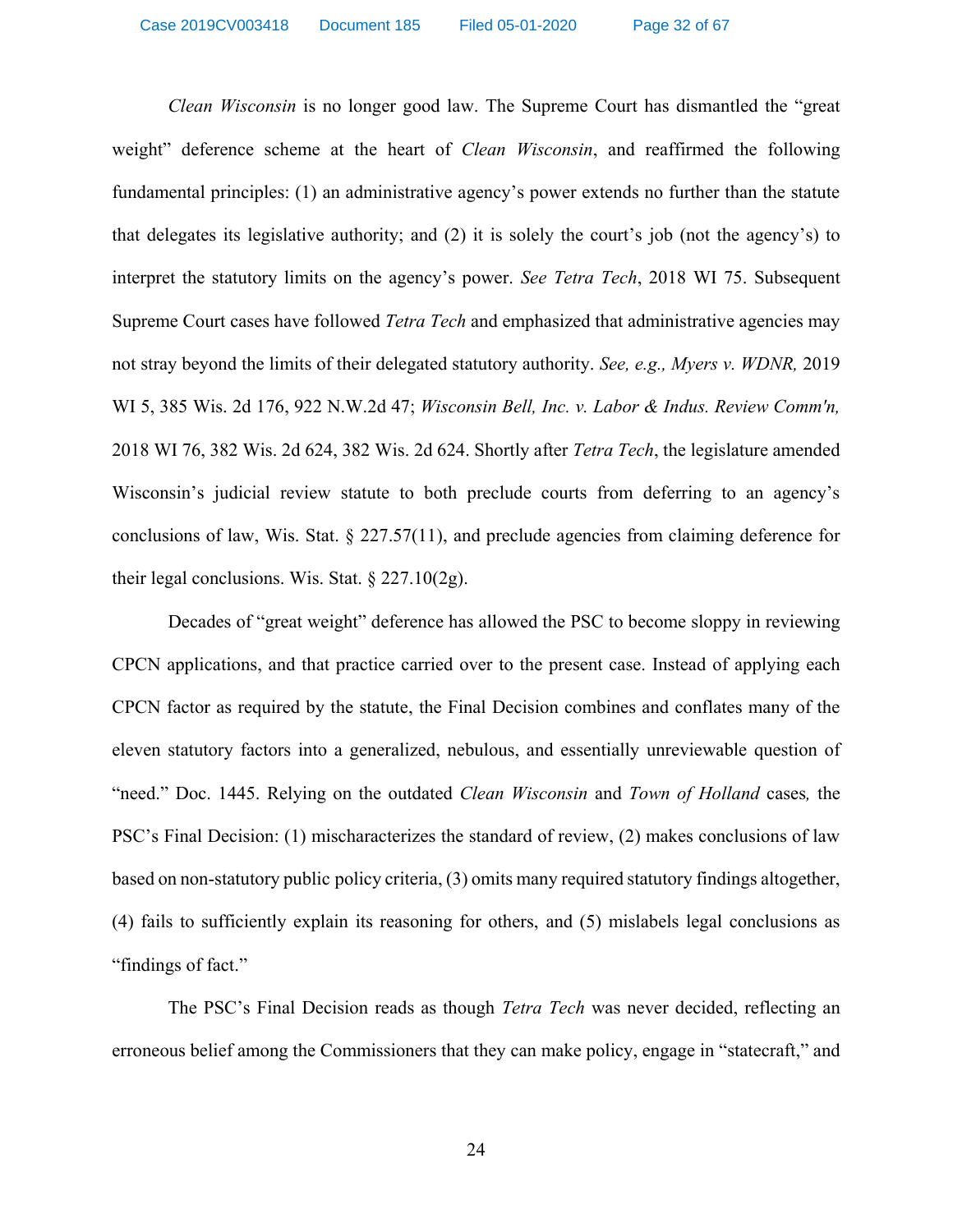*Clean Wisconsin* is no longer good law. The Supreme Court has dismantled the "great weight" deference scheme at the heart of *Clean Wisconsin*, and reaffirmed the following fundamental principles: (1) an administrative agency's power extends no further than the statute that delegates its legislative authority; and (2) it is solely the court's job (not the agency's) to interpret the statutory limits on the agency's power. *See Tetra Tech*, 2018 WI 75. Subsequent Supreme Court cases have followed *Tetra Tech* and emphasized that administrative agencies may not stray beyond the limits of their delegated statutory authority. *See, e.g., Myers v. WDNR,* 2019 WI 5, 385 Wis. 2d 176, 922 N.W.2d 47; *Wisconsin Bell, Inc. v. Labor & Indus. Review Comm'n,* 2018 WI 76, 382 Wis. 2d 624, 382 Wis. 2d 624. Shortly after *Tetra Tech*, the legislature amended Wisconsin's judicial review statute to both preclude courts from deferring to an agency's conclusions of law, Wis. Stat. § 227.57(11), and preclude agencies from claiming deference for their legal conclusions. Wis. Stat. § 227.10(2g).

Decades of "great weight" deference has allowed the PSC to become sloppy in reviewing CPCN applications, and that practice carried over to the present case. Instead of applying each CPCN factor as required by the statute, the Final Decision combines and conflates many of the eleven statutory factors into a generalized, nebulous, and essentially unreviewable question of "need." Doc. 1445. Relying on the outdated *Clean Wisconsin* and *Town of Holland* cases*,* the PSC's Final Decision: (1) mischaracterizes the standard of review, (2) makes conclusions of law based on non-statutory public policy criteria, (3) omits many required statutory findings altogether, (4) fails to sufficiently explain its reasoning for others, and (5) mislabels legal conclusions as "findings of fact."

The PSC's Final Decision reads as though *Tetra Tech* was never decided, reflecting an erroneous belief among the Commissioners that they can make policy, engage in "statecraft," and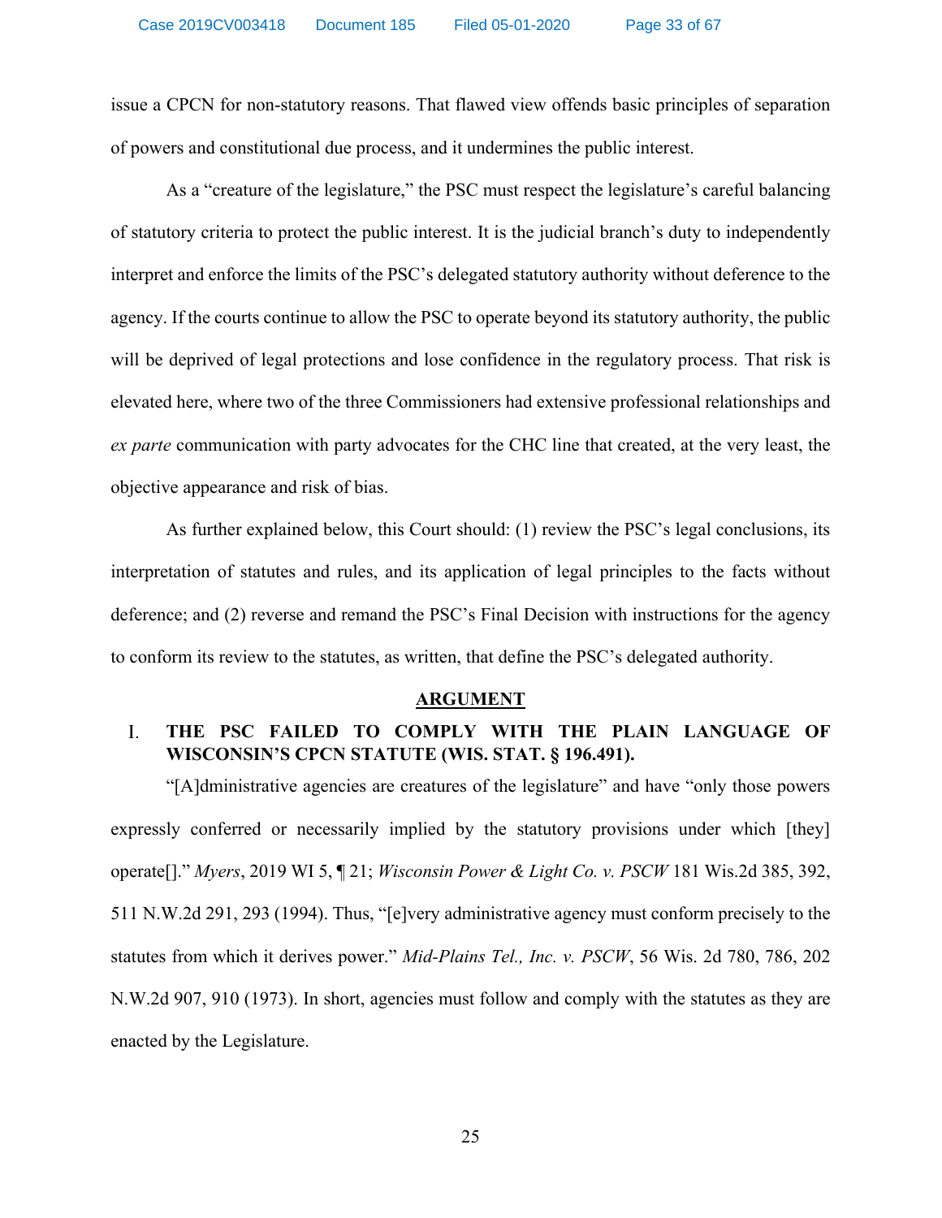issue a CPCN for non-statutory reasons. That flawed view offends basic principles of separation of powers and constitutional due process, and it undermines the public interest.

As a "creature of the legislature," the PSC must respect the legislature's careful balancing of statutory criteria to protect the public interest. It is the judicial branch's duty to independently interpret and enforce the limits of the PSC's delegated statutory authority without deference to the agency. If the courts continue to allow the PSC to operate beyond its statutory authority, the public will be deprived of legal protections and lose confidence in the regulatory process. That risk is elevated here, where two of the three Commissioners had extensive professional relationships and *ex parte* communication with party advocates for the CHC line that created, at the very least, the objective appearance and risk of bias.

As further explained below, this Court should: (1) review the PSC's legal conclusions, its interpretation of statutes and rules, and its application of legal principles to the facts without deference; and (2) reverse and remand the PSC's Final Decision with instructions for the agency to conform its review to the statutes, as written, that define the PSC's delegated authority.

## ARGUMENT

### I. THE PSC FAILED TO COMPLY WITH THE PLAIN LANGUAGE OF WISCONSIN'S CPCN STATUTE (WIS. STAT. § 196.491).

"[A]dministrative agencies are creatures of the legislature" and have "only those powers expressly conferred or necessarily implied by the statutory provisions under which [they] operate[]." *Myers*, 2019 WI 5, ¶ 21; *Wisconsin Power & Light Co. v. PSCW* 181 Wis.2d 385, 392, 511 N.W.2d 291, 293 (1994). Thus, "[e]very administrative agency must conform precisely to the statutes from which it derives power." *Mid-Plains Tel., Inc. v. PSCW*, 56 Wis. 2d 780, 786, 202 N.W.2d 907, 910 (1973). In short, agencies must follow and comply with the statutes as they are enacted by the Legislature.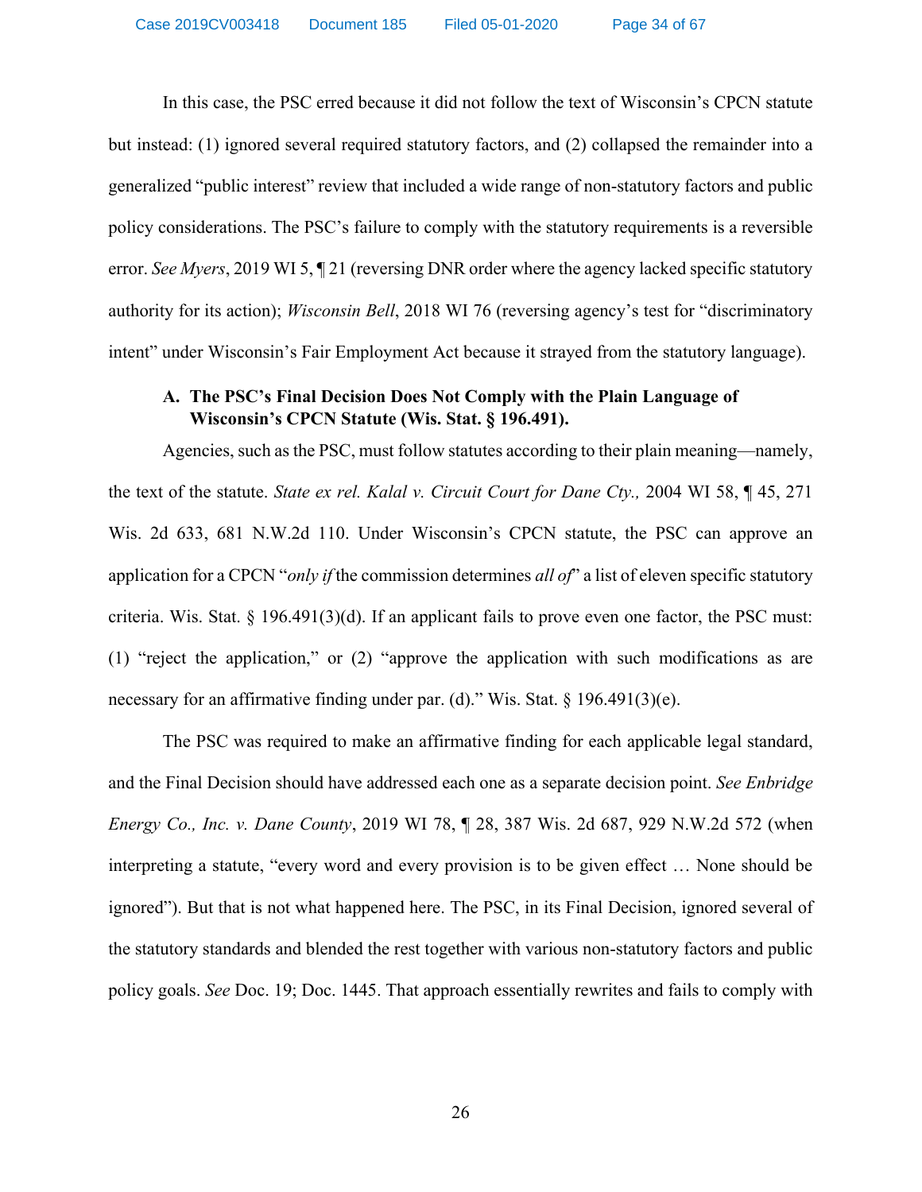In this case, the PSC erred because it did not follow the text of Wisconsin's CPCN statute but instead: (1) ignored several required statutory factors, and (2) collapsed the remainder into a generalized "public interest" review that included a wide range of non-statutory factors and public policy considerations. The PSC's failure to comply with the statutory requirements is a reversible error. *See Myers*, 2019 WI 5, ¶ 21 (reversing DNR order where the agency lacked specific statutory authority for its action); *Wisconsin Bell*, 2018 WI 76 (reversing agency's test for "discriminatory intent" under Wisconsin's Fair Employment Act because it strayed from the statutory language).

### A. The PSC's Final Decision Does Not Comply with the Plain Language of Wisconsin's CPCN Statute (Wis. Stat. § 196.491).

Agencies, such as the PSC, must follow statutes according to their plain meaning—namely, the text of the statute. *State ex rel. Kalal v. Circuit Court for Dane Cty.,* 2004 WI 58, ¶ 45, 271 Wis. 2d 633, 681 N.W.2d 110. Under Wisconsin's CPCN statute, the PSC can approve an application for a CPCN "*only if* the commission determines *all of*" a list of eleven specific statutory criteria. Wis. Stat. § 196.491(3)(d). If an applicant fails to prove even one factor, the PSC must: (1) "reject the application," or (2) "approve the application with such modifications as are necessary for an affirmative finding under par. (d)." Wis. Stat. § 196.491(3)(e).

The PSC was required to make an affirmative finding for each applicable legal standard, and the Final Decision should have addressed each one as a separate decision point. *See Enbridge Energy Co., Inc. v. Dane County*, 2019 WI 78, ¶ 28, 387 Wis. 2d 687, 929 N.W.2d 572 (when interpreting a statute, "every word and every provision is to be given effect … None should be ignored"). But that is not what happened here. The PSC, in its Final Decision, ignored several of the statutory standards and blended the rest together with various non-statutory factors and public policy goals. *See* Doc. 19; Doc. 1445. That approach essentially rewrites and fails to comply with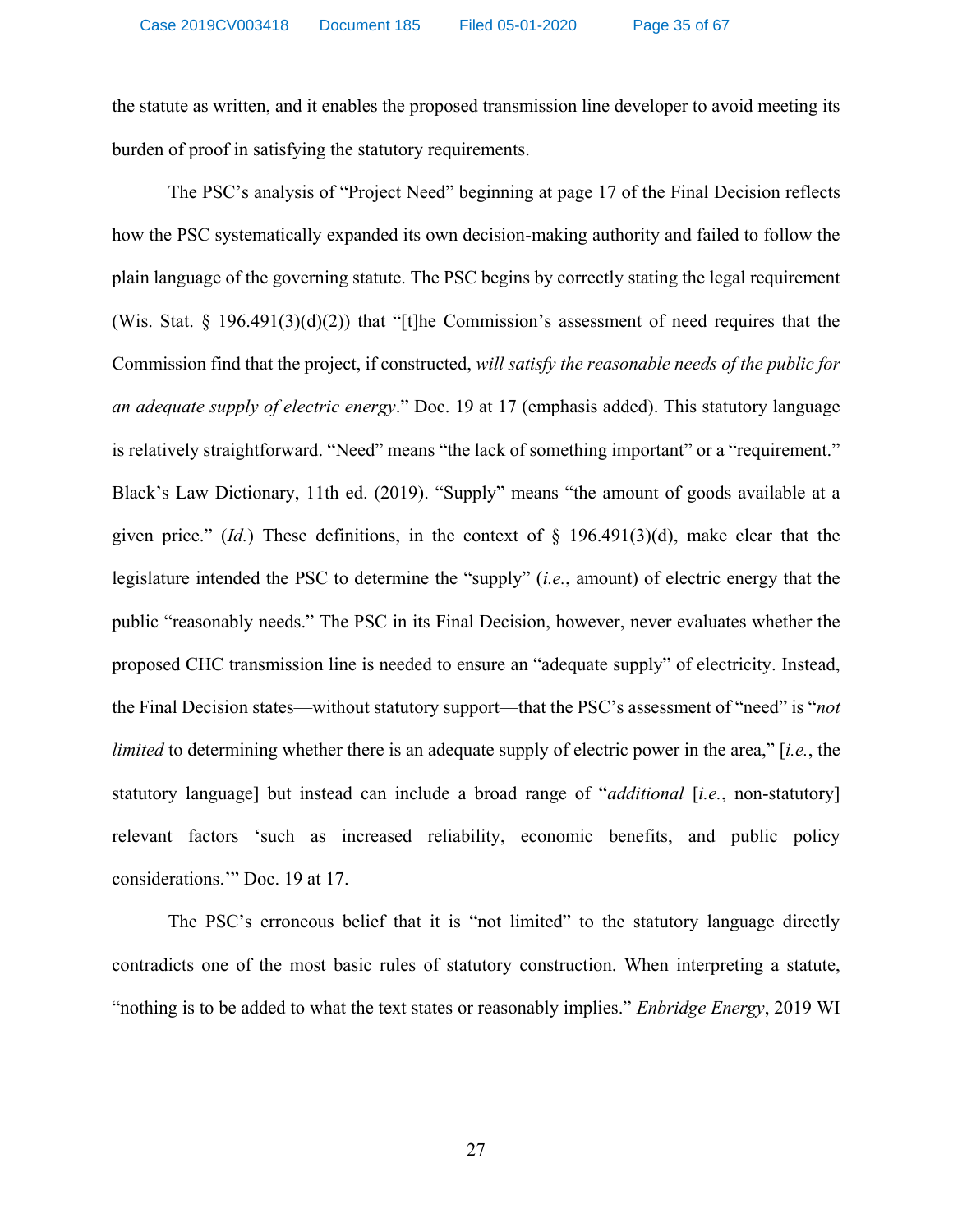the statute as written, and it enables the proposed transmission line developer to avoid meeting its burden of proof in satisfying the statutory requirements.

The PSC's analysis of "Project Need" beginning at page 17 of the Final Decision reflects how the PSC systematically expanded its own decision-making authority and failed to follow the plain language of the governing statute. The PSC begins by correctly stating the legal requirement (Wis. Stat. § 196.491(3)(d)(2)) that "[t]he Commission's assessment of need requires that the Commission find that the project, if constructed, *will satisfy the reasonable needs of the public for an adequate supply of electric energy*." Doc. 19 at 17 (emphasis added). This statutory language is relatively straightforward. "Need" means "the lack of something important" or a "requirement." Black's Law Dictionary, 11th ed. (2019). "Supply" means "the amount of goods available at a given price." (*Id.*) These definitions, in the context of § 196.491(3)(d), make clear that the legislature intended the PSC to determine the "supply" (*i.e.*, amount) of electric energy that the public "reasonably needs." The PSC in its Final Decision, however, never evaluates whether the proposed CHC transmission line is needed to ensure an "adequate supply" of electricity. Instead, the Final Decision states—without statutory support—that the PSC's assessment of "need" is "*not limited* to determining whether there is an adequate supply of electric power in the area," [*i.e.*, the statutory language] but instead can include a broad range of "*additional* [*i.e.*, non-statutory] relevant factors 'such as increased reliability, economic benefits, and public policy considerations.'" Doc. 19 at 17.

The PSC's erroneous belief that it is "not limited" to the statutory language directly contradicts one of the most basic rules of statutory construction. When interpreting a statute, "nothing is to be added to what the text states or reasonably implies." *Enbridge Energy*, 2019 WI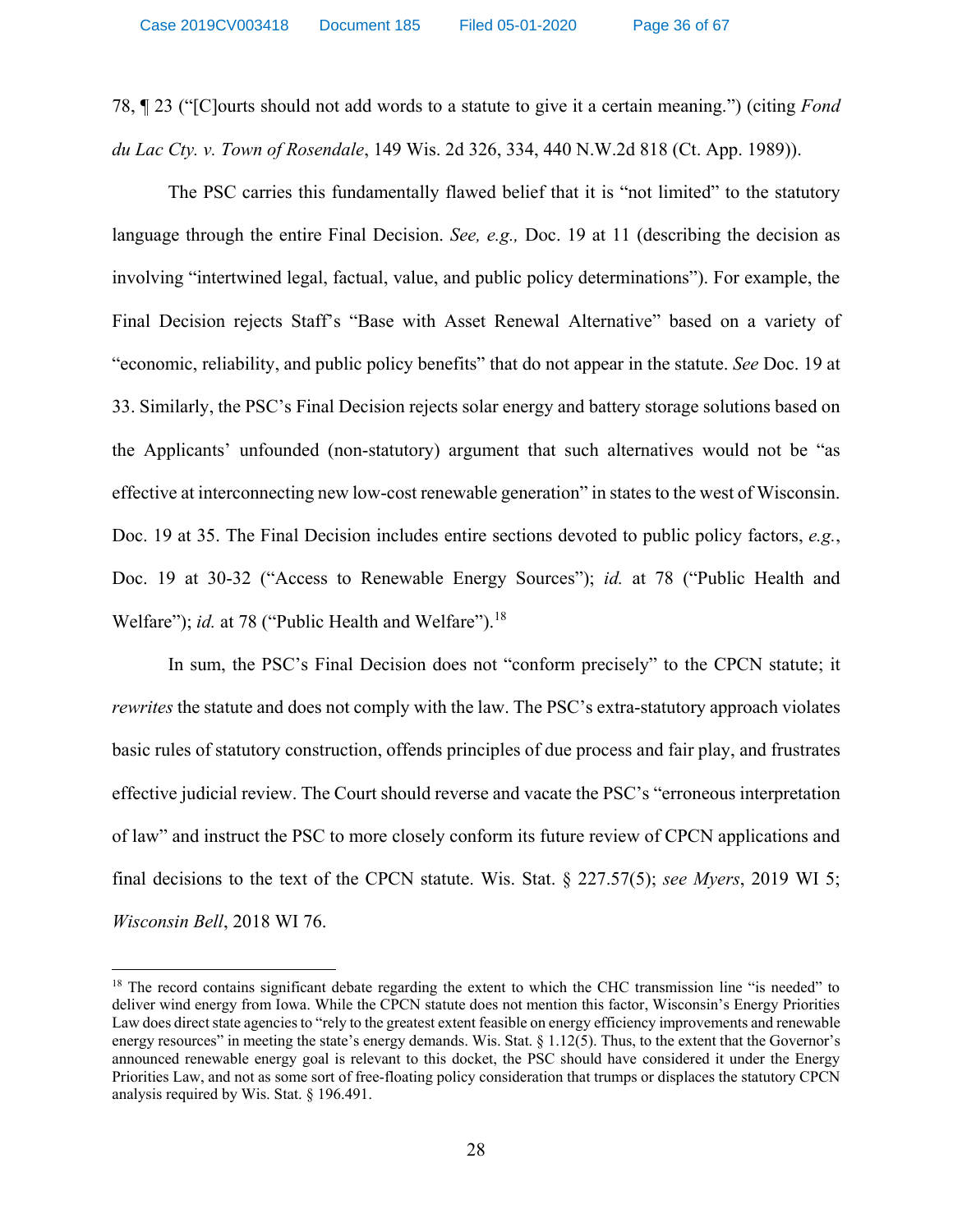78, ¶ 23 ("[C]ourts should not add words to a statute to give it a certain meaning.") (citing *Fond du Lac Cty. v. Town of Rosendale*, 149 Wis. 2d 326, 334, 440 N.W.2d 818 (Ct. App. 1989)).

The PSC carries this fundamentally flawed belief that it is "not limited" to the statutory language through the entire Final Decision. *See, e.g.,* Doc. 19 at 11 (describing the decision as involving "intertwined legal, factual, value, and public policy determinations"). For example, the Final Decision rejects Staff's "Base with Asset Renewal Alternative" based on a variety of "economic, reliability, and public policy benefits" that do not appear in the statute. *See* Doc. 19 at 33. Similarly, the PSC's Final Decision rejects solar energy and battery storage solutions based on the Applicants' unfounded (non-statutory) argument that such alternatives would not be "as effective at interconnecting new low-cost renewable generation" in states to the west of Wisconsin. Doc. 19 at 35. The Final Decision includes entire sections devoted to public policy factors, *e.g.*, Doc. 19 at 30-32 ("Access to Renewable Energy Sources"); *id.* at 78 ("Public Health and Welfare"); *id.* at 78 ("Public Health and Welfare").[18]

In sum, the PSC's Final Decision does not "conform precisely" to the CPCN statute; it *rewrites* the statute and does not comply with the law. The PSC's extra-statutory approach violates basic rules of statutory construction, offends principles of due process and fair play, and frustrates effective judicial review. The Court should reverse and vacate the PSC's "erroneous interpretation of law" and instruct the PSC to more closely conform its future review of CPCN applications and final decisions to the text of the CPCN statute. Wis. Stat. § 227.57(5); *see Myers*, 2019 WI 5; *Wisconsin Bell*, 2018 WI 76.

---

[18] The record contains significant debate regarding the extent to which the CHC transmission line "is needed" to deliver wind energy from Iowa. While the CPCN statute does not mention this factor, Wisconsin's Energy Priorities Law does direct state agencies to "rely to the greatest extent feasible on energy efficiency improvements and renewable energy resources" in meeting the state's energy demands. Wis. Stat. § 1.12(5). Thus, to the extent that the Governor's announced renewable energy goal is relevant to this docket, the PSC should have considered it under the Energy Priorities Law, and not as some sort of free-floating policy consideration that trumps or displaces the statutory CPCN analysis required by Wis. Stat. § 196.491.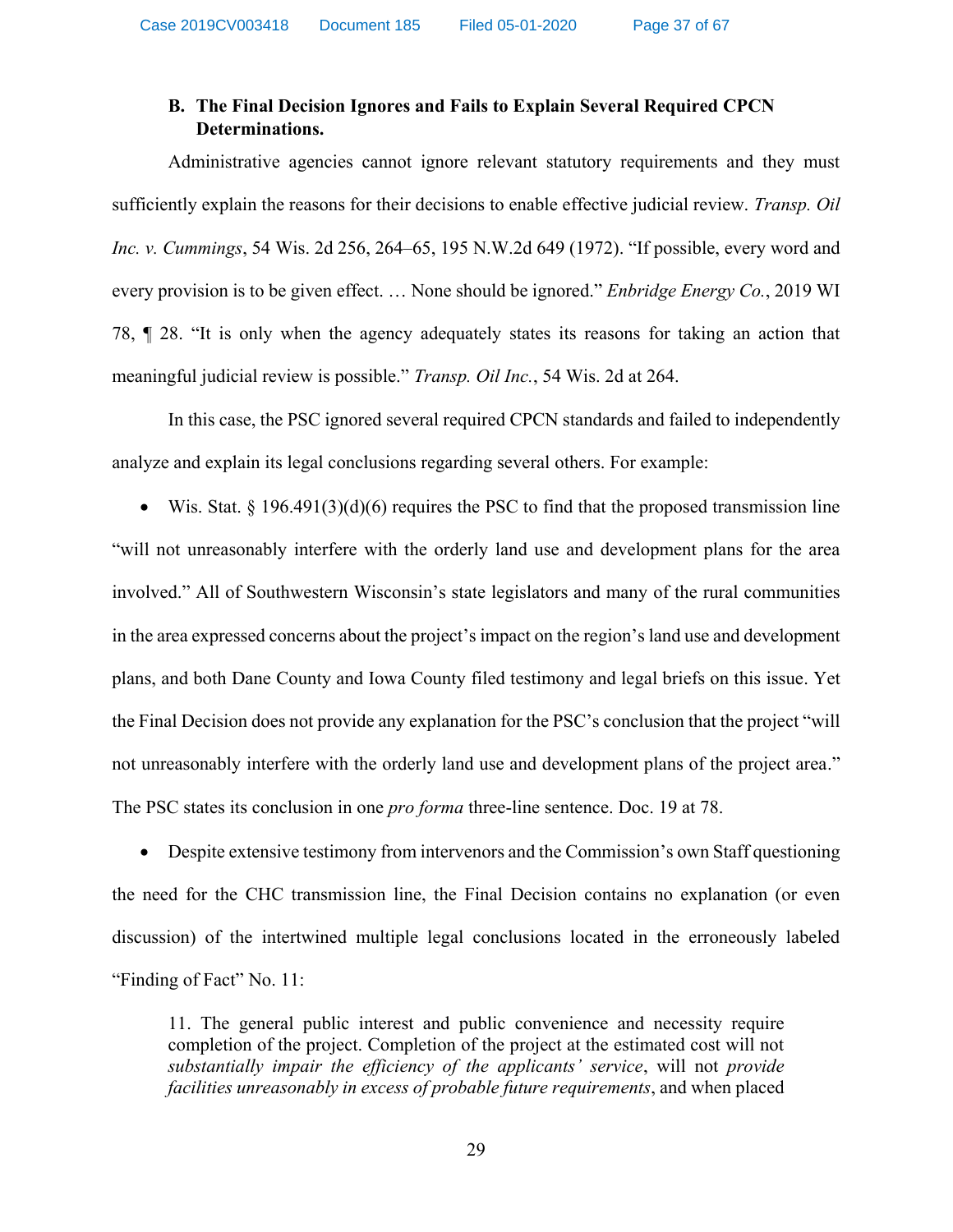### B. The Final Decision Ignores and Fails to Explain Several Required CPCN Determinations.

Administrative agencies cannot ignore relevant statutory requirements and they must sufficiently explain the reasons for their decisions to enable effective judicial review. *Transp. Oil Inc. v. Cummings*, 54 Wis. 2d 256, 264–65, 195 N.W.2d 649 (1972). "If possible, every word and every provision is to be given effect. … None should be ignored." *Enbridge Energy Co.*, 2019 WI 78, ¶ 28. "It is only when the agency adequately states its reasons for taking an action that meaningful judicial review is possible." *Transp. Oil Inc.*, 54 Wis. 2d at 264.

In this case, the PSC ignored several required CPCN standards and failed to independently analyze and explain its legal conclusions regarding several others. For example:

- Wis. Stat. § 196.491(3)(d)(6) requires the PSC to find that the proposed transmission line "will not unreasonably interfere with the orderly land use and development plans for the area involved." All of Southwestern Wisconsin's state legislators and many of the rural communities in the area expressed concerns about the project's impact on the region's land use and development plans, and both Dane County and Iowa County filed testimony and legal briefs on this issue. Yet the Final Decision does not provide any explanation for the PSC's conclusion that the project "will not unreasonably interfere with the orderly land use and development plans of the project area." The PSC states its conclusion in one *pro forma* three-line sentence. Doc. 19 at 78.

- Despite extensive testimony from intervenors and the Commission's own Staff questioning the need for the CHC transmission line, the Final Decision contains no explanation (or even discussion) of the intertwined multiple legal conclusions located in the erroneously labeled "Finding of Fact" No. 11:

> 11. The general public interest and public convenience and necessity require completion of the project. Completion of the project at the estimated cost will not *substantially impair the efficiency of the applicants' service*, will not *provide facilities unreasonably in excess of probable future requirements*, and when placed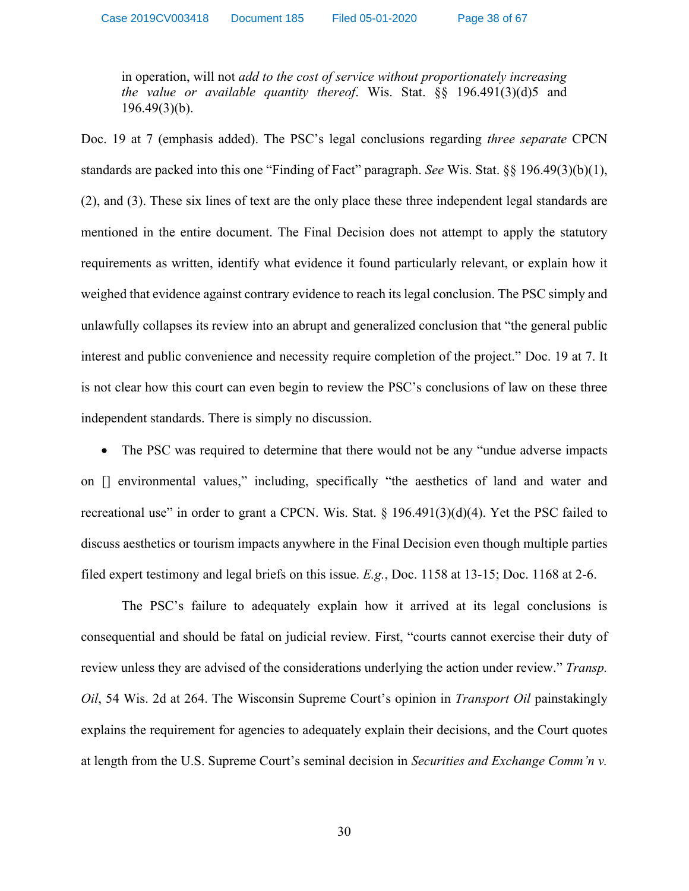> in operation, will not *add to the cost of service without proportionately increasing the value or available quantity thereof*. Wis. Stat. §§ 196.491(3)(d)5 and 196.49(3)(b).

Doc. 19 at 7 (emphasis added). The PSC's legal conclusions regarding *three separate* CPCN standards are packed into this one "Finding of Fact" paragraph. *See* Wis. Stat. §§ 196.49(3)(b)(1), (2), and (3). These six lines of text are the only place these three independent legal standards are mentioned in the entire document. The Final Decision does not attempt to apply the statutory requirements as written, identify what evidence it found particularly relevant, or explain how it weighed that evidence against contrary evidence to reach its legal conclusion. The PSC simply and unlawfully collapses its review into an abrupt and generalized conclusion that "the general public interest and public convenience and necessity require completion of the project." Doc. 19 at 7. It is not clear how this court can even begin to review the PSC's conclusions of law on these three independent standards. There is simply no discussion.

- The PSC was required to determine that there would not be any "undue adverse impacts on [] environmental values," including, specifically "the aesthetics of land and water and recreational use" in order to grant a CPCN. Wis. Stat. § 196.491(3)(d)(4). Yet the PSC failed to discuss aesthetics or tourism impacts anywhere in the Final Decision even though multiple parties filed expert testimony and legal briefs on this issue. *E.g.*, Doc. 1158 at 13-15; Doc. 1168 at 2-6.

The PSC's failure to adequately explain how it arrived at its legal conclusions is consequential and should be fatal on judicial review. First, "courts cannot exercise their duty of review unless they are advised of the considerations underlying the action under review." *Transp. Oil*, 54 Wis. 2d at 264. The Wisconsin Supreme Court's opinion in *Transport Oil* painstakingly explains the requirement for agencies to adequately explain their decisions, and the Court quotes at length from the U.S. Supreme Court's seminal decision in *Securities and Exchange Comm'n v.*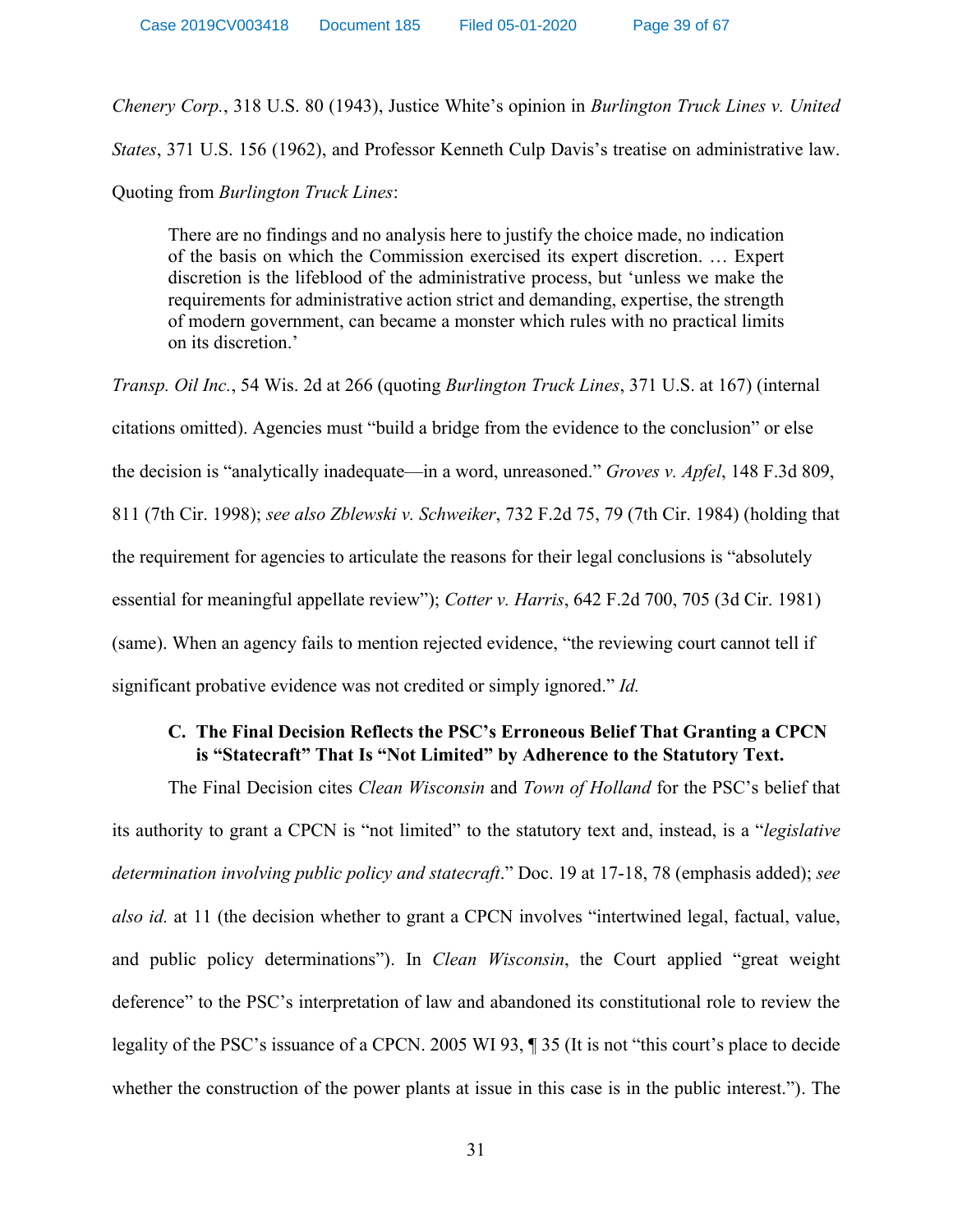*Chenery Corp.*, 318 U.S. 80 (1943), Justice White's opinion in *Burlington Truck Lines v. United States*, 371 U.S. 156 (1962), and Professor Kenneth Culp Davis's treatise on administrative law. Quoting from *Burlington Truck Lines*:

> There are no findings and no analysis here to justify the choice made, no indication of the basis on which the Commission exercised its expert discretion. … Expert discretion is the lifeblood of the administrative process, but 'unless we make the requirements for administrative action strict and demanding, expertise, the strength of modern government, can became a monster which rules with no practical limits on its discretion.'

*Transp. Oil Inc.*, 54 Wis. 2d at 266 (quoting *Burlington Truck Lines*, 371 U.S. at 167) (internal citations omitted). Agencies must "build a bridge from the evidence to the conclusion" or else the decision is "analytically inadequate—in a word, unreasoned." *Groves v. Apfel*, 148 F.3d 809, 811 (7th Cir. 1998); *see also Zblewski v. Schweiker*, 732 F.2d 75, 79 (7th Cir. 1984) (holding that the requirement for agencies to articulate the reasons for their legal conclusions is "absolutely essential for meaningful appellate review"); *Cotter v. Harris*, 642 F.2d 700, 705 (3d Cir. 1981) (same). When an agency fails to mention rejected evidence, "the reviewing court cannot tell if significant probative evidence was not credited or simply ignored." *Id.*

### C. The Final Decision Reflects the PSC's Erroneous Belief That Granting a CPCN is "Statecraft" That Is "Not Limited" by Adherence to the Statutory Text.

The Final Decision cites *Clean Wisconsin* and *Town of Holland* for the PSC's belief that its authority to grant a CPCN is "not limited" to the statutory text and, instead, is a "*legislative determination involving public policy and statecraft*." Doc. 19 at 17-18, 78 (emphasis added); *see also id.* at 11 (the decision whether to grant a CPCN involves "intertwined legal, factual, value, and public policy determinations"). In *Clean Wisconsin*, the Court applied "great weight deference" to the PSC's interpretation of law and abandoned its constitutional role to review the legality of the PSC's issuance of a CPCN. 2005 WI 93, ¶ 35 (It is not "this court's place to decide whether the construction of the power plants at issue in this case is in the public interest."). The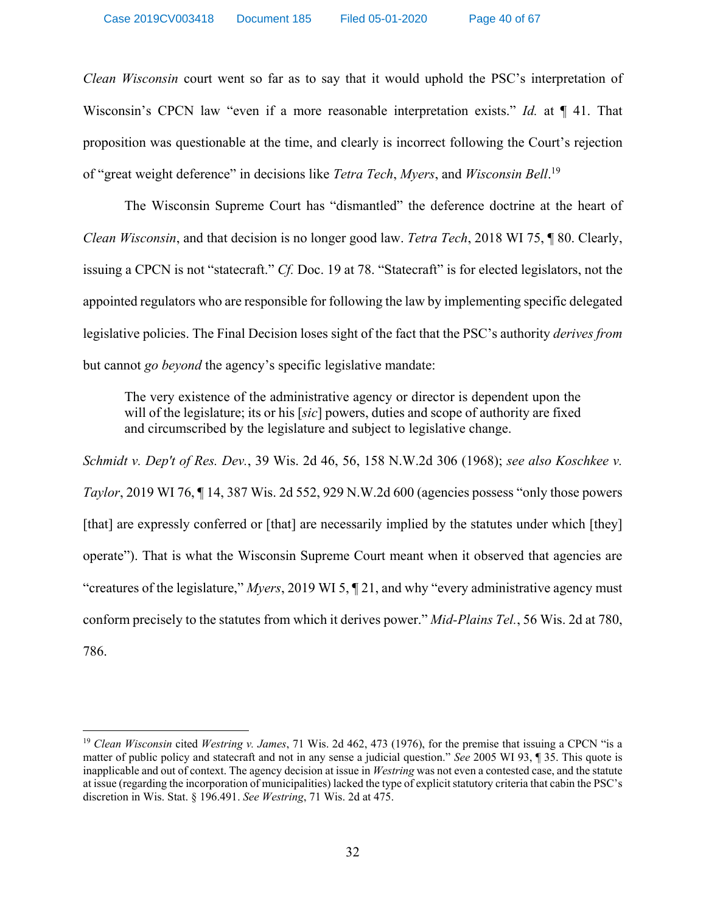*Clean Wisconsin* court went so far as to say that it would uphold the PSC's interpretation of Wisconsin's CPCN law "even if a more reasonable interpretation exists." *Id.* at ¶ 41. That proposition was questionable at the time, and clearly is incorrect following the Court's rejection of "great weight deference" in decisions like *Tetra Tech*, *Myers*, and *Wisconsin Bell*.[19]

The Wisconsin Supreme Court has "dismantled" the deference doctrine at the heart of *Clean Wisconsin*, and that decision is no longer good law. *Tetra Tech*, 2018 WI 75, ¶ 80. Clearly, issuing a CPCN is not "statecraft." *Cf.* Doc. 19 at 78. "Statecraft" is for elected legislators, not the appointed regulators who are responsible for following the law by implementing specific delegated legislative policies. The Final Decision loses sight of the fact that the PSC's authority *derives from* but cannot *go beyond* the agency's specific legislative mandate:

> The very existence of the administrative agency or director is dependent upon the will of the legislature; its or his [*sic*] powers, duties and scope of authority are fixed and circumscribed by the legislature and subject to legislative change.

*Schmidt v. Dep't of Res. Dev.*, 39 Wis. 2d 46, 56, 158 N.W.2d 306 (1968); *see also Koschkee v. Taylor*, 2019 WI 76, ¶ 14, 387 Wis. 2d 552, 929 N.W.2d 600 (agencies possess "only those powers [that] are expressly conferred or [that] are necessarily implied by the statutes under which [they] operate"). That is what the Wisconsin Supreme Court meant when it observed that agencies are "creatures of the legislature," *Myers*, 2019 WI 5, ¶ 21, and why "every administrative agency must conform precisely to the statutes from which it derives power." *Mid-Plains Tel.*, 56 Wis. 2d at 780, 786.

---

[19] *Clean Wisconsin* cited *Westring v. James*, 71 Wis. 2d 462, 473 (1976), for the premise that issuing a CPCN "is a matter of public policy and statecraft and not in any sense a judicial question." *See* 2005 WI 93, ¶ 35. This quote is inapplicable and out of context. The agency decision at issue in *Westring* was not even a contested case, and the statute at issue (regarding the incorporation of municipalities) lacked the type of explicit statutory criteria that cabin the PSC's discretion in Wis. Stat. § 196.491. *See Westring*, 71 Wis. 2d at 475.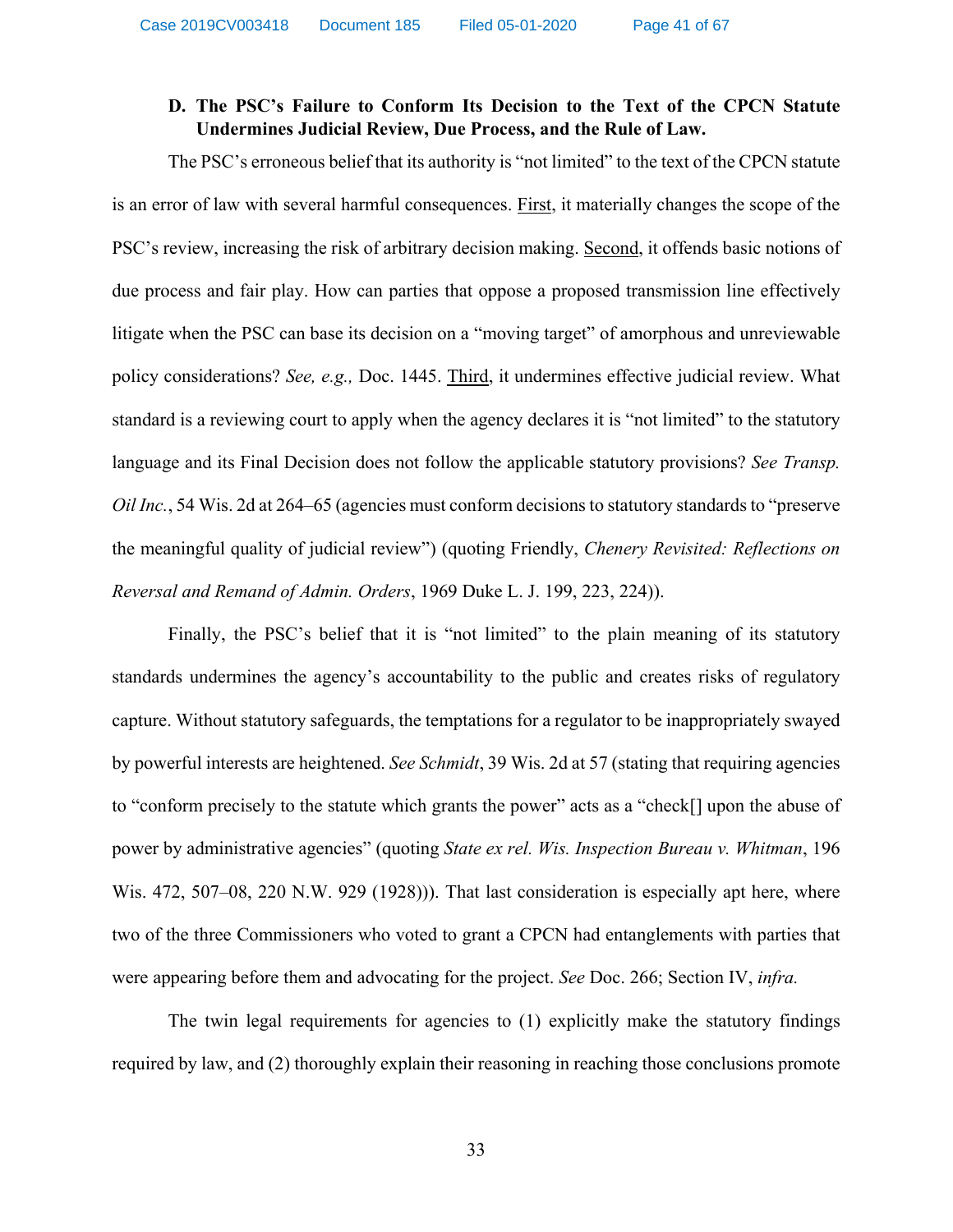### D. The PSC's Failure to Conform Its Decision to the Text of the CPCN Statute Undermines Judicial Review, Due Process, and the Rule of Law.

The PSC's erroneous belief that its authority is "not limited" to the text of the CPCN statute is an error of law with several harmful consequences. First, it materially changes the scope of the PSC's review, increasing the risk of arbitrary decision making. Second, it offends basic notions of due process and fair play. How can parties that oppose a proposed transmission line effectively litigate when the PSC can base its decision on a "moving target" of amorphous and unreviewable policy considerations? *See, e.g.,* Doc. 1445. Third, it undermines effective judicial review. What standard is a reviewing court to apply when the agency declares it is "not limited" to the statutory language and its Final Decision does not follow the applicable statutory provisions? *See Transp. Oil Inc.*, 54 Wis. 2d at 264–65 (agencies must conform decisions to statutory standards to "preserve the meaningful quality of judicial review") (quoting Friendly, *Chenery Revisited: Reflections on Reversal and Remand of Admin. Orders*, 1969 Duke L. J. 199, 223, 224)).

Finally, the PSC's belief that it is "not limited" to the plain meaning of its statutory standards undermines the agency's accountability to the public and creates risks of regulatory capture. Without statutory safeguards, the temptations for a regulator to be inappropriately swayed by powerful interests are heightened. *See Schmidt*, 39 Wis. 2d at 57 (stating that requiring agencies to "conform precisely to the statute which grants the power" acts as a "check[] upon the abuse of power by administrative agencies" (quoting *State ex rel. Wis. Inspection Bureau v. Whitman*, 196 Wis. 472, 507–08, 220 N.W. 929 (1928))). That last consideration is especially apt here, where two of the three Commissioners who voted to grant a CPCN had entanglements with parties that were appearing before them and advocating for the project. *See* Doc. 266; Section IV, *infra.*

The twin legal requirements for agencies to (1) explicitly make the statutory findings required by law, and (2) thoroughly explain their reasoning in reaching those conclusions promote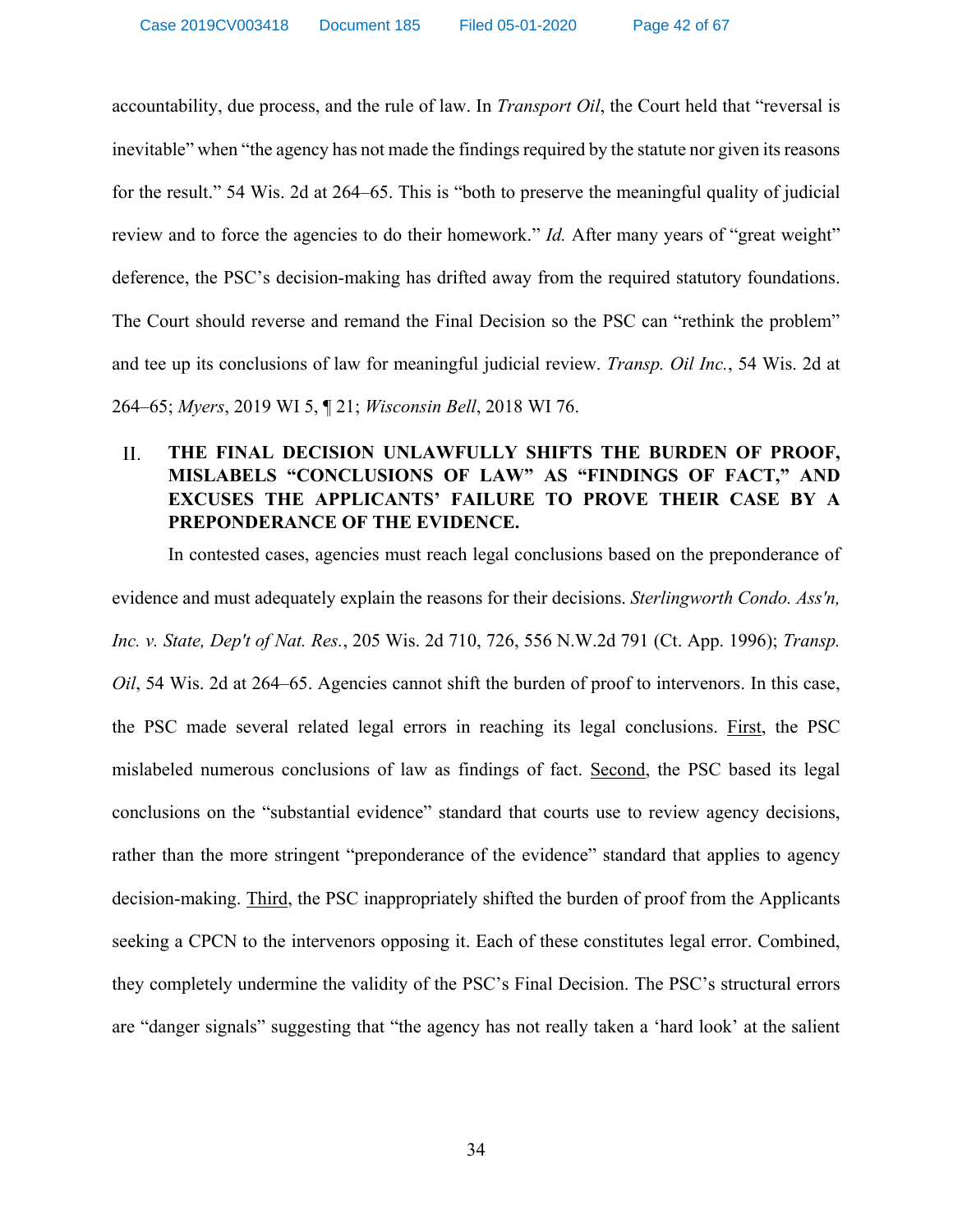accountability, due process, and the rule of law. In *Transport Oil*, the Court held that "reversal is inevitable" when "the agency has not made the findings required by the statute nor given its reasons for the result." 54 Wis. 2d at 264–65. This is "both to preserve the meaningful quality of judicial review and to force the agencies to do their homework." *Id.* After many years of "great weight" deference, the PSC's decision-making has drifted away from the required statutory foundations. The Court should reverse and remand the Final Decision so the PSC can "rethink the problem" and tee up its conclusions of law for meaningful judicial review. *Transp. Oil Inc.*, 54 Wis. 2d at 264–65; *Myers*, 2019 WI 5, ¶ 21; *Wisconsin Bell*, 2018 WI 76.

## II. THE FINAL DECISION UNLAWFULLY SHIFTS THE BURDEN OF PROOF, MISLABELS "CONCLUSIONS OF LAW" AS "FINDINGS OF FACT," AND EXCUSES THE APPLICANTS' FAILURE TO PROVE THEIR CASE BY A PREPONDERANCE OF THE EVIDENCE.

In contested cases, agencies must reach legal conclusions based on the preponderance of evidence and must adequately explain the reasons for their decisions. *Sterlingworth Condo. Ass'n, Inc. v. State, Dep't of Nat. Res.*, 205 Wis. 2d 710, 726, 556 N.W.2d 791 (Ct. App. 1996); *Transp. Oil*, 54 Wis. 2d at 264–65. Agencies cannot shift the burden of proof to intervenors. In this case, the PSC made several related legal errors in reaching its legal conclusions. First, the PSC mislabeled numerous conclusions of law as findings of fact. Second, the PSC based its legal conclusions on the "substantial evidence" standard that courts use to review agency decisions, rather than the more stringent "preponderance of the evidence" standard that applies to agency decision-making. Third, the PSC inappropriately shifted the burden of proof from the Applicants seeking a CPCN to the intervenors opposing it. Each of these constitutes legal error. Combined, they completely undermine the validity of the PSC's Final Decision. The PSC's structural errors are "danger signals" suggesting that "the agency has not really taken a 'hard look' at the salient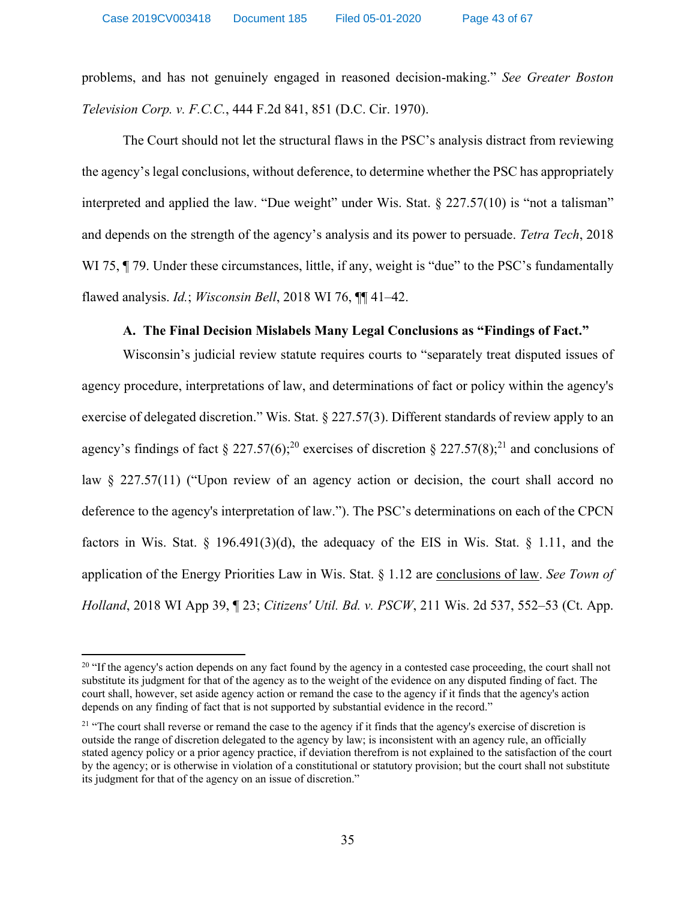problems, and has not genuinely engaged in reasoned decision-making." *See Greater Boston Television Corp. v. F.C.C.*, 444 F.2d 841, 851 (D.C. Cir. 1970).

The Court should not let the structural flaws in the PSC's analysis distract from reviewing the agency's legal conclusions, without deference, to determine whether the PSC has appropriately interpreted and applied the law. "Due weight" under Wis. Stat. § 227.57(10) is "not a talisman" and depends on the strength of the agency's analysis and its power to persuade. *Tetra Tech*, 2018 WI 75, ¶ 79. Under these circumstances, little, if any, weight is "due" to the PSC's fundamentally flawed analysis. *Id.*; *Wisconsin Bell*, 2018 WI 76, ¶¶ 41–42.

### A. The Final Decision Mislabels Many Legal Conclusions as "Findings of Fact."

Wisconsin's judicial review statute requires courts to "separately treat disputed issues of agency procedure, interpretations of law, and determinations of fact or policy within the agency's exercise of delegated discretion." Wis. Stat. § 227.57(3). Different standards of review apply to an agency's findings of fact § 227.57(6);[20] exercises of discretion § 227.57(8);[21] and conclusions of law § 227.57(11) ("Upon review of an agency action or decision, the court shall accord no deference to the agency's interpretation of law."). The PSC's determinations on each of the CPCN factors in Wis. Stat. § 196.491(3)(d), the adequacy of the EIS in Wis. Stat. § 1.11, and the application of the Energy Priorities Law in Wis. Stat. § 1.12 are <u>conclusions of law</u>. *See Town of Holland*, 2018 WI App 39, ¶ 23; *Citizens' Util. Bd. v. PSCW*, 211 Wis. 2d 537, 552–53 (Ct. App.

---

[20] "If the agency's action depends on any fact found by the agency in a contested case proceeding, the court shall not substitute its judgment for that of the agency as to the weight of the evidence on any disputed finding of fact. The court shall, however, set aside agency action or remand the case to the agency if it finds that the agency's action depends on any finding of fact that is not supported by substantial evidence in the record."

[21] "The court shall reverse or remand the case to the agency if it finds that the agency's exercise of discretion is outside the range of discretion delegated to the agency by law; is inconsistent with an agency rule, an officially stated agency policy or a prior agency practice, if deviation therefrom is not explained to the satisfaction of the court by the agency; or is otherwise in violation of a constitutional or statutory provision; but the court shall not substitute its judgment for that of the agency on an issue of discretion."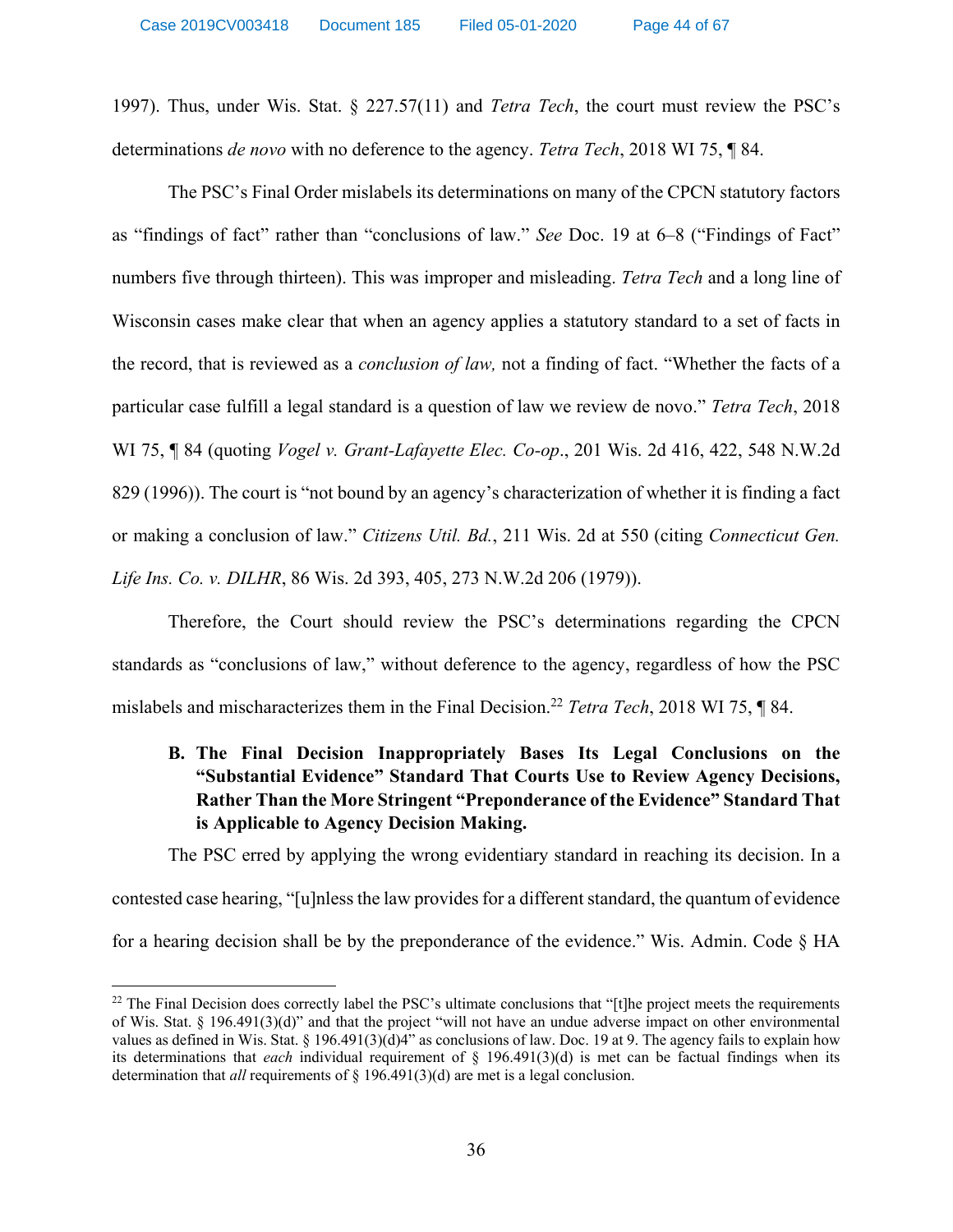1997). Thus, under Wis. Stat. § 227.57(11) and *Tetra Tech*, the court must review the PSC's determinations *de novo* with no deference to the agency. *Tetra Tech*, 2018 WI 75, ¶ 84.

The PSC's Final Order mislabels its determinations on many of the CPCN statutory factors as "findings of fact" rather than "conclusions of law." *See* Doc. 19 at 6–8 ("Findings of Fact" numbers five through thirteen). This was improper and misleading. *Tetra Tech* and a long line of Wisconsin cases make clear that when an agency applies a statutory standard to a set of facts in the record, that is reviewed as a *conclusion of law,* not a finding of fact. "Whether the facts of a particular case fulfill a legal standard is a question of law we review de novo." *Tetra Tech*, 2018 WI 75, ¶ 84 (quoting *Vogel v. Grant-Lafayette Elec. Co-op*., 201 Wis. 2d 416, 422, 548 N.W.2d 829 (1996)). The court is "not bound by an agency's characterization of whether it is finding a fact or making a conclusion of law." *Citizens Util. Bd.*, 211 Wis. 2d at 550 (citing *Connecticut Gen. Life Ins. Co. v. DILHR*, 86 Wis. 2d 393, 405, 273 N.W.2d 206 (1979)).

Therefore, the Court should review the PSC's determinations regarding the CPCN standards as "conclusions of law," without deference to the agency, regardless of how the PSC mislabels and mischaracterizes them in the Final Decision.[22] *Tetra Tech*, 2018 WI 75, ¶ 84.

### B. The Final Decision Inappropriately Bases Its Legal Conclusions on the "Substantial Evidence" Standard That Courts Use to Review Agency Decisions, Rather Than the More Stringent "Preponderance of the Evidence" Standard That is Applicable to Agency Decision Making.

The PSC erred by applying the wrong evidentiary standard in reaching its decision. In a contested case hearing, "[u]nless the law provides for a different standard, the quantum of evidence for a hearing decision shall be by the preponderance of the evidence." Wis. Admin. Code § HA

---

[22] The Final Decision does correctly label the PSC's ultimate conclusions that "[t]he project meets the requirements of Wis. Stat. § 196.491(3)(d)" and that the project "will not have an undue adverse impact on other environmental values as defined in Wis. Stat. § 196.491(3)(d)4" as conclusions of law. Doc. 19 at 9. The agency fails to explain how its determinations that *each* individual requirement of § 196.491(3)(d) is met can be factual findings when its determination that *all* requirements of § 196.491(3)(d) are met is a legal conclusion.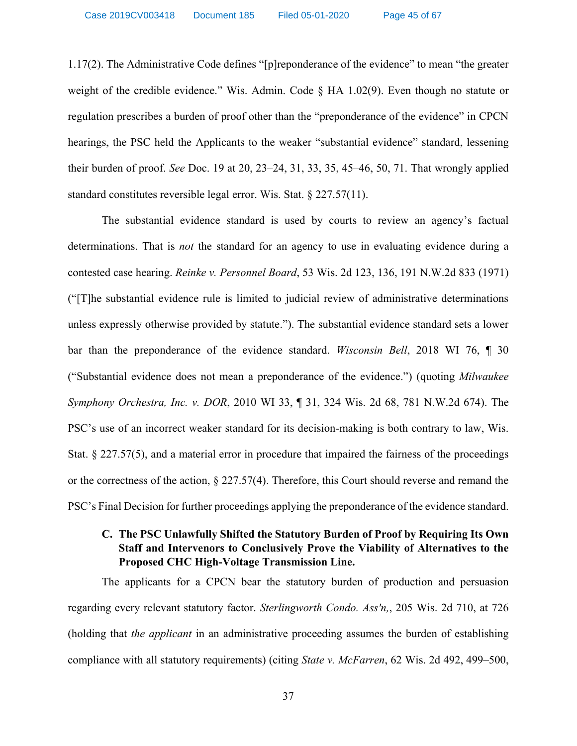1.17(2). The Administrative Code defines "[p]reponderance of the evidence" to mean "the greater weight of the credible evidence." Wis. Admin. Code § HA 1.02(9). Even though no statute or regulation prescribes a burden of proof other than the "preponderance of the evidence" in CPCN hearings, the PSC held the Applicants to the weaker "substantial evidence" standard, lessening their burden of proof. *See* Doc. 19 at 20, 23–24, 31, 33, 35, 45–46, 50, 71. That wrongly applied standard constitutes reversible legal error. Wis. Stat. § 227.57(11).

The substantial evidence standard is used by courts to review an agency's factual determinations. That is *not* the standard for an agency to use in evaluating evidence during a contested case hearing. *Reinke v. Personnel Board*, 53 Wis. 2d 123, 136, 191 N.W.2d 833 (1971) ("[T]he substantial evidence rule is limited to judicial review of administrative determinations unless expressly otherwise provided by statute."). The substantial evidence standard sets a lower bar than the preponderance of the evidence standard. *Wisconsin Bell*, 2018 WI 76, ¶ 30 ("Substantial evidence does not mean a preponderance of the evidence.") (quoting *Milwaukee Symphony Orchestra, Inc. v. DOR*, 2010 WI 33, ¶ 31, 324 Wis. 2d 68, 781 N.W.2d 674). The PSC's use of an incorrect weaker standard for its decision-making is both contrary to law, Wis. Stat. § 227.57(5), and a material error in procedure that impaired the fairness of the proceedings or the correctness of the action, § 227.57(4). Therefore, this Court should reverse and remand the PSC's Final Decision for further proceedings applying the preponderance of the evidence standard.

### C. The PSC Unlawfully Shifted the Statutory Burden of Proof by Requiring Its Own Staff and Intervenors to Conclusively Prove the Viability of Alternatives to the Proposed CHC High-Voltage Transmission Line.

The applicants for a CPCN bear the statutory burden of production and persuasion regarding every relevant statutory factor. *Sterlingworth Condo. Ass'n,*, 205 Wis. 2d 710, at 726 (holding that *the applicant* in an administrative proceeding assumes the burden of establishing compliance with all statutory requirements) (citing *State v. McFarren*, 62 Wis. 2d 492, 499–500,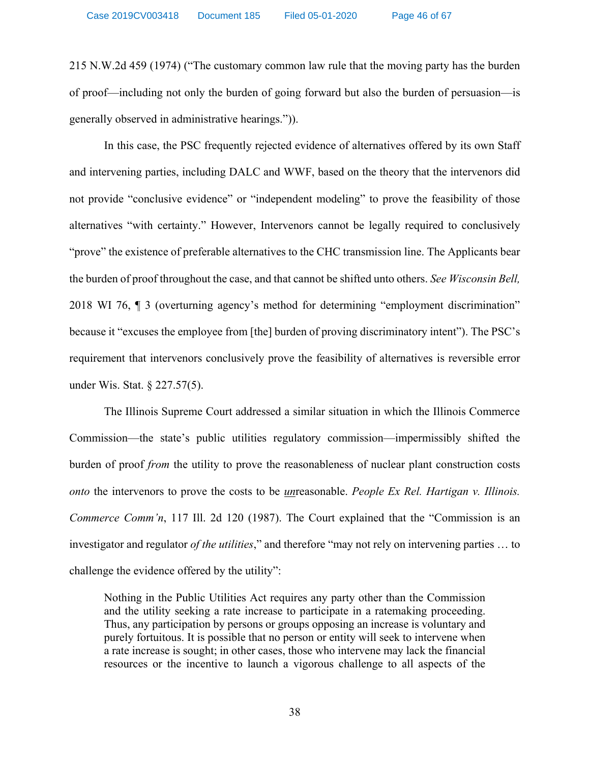215 N.W.2d 459 (1974) ("The customary common law rule that the moving party has the burden of proof—including not only the burden of going forward but also the burden of persuasion—is generally observed in administrative hearings.")).

In this case, the PSC frequently rejected evidence of alternatives offered by its own Staff and intervening parties, including DALC and WWF, based on the theory that the intervenors did not provide "conclusive evidence" or "independent modeling" to prove the feasibility of those alternatives "with certainty." However, Intervenors cannot be legally required to conclusively "prove" the existence of preferable alternatives to the CHC transmission line. The Applicants bear the burden of proof throughout the case, and that cannot be shifted unto others. *See Wisconsin Bell,* 2018 WI 76, ¶ 3 (overturning agency's method for determining "employment discrimination" because it "excuses the employee from [the] burden of proving discriminatory intent"). The PSC's requirement that intervenors conclusively prove the feasibility of alternatives is reversible error under Wis. Stat. § 227.57(5).

The Illinois Supreme Court addressed a similar situation in which the Illinois Commerce Commission—the state's public utilities regulatory commission—impermissibly shifted the burden of proof *from* the utility to prove the reasonableness of nuclear plant construction costs *onto* the intervenors to prove the costs to be ***un***reasonable. *People Ex Rel. Hartigan v. Illinois. Commerce Comm'n*, 117 Ill. 2d 120 (1987). The Court explained that the "Commission is an investigator and regulator *of the utilities*," and therefore "may not rely on intervening parties … to challenge the evidence offered by the utility":

> Nothing in the Public Utilities Act requires any party other than the Commission and the utility seeking a rate increase to participate in a ratemaking proceeding. Thus, any participation by persons or groups opposing an increase is voluntary and purely fortuitous. It is possible that no person or entity will seek to intervene when a rate increase is sought; in other cases, those who intervene may lack the financial resources or the incentive to launch a vigorous challenge to all aspects of the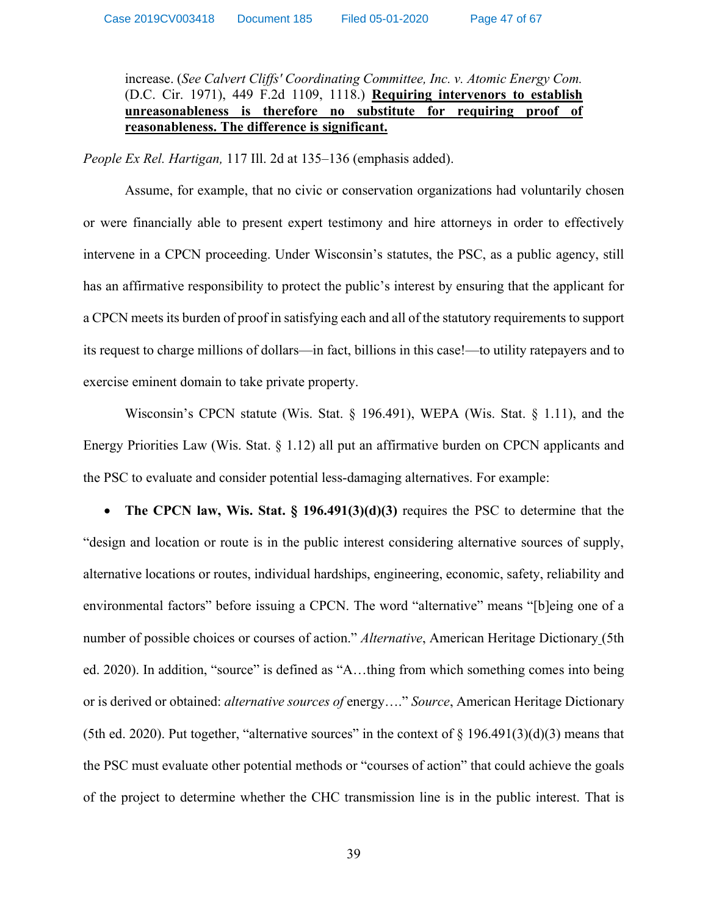> increase. (*See Calvert Cliffs' Coordinating Committee, Inc. v. Atomic Energy Com.* (D.C. Cir. 1971), 449 F.2d 1109, 1118.) **Requiring intervenors to establish unreasonableness is therefore no substitute for requiring proof of reasonableness. The difference is significant.**

*People Ex Rel. Hartigan,* 117 Ill. 2d at 135–136 (emphasis added).

Assume, for example, that no civic or conservation organizations had voluntarily chosen or were financially able to present expert testimony and hire attorneys in order to effectively intervene in a CPCN proceeding. Under Wisconsin's statutes, the PSC, as a public agency, still has an affirmative responsibility to protect the public's interest by ensuring that the applicant for a CPCN meets its burden of proof in satisfying each and all of the statutory requirements to support its request to charge millions of dollars—in fact, billions in this case!—to utility ratepayers and to exercise eminent domain to take private property.

Wisconsin's CPCN statute (Wis. Stat. § 196.491), WEPA (Wis. Stat. § 1.11), and the Energy Priorities Law (Wis. Stat. § 1.12) all put an affirmative burden on CPCN applicants and the PSC to evaluate and consider potential less-damaging alternatives. For example:

- **The CPCN law, Wis. Stat. § 196.491(3)(d)(3)** requires the PSC to determine that the "design and location or route is in the public interest considering alternative sources of supply, alternative locations or routes, individual hardships, engineering, economic, safety, reliability and environmental factors" before issuing a CPCN. The word "alternative" means "[b]eing one of a number of possible choices or courses of action." *Alternative*, American Heritage Dictionary (5th ed. 2020). In addition, "source" is defined as "A…thing from which something comes into being or is derived or obtained: *alternative sources of* energy…." *Source*, American Heritage Dictionary (5th ed. 2020). Put together, "alternative sources" in the context of § 196.491(3)(d)(3) means that the PSC must evaluate other potential methods or "courses of action" that could achieve the goals of the project to determine whether the CHC transmission line is in the public interest. That is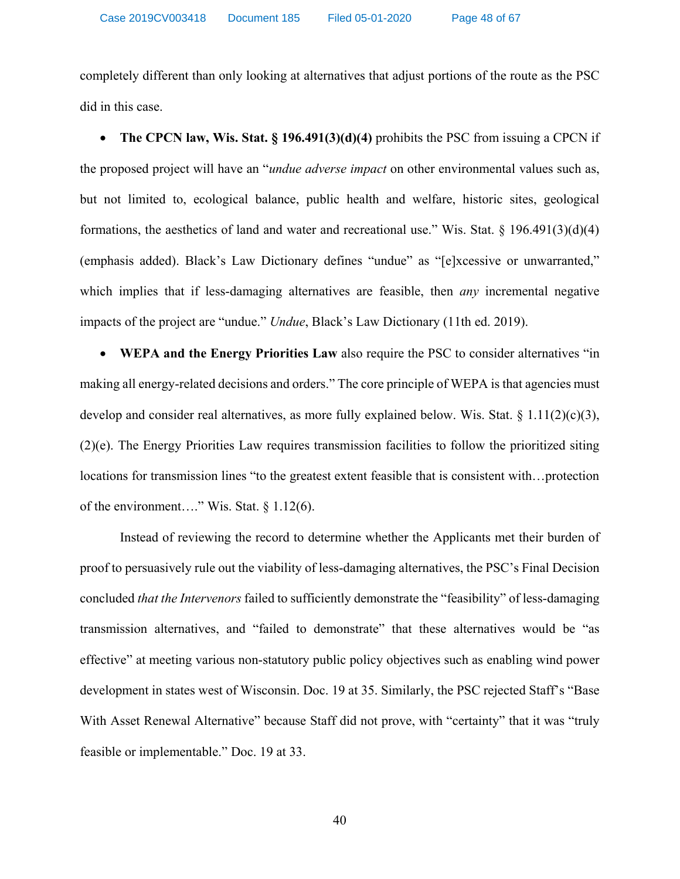completely different than only looking at alternatives that adjust portions of the route as the PSC did in this case.

- **The CPCN law, Wis. Stat. § 196.491(3)(d)(4)** prohibits the PSC from issuing a CPCN if the proposed project will have an "*undue adverse impact* on other environmental values such as, but not limited to, ecological balance, public health and welfare, historic sites, geological formations, the aesthetics of land and water and recreational use." Wis. Stat. § 196.491(3)(d)(4) (emphasis added). Black's Law Dictionary defines "undue" as "[e]xcessive or unwarranted," which implies that if less-damaging alternatives are feasible, then *any* incremental negative impacts of the project are "undue." *Undue*, Black's Law Dictionary (11th ed. 2019).

- **WEPA and the Energy Priorities Law** also require the PSC to consider alternatives "in making all energy-related decisions and orders." The core principle of WEPA is that agencies must develop and consider real alternatives, as more fully explained below. Wis. Stat. § 1.11(2)(c)(3), (2)(e). The Energy Priorities Law requires transmission facilities to follow the prioritized siting locations for transmission lines "to the greatest extent feasible that is consistent with…protection of the environment…." Wis. Stat. § 1.12(6).

Instead of reviewing the record to determine whether the Applicants met their burden of proof to persuasively rule out the viability of less-damaging alternatives, the PSC's Final Decision concluded *that the Intervenors* failed to sufficiently demonstrate the "feasibility" of less-damaging transmission alternatives, and "failed to demonstrate" that these alternatives would be "as effective" at meeting various non-statutory public policy objectives such as enabling wind power development in states west of Wisconsin. Doc. 19 at 35. Similarly, the PSC rejected Staff's "Base With Asset Renewal Alternative" because Staff did not prove, with "certainty" that it was "truly feasible or implementable." Doc. 19 at 33.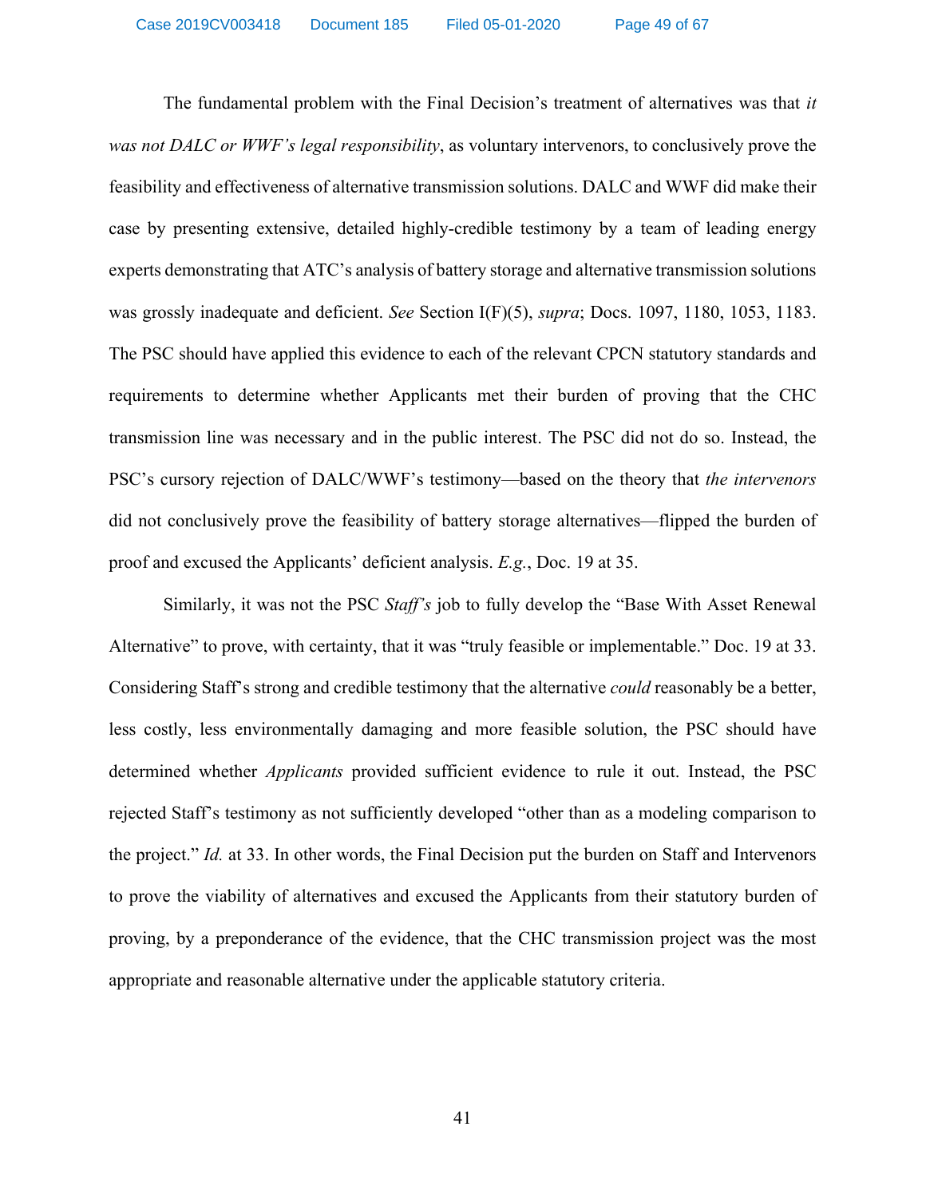The fundamental problem with the Final Decision's treatment of alternatives was that *it was not DALC or WWF's legal responsibility*, as voluntary intervenors, to conclusively prove the feasibility and effectiveness of alternative transmission solutions. DALC and WWF did make their case by presenting extensive, detailed highly-credible testimony by a team of leading energy experts demonstrating that ATC's analysis of battery storage and alternative transmission solutions was grossly inadequate and deficient. *See* Section I(F)(5), *supra*; Docs. 1097, 1180, 1053, 1183. The PSC should have applied this evidence to each of the relevant CPCN statutory standards and requirements to determine whether Applicants met their burden of proving that the CHC transmission line was necessary and in the public interest. The PSC did not do so. Instead, the PSC's cursory rejection of DALC/WWF's testimony—based on the theory that *the intervenors* did not conclusively prove the feasibility of battery storage alternatives—flipped the burden of proof and excused the Applicants' deficient analysis. *E.g.*, Doc. 19 at 35.

Similarly, it was not the PSC *Staff's* job to fully develop the "Base With Asset Renewal Alternative" to prove, with certainty, that it was "truly feasible or implementable." Doc. 19 at 33. Considering Staff's strong and credible testimony that the alternative *could* reasonably be a better, less costly, less environmentally damaging and more feasible solution, the PSC should have determined whether *Applicants* provided sufficient evidence to rule it out. Instead, the PSC rejected Staff's testimony as not sufficiently developed "other than as a modeling comparison to the project." *Id.* at 33. In other words, the Final Decision put the burden on Staff and Intervenors to prove the viability of alternatives and excused the Applicants from their statutory burden of proving, by a preponderance of the evidence, that the CHC transmission project was the most appropriate and reasonable alternative under the applicable statutory criteria.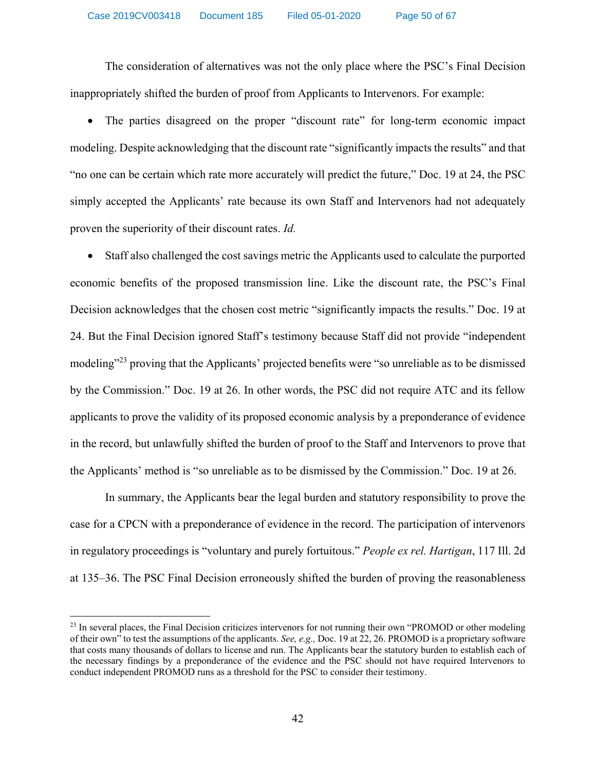The consideration of alternatives was not the only place where the PSC's Final Decision inappropriately shifted the burden of proof from Applicants to Intervenors. For example:

- The parties disagreed on the proper "discount rate" for long-term economic impact modeling. Despite acknowledging that the discount rate "significantly impacts the results" and that "no one can be certain which rate more accurately will predict the future," Doc. 19 at 24, the PSC simply accepted the Applicants' rate because its own Staff and Intervenors had not adequately proven the superiority of their discount rates. *Id.*

- Staff also challenged the cost savings metric the Applicants used to calculate the purported economic benefits of the proposed transmission line. Like the discount rate, the PSC's Final Decision acknowledges that the chosen cost metric "significantly impacts the results." Doc. 19 at 24. But the Final Decision ignored Staff's testimony because Staff did not provide "independent modeling"[23] proving that the Applicants' projected benefits were "so unreliable as to be dismissed by the Commission." Doc. 19 at 26. In other words, the PSC did not require ATC and its fellow applicants to prove the validity of its proposed economic analysis by a preponderance of evidence in the record, but unlawfully shifted the burden of proof to the Staff and Intervenors to prove that the Applicants' method is "so unreliable as to be dismissed by the Commission." Doc. 19 at 26.

In summary, the Applicants bear the legal burden and statutory responsibility to prove the case for a CPCN with a preponderance of evidence in the record. The participation of intervenors in regulatory proceedings is "voluntary and purely fortuitous." *People ex rel. Hartigan*, 117 Ill. 2d at 135–36. The PSC Final Decision erroneously shifted the burden of proving the reasonableness

[23] In several places, the Final Decision criticizes intervenors for not running their own "PROMOD or other modeling of their own" to test the assumptions of the applicants. *See, e.g.,* Doc. 19 at 22, 26. PROMOD is a proprietary software that costs many thousands of dollars to license and run. The Applicants bear the statutory burden to establish each of the necessary findings by a preponderance of the evidence and the PSC should not have required Intervenors to conduct independent PROMOD runs as a threshold for the PSC to consider their testimony.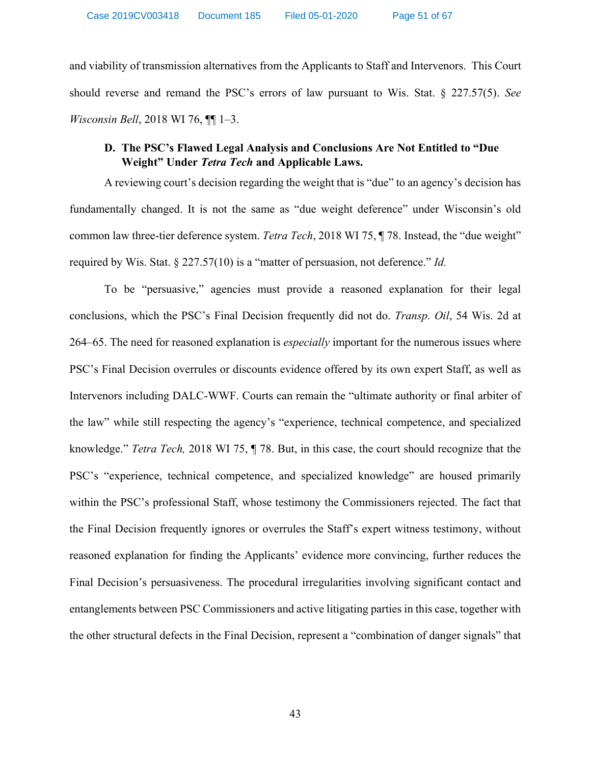and viability of transmission alternatives from the Applicants to Staff and Intervenors. This Court should reverse and remand the PSC's errors of law pursuant to Wis. Stat. § 227.57(5). *See Wisconsin Bell*, 2018 WI 76, ¶¶ 1–3.

### D. The PSC's Flawed Legal Analysis and Conclusions Are Not Entitled to "Due Weight" Under *Tetra Tech* and Applicable Laws.

A reviewing court's decision regarding the weight that is "due" to an agency's decision has fundamentally changed. It is not the same as "due weight deference" under Wisconsin's old common law three-tier deference system. *Tetra Tech*, 2018 WI 75, ¶ 78. Instead, the "due weight" required by Wis. Stat. § 227.57(10) is a "matter of persuasion, not deference." *Id.*

To be "persuasive," agencies must provide a reasoned explanation for their legal conclusions, which the PSC's Final Decision frequently did not do. *Transp. Oil*, 54 Wis. 2d at 264–65. The need for reasoned explanation is *especially* important for the numerous issues where PSC's Final Decision overrules or discounts evidence offered by its own expert Staff, as well as Intervenors including DALC-WWF. Courts can remain the "ultimate authority or final arbiter of the law" while still respecting the agency's "experience, technical competence, and specialized knowledge." *Tetra Tech,* 2018 WI 75, ¶ 78. But, in this case, the court should recognize that the PSC's "experience, technical competence, and specialized knowledge" are housed primarily within the PSC's professional Staff, whose testimony the Commissioners rejected. The fact that the Final Decision frequently ignores or overrules the Staff's expert witness testimony, without reasoned explanation for finding the Applicants' evidence more convincing, further reduces the Final Decision's persuasiveness. The procedural irregularities involving significant contact and entanglements between PSC Commissioners and active litigating parties in this case, together with the other structural defects in the Final Decision, represent a "combination of danger signals" that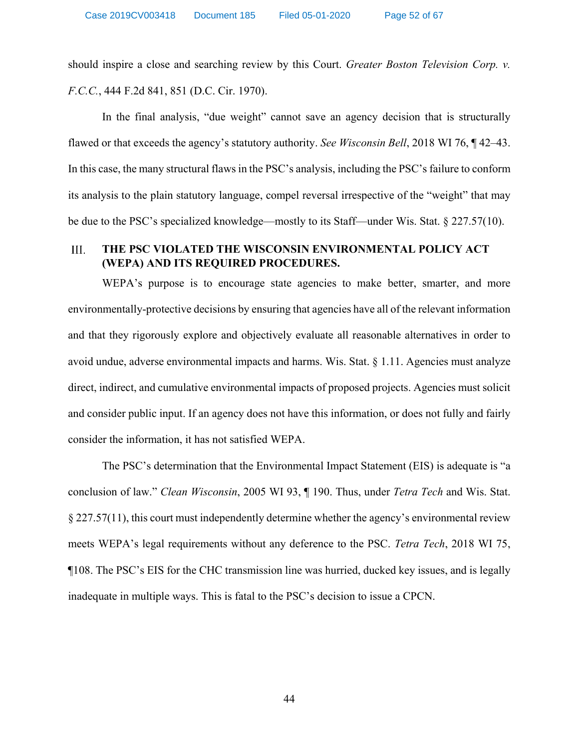should inspire a close and searching review by this Court. *Greater Boston Television Corp. v. F.C.C.*, 444 F.2d 841, 851 (D.C. Cir. 1970).

In the final analysis, "due weight" cannot save an agency decision that is structurally flawed or that exceeds the agency's statutory authority. *See Wisconsin Bell*, 2018 WI 76, ¶ 42–43. In this case, the many structural flaws in the PSC's analysis, including the PSC's failure to conform its analysis to the plain statutory language, compel reversal irrespective of the "weight" that may be due to the PSC's specialized knowledge—mostly to its Staff—under Wis. Stat. § 227.57(10).

## III. THE PSC VIOLATED THE WISCONSIN ENVIRONMENTAL POLICY ACT (WEPA) AND ITS REQUIRED PROCEDURES.

WEPA's purpose is to encourage state agencies to make better, smarter, and more environmentally-protective decisions by ensuring that agencies have all of the relevant information and that they rigorously explore and objectively evaluate all reasonable alternatives in order to avoid undue, adverse environmental impacts and harms. Wis. Stat. § 1.11. Agencies must analyze direct, indirect, and cumulative environmental impacts of proposed projects. Agencies must solicit and consider public input. If an agency does not have this information, or does not fully and fairly consider the information, it has not satisfied WEPA.

The PSC's determination that the Environmental Impact Statement (EIS) is adequate is "a conclusion of law." *Clean Wisconsin*, 2005 WI 93, ¶ 190. Thus, under *Tetra Tech* and Wis. Stat. § 227.57(11), this court must independently determine whether the agency's environmental review meets WEPA's legal requirements without any deference to the PSC. *Tetra Tech*, 2018 WI 75, ¶108. The PSC's EIS for the CHC transmission line was hurried, ducked key issues, and is legally inadequate in multiple ways. This is fatal to the PSC's decision to issue a CPCN.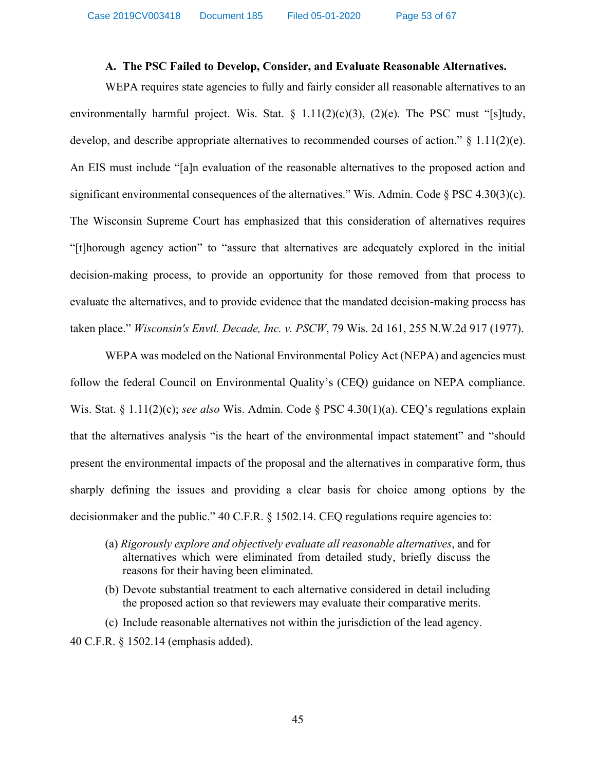### A. The PSC Failed to Develop, Consider, and Evaluate Reasonable Alternatives.

WEPA requires state agencies to fully and fairly consider all reasonable alternatives to an environmentally harmful project. Wis. Stat. § 1.11(2)(c)(3), (2)(e). The PSC must "[s]tudy, develop, and describe appropriate alternatives to recommended courses of action." § 1.11(2)(e). An EIS must include "[a]n evaluation of the reasonable alternatives to the proposed action and significant environmental consequences of the alternatives." Wis. Admin. Code § PSC 4.30(3)(c). The Wisconsin Supreme Court has emphasized that this consideration of alternatives requires "[t]horough agency action" to "assure that alternatives are adequately explored in the initial decision-making process, to provide an opportunity for those removed from that process to evaluate the alternatives, and to provide evidence that the mandated decision-making process has taken place." *Wisconsin's Envtl. Decade, Inc. v. PSCW*, 79 Wis. 2d 161, 255 N.W.2d 917 (1977).

WEPA was modeled on the National Environmental Policy Act (NEPA) and agencies must follow the federal Council on Environmental Quality's (CEQ) guidance on NEPA compliance. Wis. Stat. § 1.11(2)(c); *see also* Wis. Admin. Code § PSC 4.30(1)(a). CEQ's regulations explain that the alternatives analysis "is the heart of the environmental impact statement" and "should present the environmental impacts of the proposal and the alternatives in comparative form, thus sharply defining the issues and providing a clear basis for choice among options by the decisionmaker and the public." 40 C.F.R. § 1502.14. CEQ regulations require agencies to:

> (a) *Rigorously explore and objectively evaluate all reasonable alternatives*, and for alternatives which were eliminated from detailed study, briefly discuss the reasons for their having been eliminated.
>
> (b) Devote substantial treatment to each alternative considered in detail including the proposed action so that reviewers may evaluate their comparative merits.
>
> (c) Include reasonable alternatives not within the jurisdiction of the lead agency.

40 C.F.R. § 1502.14 (emphasis added).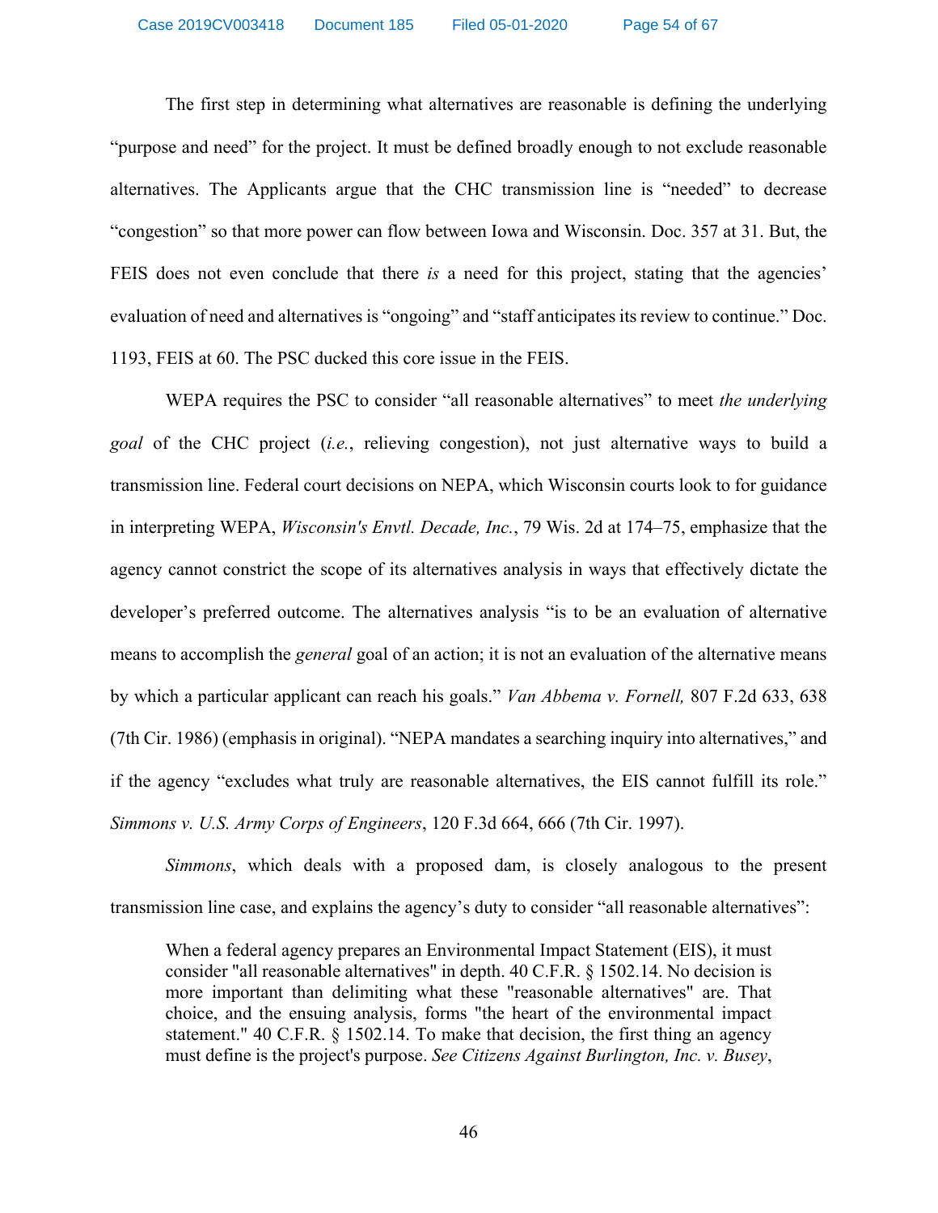The first step in determining what alternatives are reasonable is defining the underlying "purpose and need" for the project. It must be defined broadly enough to not exclude reasonable alternatives. The Applicants argue that the CHC transmission line is "needed" to decrease "congestion" so that more power can flow between Iowa and Wisconsin. Doc. 357 at 31. But, the FEIS does not even conclude that there *is* a need for this project, stating that the agencies' evaluation of need and alternatives is "ongoing" and "staff anticipates its review to continue." Doc. 1193, FEIS at 60. The PSC ducked this core issue in the FEIS.

WEPA requires the PSC to consider "all reasonable alternatives" to meet *the underlying goal* of the CHC project (*i.e.*, relieving congestion), not just alternative ways to build a transmission line. Federal court decisions on NEPA, which Wisconsin courts look to for guidance in interpreting WEPA, *Wisconsin's Envtl. Decade, Inc.*, 79 Wis. 2d at 174–75, emphasize that the agency cannot constrict the scope of its alternatives analysis in ways that effectively dictate the developer's preferred outcome. The alternatives analysis "is to be an evaluation of alternative means to accomplish the *general* goal of an action; it is not an evaluation of the alternative means by which a particular applicant can reach his goals." *Van Abbema v. Fornell,* 807 F.2d 633, 638 (7th Cir. 1986) (emphasis in original). "NEPA mandates a searching inquiry into alternatives," and if the agency "excludes what truly are reasonable alternatives, the EIS cannot fulfill its role." *Simmons v. U.S. Army Corps of Engineers*, 120 F.3d 664, 666 (7th Cir. 1997).

*Simmons*, which deals with a proposed dam, is closely analogous to the present transmission line case, and explains the agency's duty to consider "all reasonable alternatives":

> When a federal agency prepares an Environmental Impact Statement (EIS), it must consider "all reasonable alternatives" in depth. 40 C.F.R. § 1502.14. No decision is more important than delimiting what these "reasonable alternatives" are. That choice, and the ensuing analysis, forms "the heart of the environmental impact statement." 40 C.F.R. § 1502.14. To make that decision, the first thing an agency must define is the project's purpose. *See Citizens Against Burlington, Inc. v. Busey*,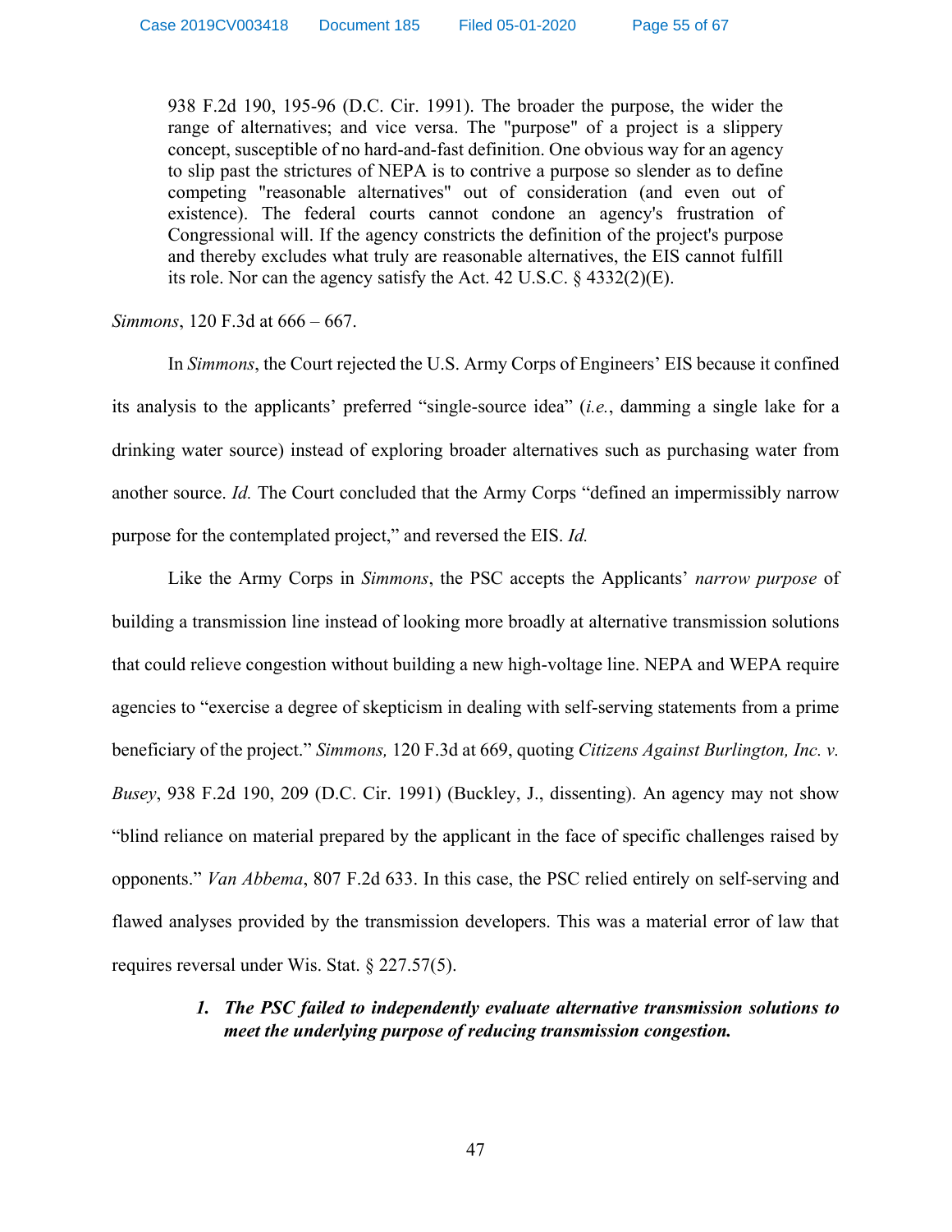> 938 F.2d 190, 195-96 (D.C. Cir. 1991). The broader the purpose, the wider the range of alternatives; and vice versa. The "purpose" of a project is a slippery concept, susceptible of no hard-and-fast definition. One obvious way for an agency to slip past the strictures of NEPA is to contrive a purpose so slender as to define competing "reasonable alternatives" out of consideration (and even out of existence). The federal courts cannot condone an agency's frustration of Congressional will. If the agency constricts the definition of the project's purpose and thereby excludes what truly are reasonable alternatives, the EIS cannot fulfill its role. Nor can the agency satisfy the Act. 42 U.S.C. § 4332(2)(E).

*Simmons*, 120 F.3d at 666 – 667.

In *Simmons*, the Court rejected the U.S. Army Corps of Engineers' EIS because it confined its analysis to the applicants' preferred "single-source idea" (*i.e.*, damming a single lake for a drinking water source) instead of exploring broader alternatives such as purchasing water from another source. *Id.* The Court concluded that the Army Corps "defined an impermissibly narrow purpose for the contemplated project," and reversed the EIS. *Id.*

Like the Army Corps in *Simmons*, the PSC accepts the Applicants' *narrow purpose* of building a transmission line instead of looking more broadly at alternative transmission solutions that could relieve congestion without building a new high-voltage line. NEPA and WEPA require agencies to "exercise a degree of skepticism in dealing with self-serving statements from a prime beneficiary of the project." *Simmons,* 120 F.3d at 669, quoting *Citizens Against Burlington, Inc. v. Busey*, 938 F.2d 190, 209 (D.C. Cir. 1991) (Buckley, J., dissenting). An agency may not show "blind reliance on material prepared by the applicant in the face of specific challenges raised by opponents." *Van Abbema*, 807 F.2d 633. In this case, the PSC relied entirely on self-serving and flawed analyses provided by the transmission developers. This was a material error of law that requires reversal under Wis. Stat. § 227.57(5).

### ***1. The PSC failed to independently evaluate alternative transmission solutions to meet the underlying purpose of reducing transmission congestion.***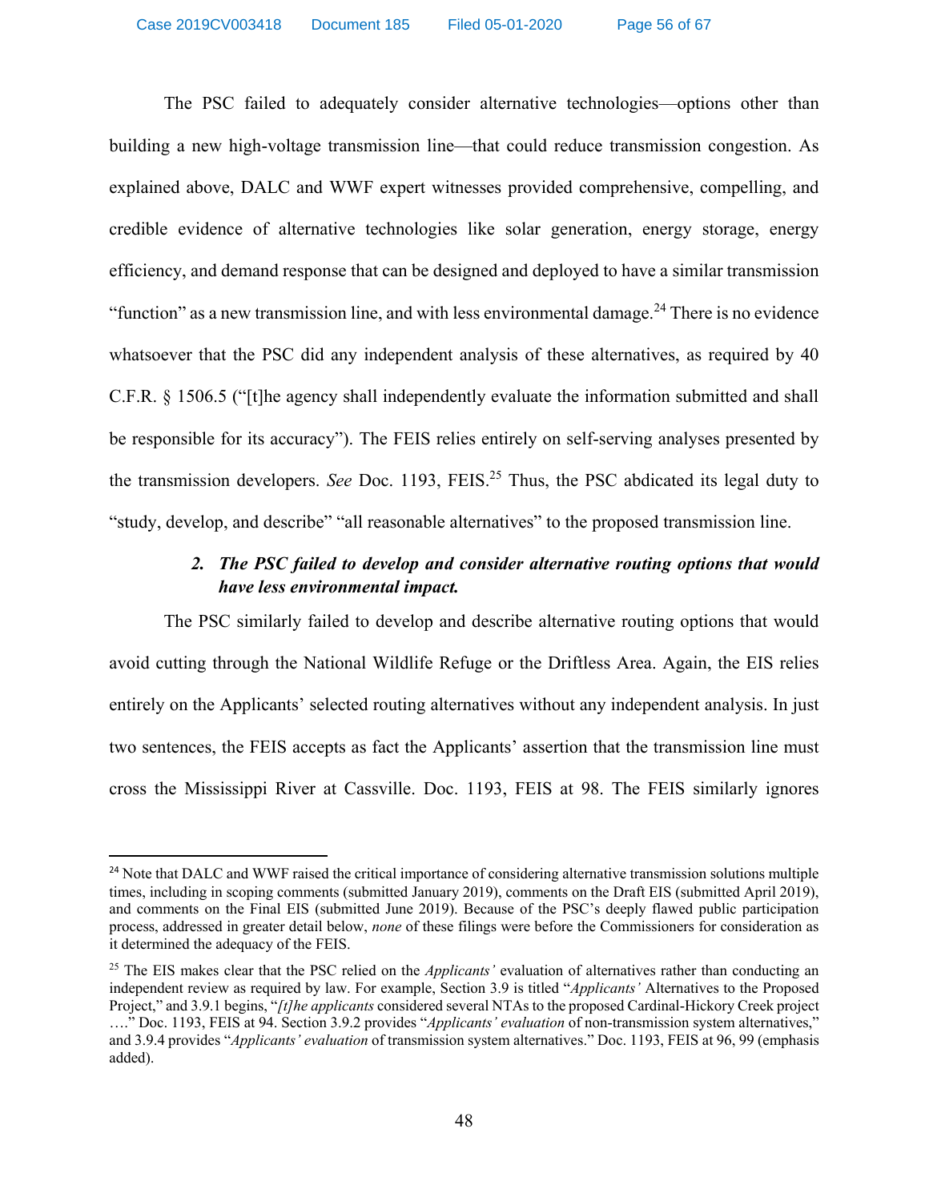The PSC failed to adequately consider alternative technologies—options other than building a new high-voltage transmission line—that could reduce transmission congestion. As explained above, DALC and WWF expert witnesses provided comprehensive, compelling, and credible evidence of alternative technologies like solar generation, energy storage, energy efficiency, and demand response that can be designed and deployed to have a similar transmission "function" as a new transmission line, and with less environmental damage.[24] There is no evidence whatsoever that the PSC did any independent analysis of these alternatives, as required by 40 C.F.R. § 1506.5 ("[t]he agency shall independently evaluate the information submitted and shall be responsible for its accuracy"). The FEIS relies entirely on self-serving analyses presented by the transmission developers. *See* Doc. 1193, FEIS.[25] Thus, the PSC abdicated its legal duty to "study, develop, and describe" "all reasonable alternatives" to the proposed transmission line.

### 2. *The PSC failed to develop and consider alternative routing options that would have less environmental impact.*

The PSC similarly failed to develop and describe alternative routing options that would avoid cutting through the National Wildlife Refuge or the Driftless Area. Again, the EIS relies entirely on the Applicants' selected routing alternatives without any independent analysis. In just two sentences, the FEIS accepts as fact the Applicants' assertion that the transmission line must cross the Mississippi River at Cassville. Doc. 1193, FEIS at 98. The FEIS similarly ignores

---

[24] Note that DALC and WWF raised the critical importance of considering alternative transmission solutions multiple times, including in scoping comments (submitted January 2019), comments on the Draft EIS (submitted April 2019), and comments on the Final EIS (submitted June 2019). Because of the PSC's deeply flawed public participation process, addressed in greater detail below, *none* of these filings were before the Commissioners for consideration as it determined the adequacy of the FEIS.

[25] The EIS makes clear that the PSC relied on the *Applicants'* evaluation of alternatives rather than conducting an independent review as required by law. For example, Section 3.9 is titled "*Applicants'* Alternatives to the Proposed Project," and 3.9.1 begins, "*[t]he applicants* considered several NTAs to the proposed Cardinal-Hickory Creek project …." Doc. 1193, FEIS at 94. Section 3.9.2 provides "*Applicants' evaluation* of non-transmission system alternatives," and 3.9.4 provides "*Applicants' evaluation* of transmission system alternatives." Doc. 1193, FEIS at 96, 99 (emphasis added).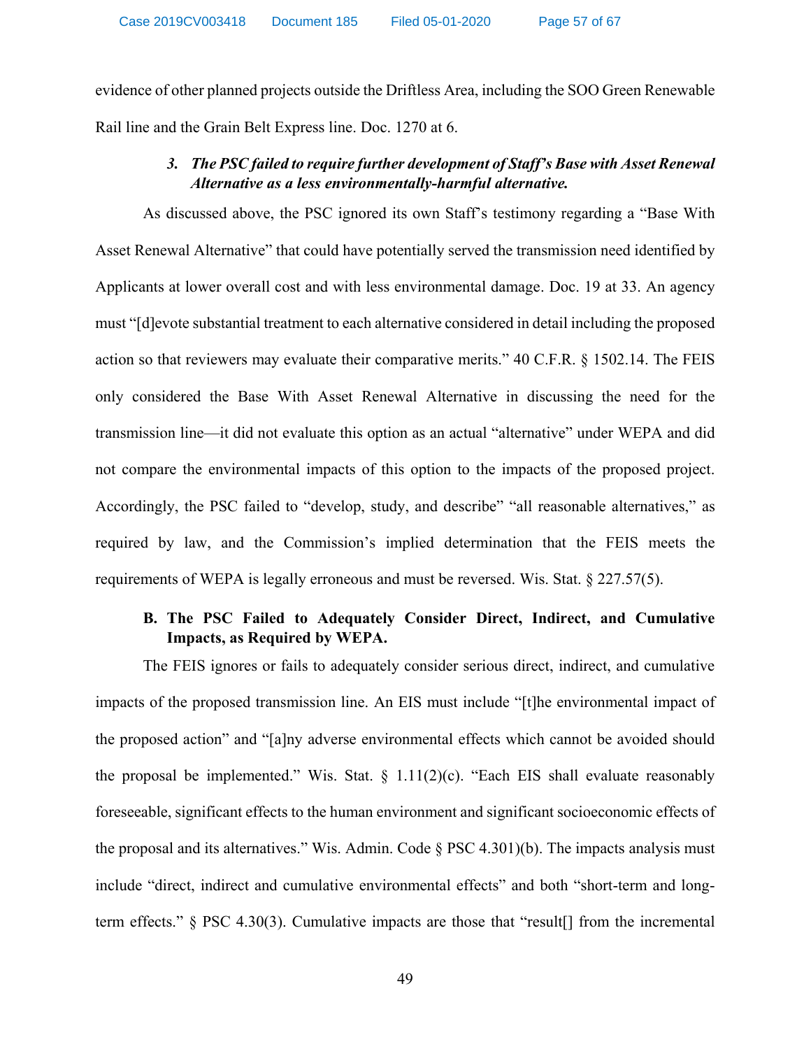evidence of other planned projects outside the Driftless Area, including the SOO Green Renewable Rail line and the Grain Belt Express line. Doc. 1270 at 6.

#### *3. The PSC failed to require further development of Staff's Base with Asset Renewal Alternative as a less environmentally-harmful alternative.*

As discussed above, the PSC ignored its own Staff's testimony regarding a "Base With Asset Renewal Alternative" that could have potentially served the transmission need identified by Applicants at lower overall cost and with less environmental damage. Doc. 19 at 33. An agency must "[d]evote substantial treatment to each alternative considered in detail including the proposed action so that reviewers may evaluate their comparative merits." 40 C.F.R. § 1502.14. The FEIS only considered the Base With Asset Renewal Alternative in discussing the need for the transmission line—it did not evaluate this option as an actual "alternative" under WEPA and did not compare the environmental impacts of this option to the impacts of the proposed project. Accordingly, the PSC failed to "develop, study, and describe" "all reasonable alternatives," as required by law, and the Commission's implied determination that the FEIS meets the requirements of WEPA is legally erroneous and must be reversed. Wis. Stat. § 227.57(5).

### B. The PSC Failed to Adequately Consider Direct, Indirect, and Cumulative Impacts, as Required by WEPA.

The FEIS ignores or fails to adequately consider serious direct, indirect, and cumulative impacts of the proposed transmission line. An EIS must include "[t]he environmental impact of the proposed action" and "[a]ny adverse environmental effects which cannot be avoided should the proposal be implemented." Wis. Stat. § 1.11(2)(c). "Each EIS shall evaluate reasonably foreseeable, significant effects to the human environment and significant socioeconomic effects of the proposal and its alternatives." Wis. Admin. Code § PSC 4.301)(b). The impacts analysis must include "direct, indirect and cumulative environmental effects" and both "short-term and long-term effects." § PSC 4.30(3). Cumulative impacts are those that "result[] from the incremental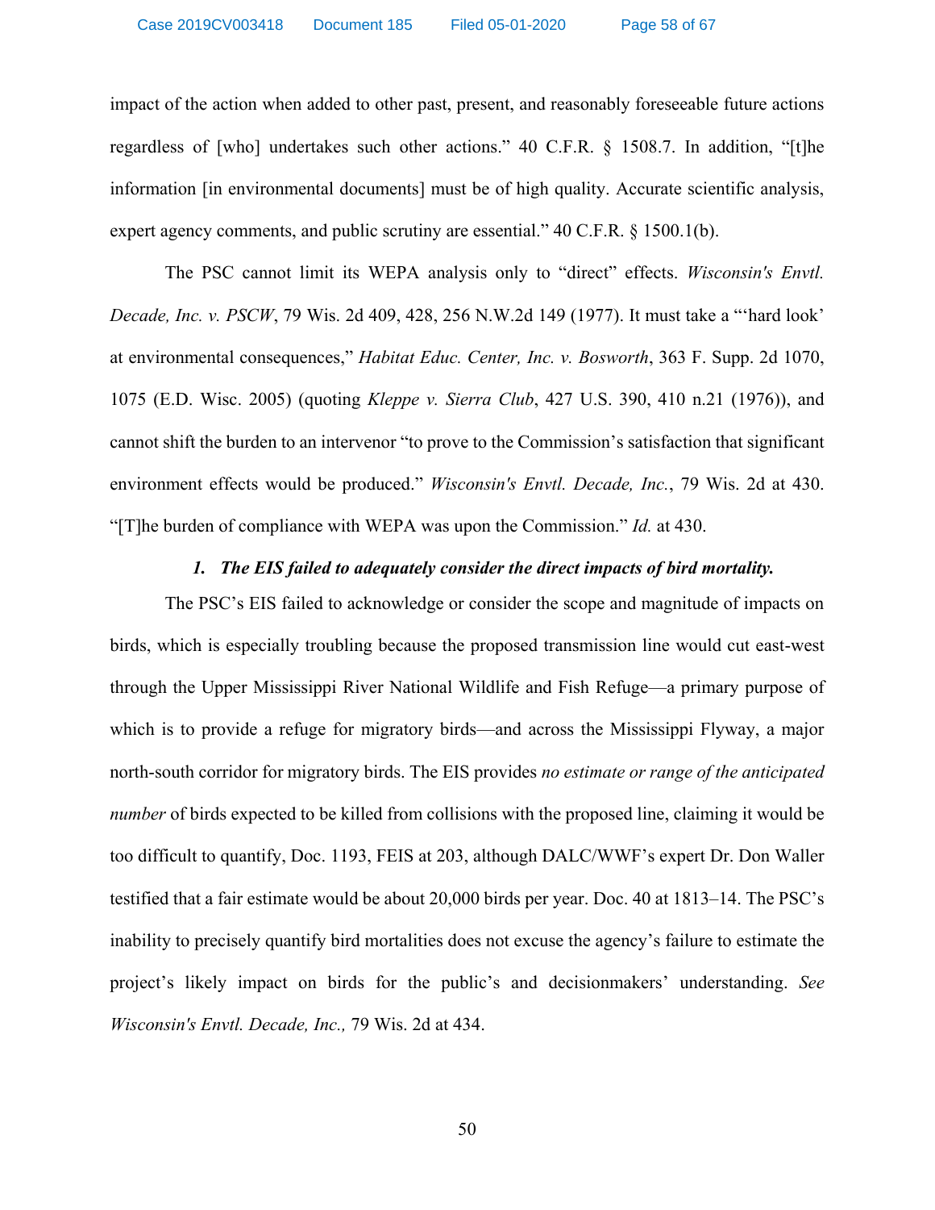impact of the action when added to other past, present, and reasonably foreseeable future actions regardless of [who] undertakes such other actions." 40 C.F.R. § 1508.7. In addition, "[t]he information [in environmental documents] must be of high quality. Accurate scientific analysis, expert agency comments, and public scrutiny are essential." 40 C.F.R. § 1500.1(b).

The PSC cannot limit its WEPA analysis only to "direct" effects. *Wisconsin's Envtl. Decade, Inc. v. PSCW*, 79 Wis. 2d 409, 428, 256 N.W.2d 149 (1977). It must take a "'hard look' at environmental consequences," *Habitat Educ. Center, Inc. v. Bosworth*, 363 F. Supp. 2d 1070, 1075 (E.D. Wisc. 2005) (quoting *Kleppe v. Sierra Club*, 427 U.S. 390, 410 n.21 (1976)), and cannot shift the burden to an intervenor "to prove to the Commission's satisfaction that significant environment effects would be produced." *Wisconsin's Envtl. Decade, Inc.*, 79 Wis. 2d at 430. "[T]he burden of compliance with WEPA was upon the Commission." *Id.* at 430.

***1. The EIS failed to adequately consider the direct impacts of bird mortality.***

The PSC's EIS failed to acknowledge or consider the scope and magnitude of impacts on birds, which is especially troubling because the proposed transmission line would cut east-west through the Upper Mississippi River National Wildlife and Fish Refuge—a primary purpose of which is to provide a refuge for migratory birds—and across the Mississippi Flyway, a major north-south corridor for migratory birds. The EIS provides *no estimate or range of the anticipated number* of birds expected to be killed from collisions with the proposed line, claiming it would be too difficult to quantify, Doc. 1193, FEIS at 203, although DALC/WWF's expert Dr. Don Waller testified that a fair estimate would be about 20,000 birds per year. Doc. 40 at 1813–14. The PSC's inability to precisely quantify bird mortalities does not excuse the agency's failure to estimate the project's likely impact on birds for the public's and decisionmakers' understanding. *See Wisconsin's Envtl. Decade, Inc.,* 79 Wis. 2d at 434.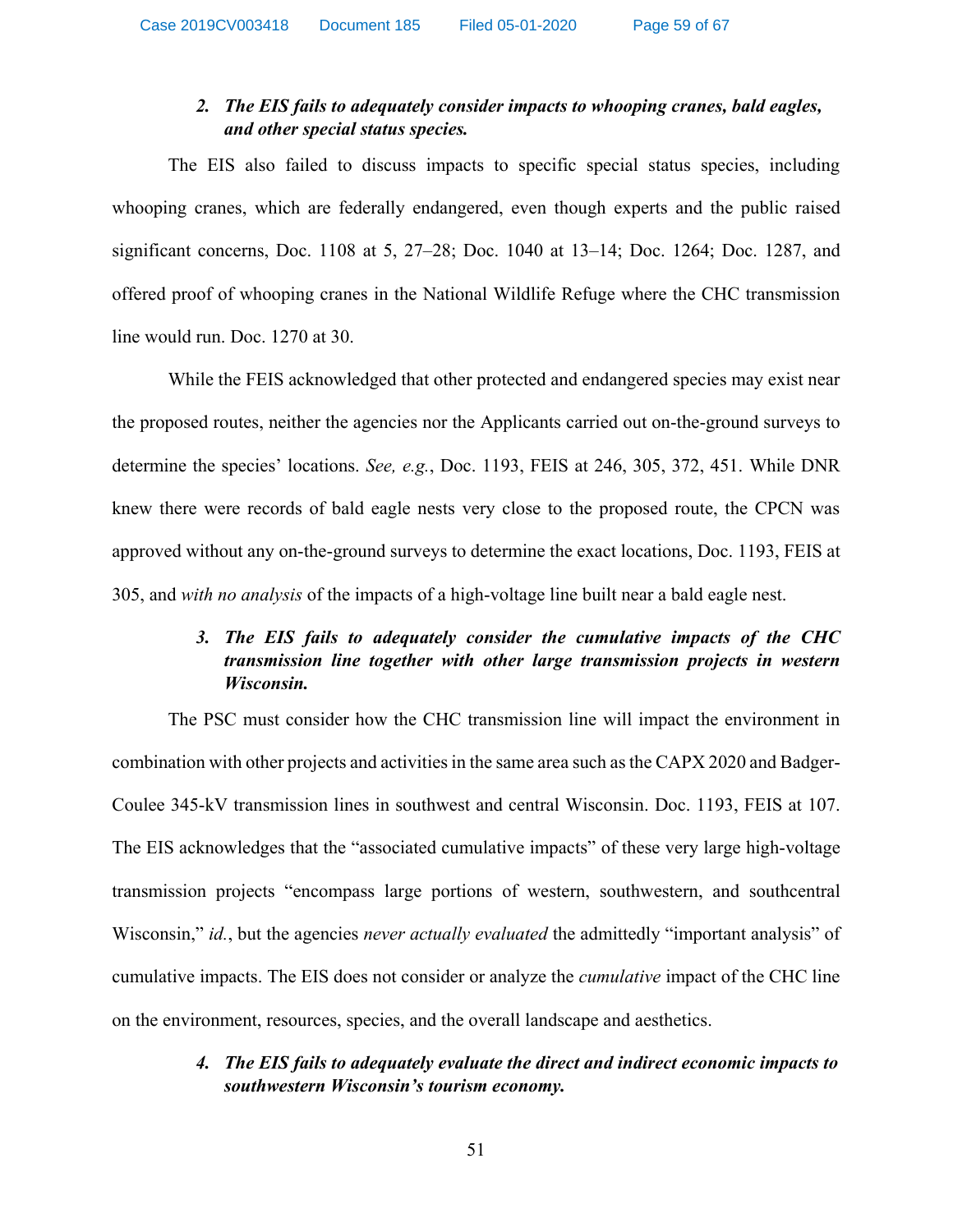### 2. *The EIS fails to adequately consider impacts to whooping cranes, bald eagles, and other special status species.*

The EIS also failed to discuss impacts to specific special status species, including whooping cranes, which are federally endangered, even though experts and the public raised significant concerns, Doc. 1108 at 5, 27–28; Doc. 1040 at 13–14; Doc. 1264; Doc. 1287, and offered proof of whooping cranes in the National Wildlife Refuge where the CHC transmission line would run. Doc. 1270 at 30.

While the FEIS acknowledged that other protected and endangered species may exist near the proposed routes, neither the agencies nor the Applicants carried out on-the-ground surveys to determine the species' locations. *See, e.g.*, Doc. 1193, FEIS at 246, 305, 372, 451. While DNR knew there were records of bald eagle nests very close to the proposed route, the CPCN was approved without any on-the-ground surveys to determine the exact locations, Doc. 1193, FEIS at 305, and *with no analysis* of the impacts of a high-voltage line built near a bald eagle nest.

### 3. *The EIS fails to adequately consider the cumulative impacts of the CHC transmission line together with other large transmission projects in western Wisconsin.*

The PSC must consider how the CHC transmission line will impact the environment in combination with other projects and activities in the same area such as the CAPX 2020 and Badger-Coulee 345-kV transmission lines in southwest and central Wisconsin. Doc. 1193, FEIS at 107. The EIS acknowledges that the "associated cumulative impacts" of these very large high-voltage transmission projects "encompass large portions of western, southwestern, and southcentral Wisconsin," *id.*, but the agencies *never actually evaluated* the admittedly "important analysis" of cumulative impacts. The EIS does not consider or analyze the *cumulative* impact of the CHC line on the environment, resources, species, and the overall landscape and aesthetics.

### 4. *The EIS fails to adequately evaluate the direct and indirect economic impacts to southwestern Wisconsin's tourism economy.*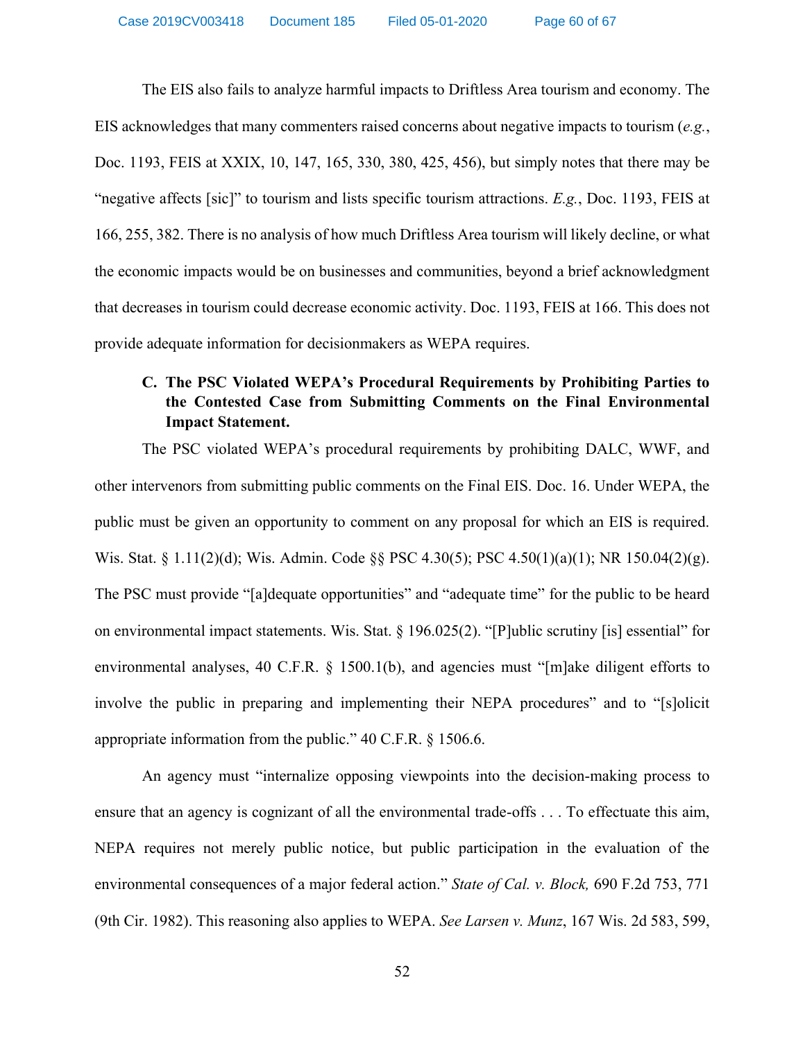The EIS also fails to analyze harmful impacts to Driftless Area tourism and economy. The EIS acknowledges that many commenters raised concerns about negative impacts to tourism (*e.g.*, Doc. 1193, FEIS at XXIX, 10, 147, 165, 330, 380, 425, 456), but simply notes that there may be "negative affects [sic]" to tourism and lists specific tourism attractions. *E.g.*, Doc. 1193, FEIS at 166, 255, 382. There is no analysis of how much Driftless Area tourism will likely decline, or what the economic impacts would be on businesses and communities, beyond a brief acknowledgment that decreases in tourism could decrease economic activity. Doc. 1193, FEIS at 166. This does not provide adequate information for decisionmakers as WEPA requires.

### C. The PSC Violated WEPA's Procedural Requirements by Prohibiting Parties to the Contested Case from Submitting Comments on the Final Environmental Impact Statement.

The PSC violated WEPA's procedural requirements by prohibiting DALC, WWF, and other intervenors from submitting public comments on the Final EIS. Doc. 16. Under WEPA, the public must be given an opportunity to comment on any proposal for which an EIS is required. Wis. Stat. § 1.11(2)(d); Wis. Admin. Code §§ PSC 4.30(5); PSC 4.50(1)(a)(1); NR 150.04(2)(g). The PSC must provide "[a]dequate opportunities" and "adequate time" for the public to be heard on environmental impact statements. Wis. Stat. § 196.025(2). "[P]ublic scrutiny [is] essential" for environmental analyses, 40 C.F.R. § 1500.1(b), and agencies must "[m]ake diligent efforts to involve the public in preparing and implementing their NEPA procedures" and to "[s]olicit appropriate information from the public." 40 C.F.R. § 1506.6.

An agency must "internalize opposing viewpoints into the decision-making process to ensure that an agency is cognizant of all the environmental trade-offs . . . To effectuate this aim, NEPA requires not merely public notice, but public participation in the evaluation of the environmental consequences of a major federal action." *State of Cal. v. Block,* 690 F.2d 753, 771 (9th Cir. 1982). This reasoning also applies to WEPA. *See Larsen v. Munz*, 167 Wis. 2d 583, 599,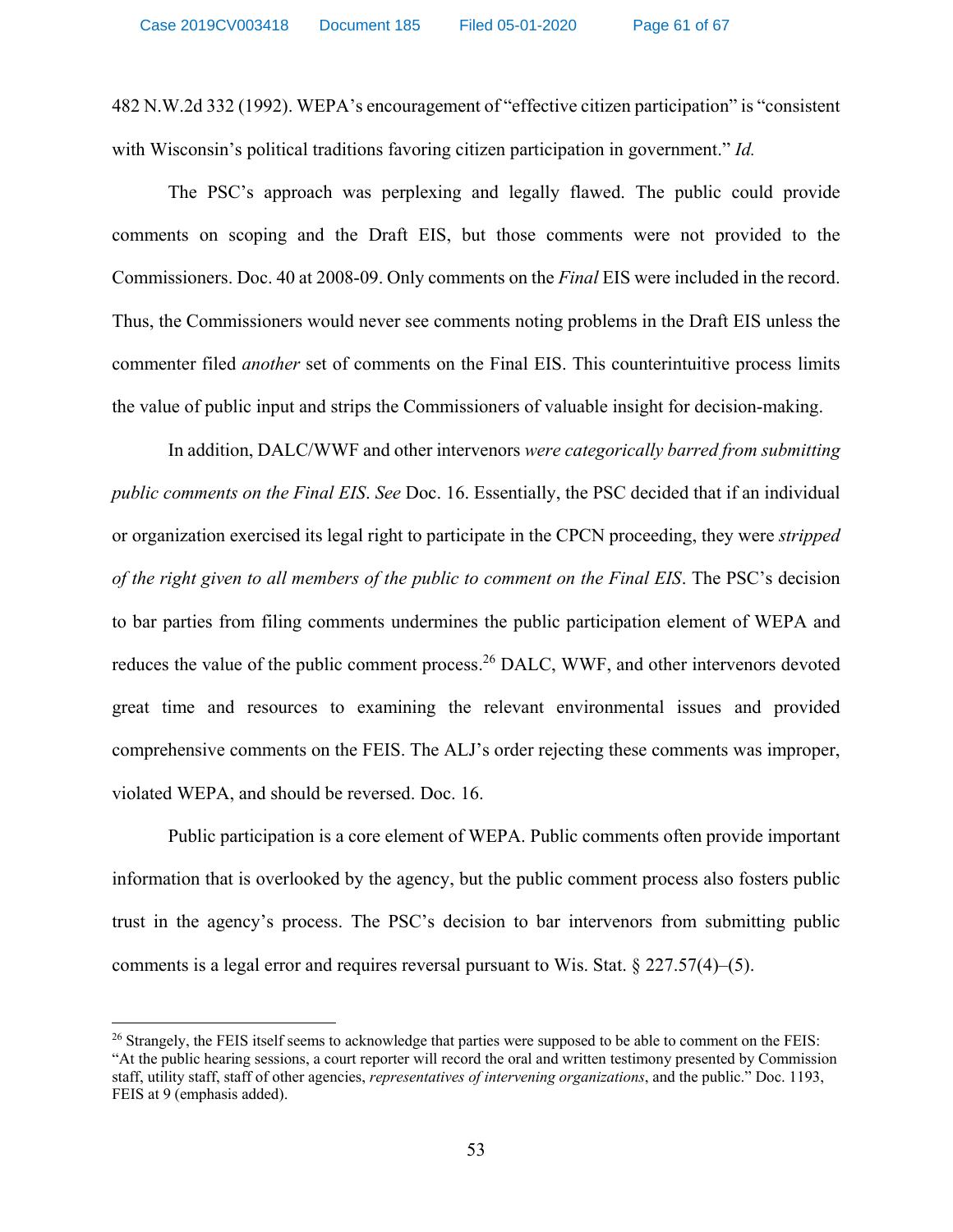482 N.W.2d 332 (1992). WEPA's encouragement of "effective citizen participation" is "consistent with Wisconsin's political traditions favoring citizen participation in government." *Id.*

The PSC's approach was perplexing and legally flawed. The public could provide comments on scoping and the Draft EIS, but those comments were not provided to the Commissioners. Doc. 40 at 2008-09. Only comments on the *Final* EIS were included in the record. Thus, the Commissioners would never see comments noting problems in the Draft EIS unless the commenter filed *another* set of comments on the Final EIS. This counterintuitive process limits the value of public input and strips the Commissioners of valuable insight for decision-making.

In addition, DALC/WWF and other intervenors *were categorically barred from submitting public comments on the Final EIS*. *See* Doc. 16. Essentially, the PSC decided that if an individual or organization exercised its legal right to participate in the CPCN proceeding, they were *stripped of the right given to all members of the public to comment on the Final EIS*. The PSC's decision to bar parties from filing comments undermines the public participation element of WEPA and reduces the value of the public comment process.[26] DALC, WWF, and other intervenors devoted great time and resources to examining the relevant environmental issues and provided comprehensive comments on the FEIS. The ALJ's order rejecting these comments was improper, violated WEPA, and should be reversed. Doc. 16.

Public participation is a core element of WEPA. Public comments often provide important information that is overlooked by the agency, but the public comment process also fosters public trust in the agency's process. The PSC's decision to bar intervenors from submitting public comments is a legal error and requires reversal pursuant to Wis. Stat. § 227.57(4)–(5).

---

[26] Strangely, the FEIS itself seems to acknowledge that parties were supposed to be able to comment on the FEIS: "At the public hearing sessions, a court reporter will record the oral and written testimony presented by Commission staff, utility staff, staff of other agencies, *representatives of intervening organizations*, and the public." Doc. 1193, FEIS at 9 (emphasis added).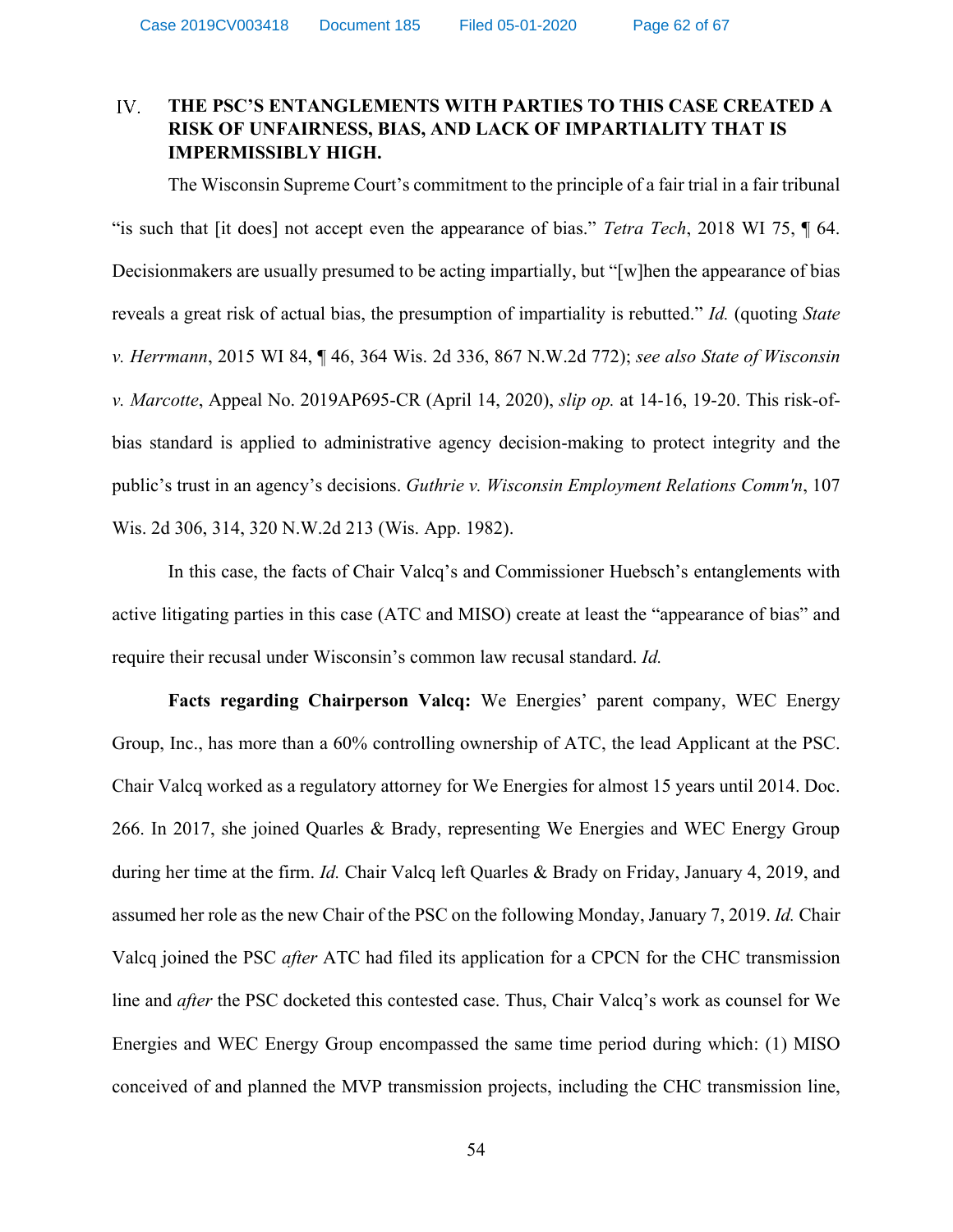## IV. THE PSC'S ENTANGLEMENTS WITH PARTIES TO THIS CASE CREATED A RISK OF UNFAIRNESS, BIAS, AND LACK OF IMPARTIALITY THAT IS IMPERMISSIBLY HIGH.

The Wisconsin Supreme Court's commitment to the principle of a fair trial in a fair tribunal "is such that [it does] not accept even the appearance of bias." *Tetra Tech*, 2018 WI 75, ¶ 64. Decisionmakers are usually presumed to be acting impartially, but "[w]hen the appearance of bias reveals a great risk of actual bias, the presumption of impartiality is rebutted." *Id.* (quoting *State v. Herrmann*, 2015 WI 84, ¶ 46, 364 Wis. 2d 336, 867 N.W.2d 772); *see also State of Wisconsin v. Marcotte*, Appeal No. 2019AP695-CR (April 14, 2020), *slip op.* at 14-16, 19-20. This risk-of-bias standard is applied to administrative agency decision-making to protect integrity and the public's trust in an agency's decisions. *Guthrie v. Wisconsin Employment Relations Comm'n*, 107 Wis. 2d 306, 314, 320 N.W.2d 213 (Wis. App. 1982).

In this case, the facts of Chair Valcq's and Commissioner Huebsch's entanglements with active litigating parties in this case (ATC and MISO) create at least the "appearance of bias" and require their recusal under Wisconsin's common law recusal standard. *Id.*

**Facts regarding Chairperson Valcq:** We Energies' parent company, WEC Energy Group, Inc., has more than a 60% controlling ownership of ATC, the lead Applicant at the PSC. Chair Valcq worked as a regulatory attorney for We Energies for almost 15 years until 2014. Doc. 266. In 2017, she joined Quarles & Brady, representing We Energies and WEC Energy Group during her time at the firm. *Id.* Chair Valcq left Quarles & Brady on Friday, January 4, 2019, and assumed her role as the new Chair of the PSC on the following Monday, January 7, 2019. *Id.* Chair Valcq joined the PSC *after* ATC had filed its application for a CPCN for the CHC transmission line and *after* the PSC docketed this contested case. Thus, Chair Valcq's work as counsel for We Energies and WEC Energy Group encompassed the same time period during which: (1) MISO conceived of and planned the MVP transmission projects, including the CHC transmission line,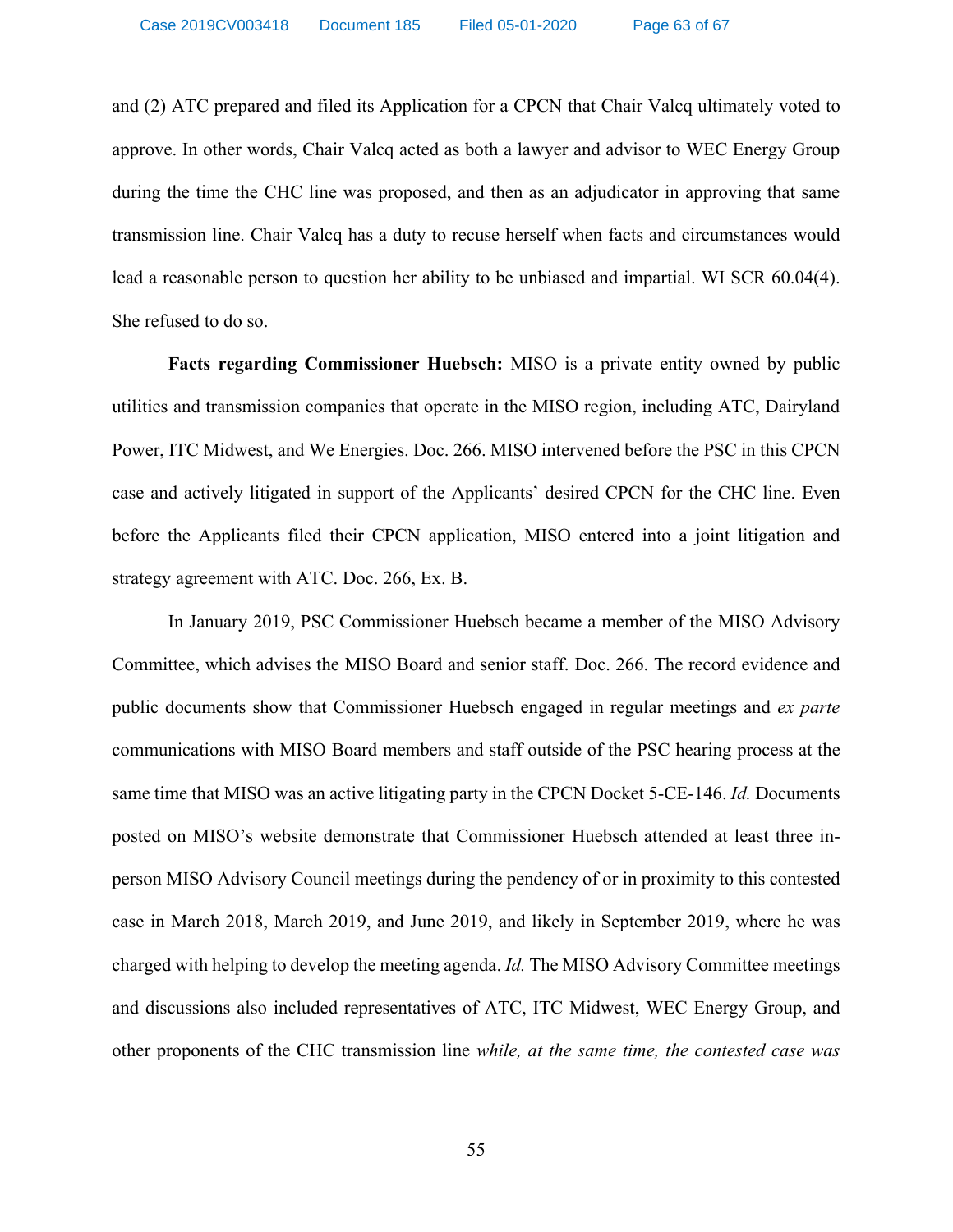and (2) ATC prepared and filed its Application for a CPCN that Chair Valcq ultimately voted to approve. In other words, Chair Valcq acted as both a lawyer and advisor to WEC Energy Group during the time the CHC line was proposed, and then as an adjudicator in approving that same transmission line. Chair Valcq has a duty to recuse herself when facts and circumstances would lead a reasonable person to question her ability to be unbiased and impartial. WI SCR 60.04(4). She refused to do so.

**Facts regarding Commissioner Huebsch:** MISO is a private entity owned by public utilities and transmission companies that operate in the MISO region, including ATC, Dairyland Power, ITC Midwest, and We Energies. Doc. 266. MISO intervened before the PSC in this CPCN case and actively litigated in support of the Applicants' desired CPCN for the CHC line. Even before the Applicants filed their CPCN application, MISO entered into a joint litigation and strategy agreement with ATC. Doc. 266, Ex. B.

In January 2019, PSC Commissioner Huebsch became a member of the MISO Advisory Committee, which advises the MISO Board and senior staff. Doc. 266. The record evidence and public documents show that Commissioner Huebsch engaged in regular meetings and *ex parte* communications with MISO Board members and staff outside of the PSC hearing process at the same time that MISO was an active litigating party in the CPCN Docket 5-CE-146. *Id.* Documents posted on MISO's website demonstrate that Commissioner Huebsch attended at least three in-person MISO Advisory Council meetings during the pendency of or in proximity to this contested case in March 2018, March 2019, and June 2019, and likely in September 2019, where he was charged with helping to develop the meeting agenda. *Id.* The MISO Advisory Committee meetings and discussions also included representatives of ATC, ITC Midwest, WEC Energy Group, and other proponents of the CHC transmission line *while, at the same time, the contested case was*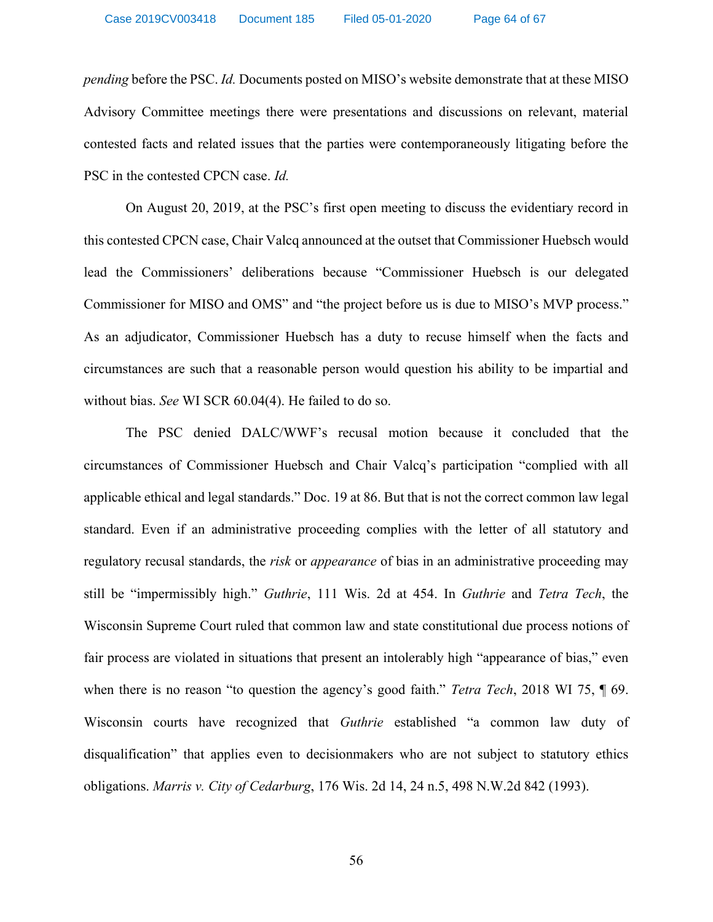*pending* before the PSC. *Id.* Documents posted on MISO's website demonstrate that at these MISO Advisory Committee meetings there were presentations and discussions on relevant, material contested facts and related issues that the parties were contemporaneously litigating before the PSC in the contested CPCN case. *Id.*

On August 20, 2019, at the PSC's first open meeting to discuss the evidentiary record in this contested CPCN case, Chair Valcq announced at the outset that Commissioner Huebsch would lead the Commissioners' deliberations because "Commissioner Huebsch is our delegated Commissioner for MISO and OMS" and "the project before us is due to MISO's MVP process." As an adjudicator, Commissioner Huebsch has a duty to recuse himself when the facts and circumstances are such that a reasonable person would question his ability to be impartial and without bias. *See* WI SCR 60.04(4). He failed to do so.

The PSC denied DALC/WWF's recusal motion because it concluded that the circumstances of Commissioner Huebsch and Chair Valcq's participation "complied with all applicable ethical and legal standards." Doc. 19 at 86. But that is not the correct common law legal standard. Even if an administrative proceeding complies with the letter of all statutory and regulatory recusal standards, the *risk* or *appearance* of bias in an administrative proceeding may still be "impermissibly high." *Guthrie*, 111 Wis. 2d at 454. In *Guthrie* and *Tetra Tech*, the Wisconsin Supreme Court ruled that common law and state constitutional due process notions of fair process are violated in situations that present an intolerably high "appearance of bias," even when there is no reason "to question the agency's good faith." *Tetra Tech*, 2018 WI 75, ¶ 69. Wisconsin courts have recognized that *Guthrie* established "a common law duty of disqualification" that applies even to decisionmakers who are not subject to statutory ethics obligations. *Marris v. City of Cedarburg*, 176 Wis. 2d 14, 24 n.5, 498 N.W.2d 842 (1993).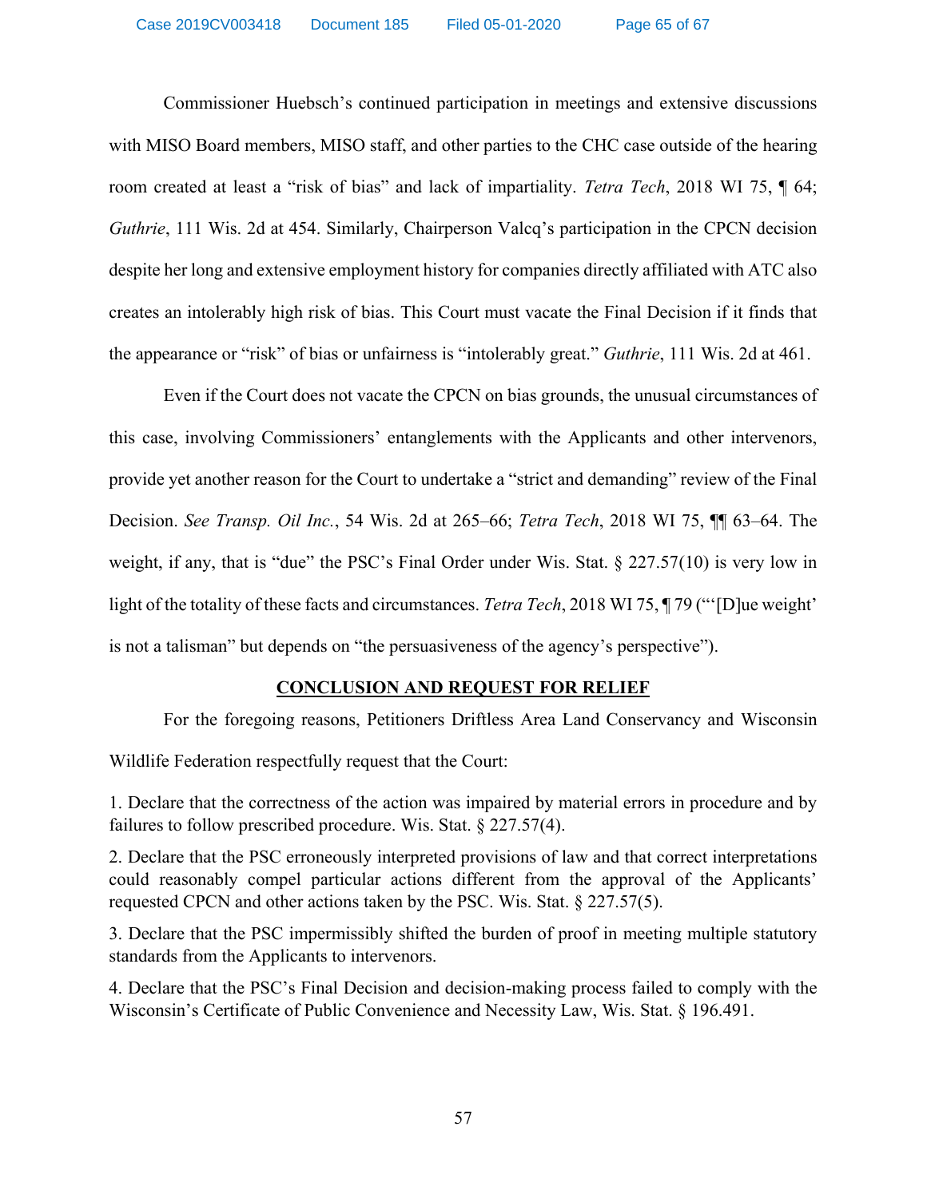Commissioner Huebsch's continued participation in meetings and extensive discussions with MISO Board members, MISO staff, and other parties to the CHC case outside of the hearing room created at least a "risk of bias" and lack of impartiality. *Tetra Tech*, 2018 WI 75, ¶ 64; *Guthrie*, 111 Wis. 2d at 454. Similarly, Chairperson Valcq's participation in the CPCN decision despite her long and extensive employment history for companies directly affiliated with ATC also creates an intolerably high risk of bias. This Court must vacate the Final Decision if it finds that the appearance or "risk" of bias or unfairness is "intolerably great." *Guthrie*, 111 Wis. 2d at 461.

Even if the Court does not vacate the CPCN on bias grounds, the unusual circumstances of this case, involving Commissioners' entanglements with the Applicants and other intervenors, provide yet another reason for the Court to undertake a "strict and demanding" review of the Final Decision. *See Transp. Oil Inc.*, 54 Wis. 2d at 265–66; *Tetra Tech*, 2018 WI 75, ¶¶ 63–64. The weight, if any, that is "due" the PSC's Final Order under Wis. Stat. § 227.57(10) is very low in light of the totality of these facts and circumstances. *Tetra Tech*, 2018 WI 75, ¶ 79 ("'[D]ue weight' is not a talisman" but depends on "the persuasiveness of the agency's perspective").

## CONCLUSION AND REQUEST FOR RELIEF

For the foregoing reasons, Petitioners Driftless Area Land Conservancy and Wisconsin Wildlife Federation respectfully request that the Court:

1. Declare that the correctness of the action was impaired by material errors in procedure and by failures to follow prescribed procedure. Wis. Stat. § 227.57(4).

2. Declare that the PSC erroneously interpreted provisions of law and that correct interpretations could reasonably compel particular actions different from the approval of the Applicants' requested CPCN and other actions taken by the PSC. Wis. Stat. § 227.57(5).

3. Declare that the PSC impermissibly shifted the burden of proof in meeting multiple statutory standards from the Applicants to intervenors.

4. Declare that the PSC's Final Decision and decision-making process failed to comply with the Wisconsin's Certificate of Public Convenience and Necessity Law, Wis. Stat. § 196.491.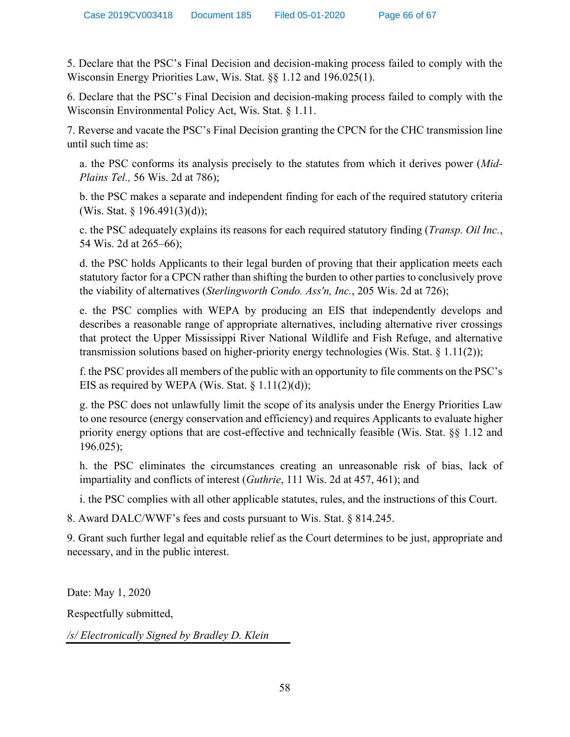5. Declare that the PSC's Final Decision and decision-making process failed to comply with the Wisconsin Energy Priorities Law, Wis. Stat. §§ 1.12 and 196.025(1).

6. Declare that the PSC's Final Decision and decision-making process failed to comply with the Wisconsin Environmental Policy Act, Wis. Stat. § 1.11.

7. Reverse and vacate the PSC's Final Decision granting the CPCN for the CHC transmission line until such time as:

a. the PSC conforms its analysis precisely to the statutes from which it derives power (*Mid-Plains Tel.,* 56 Wis. 2d at 786);

b. the PSC makes a separate and independent finding for each of the required statutory criteria (Wis. Stat. § 196.491(3)(d));

c. the PSC adequately explains its reasons for each required statutory finding (*Transp. Oil Inc.*, 54 Wis. 2d at 265–66);

d. the PSC holds Applicants to their legal burden of proving that their application meets each statutory factor for a CPCN rather than shifting the burden to other parties to conclusively prove the viability of alternatives (*Sterlingworth Condo. Ass'n, Inc.*, 205 Wis. 2d at 726);

e. the PSC complies with WEPA by producing an EIS that independently develops and describes a reasonable range of appropriate alternatives, including alternative river crossings that protect the Upper Mississippi River National Wildlife and Fish Refuge, and alternative transmission solutions based on higher-priority energy technologies (Wis. Stat. § 1.11(2));

f. the PSC provides all members of the public with an opportunity to file comments on the PSC's EIS as required by WEPA (Wis. Stat. § 1.11(2)(d));

g. the PSC does not unlawfully limit the scope of its analysis under the Energy Priorities Law to one resource (energy conservation and efficiency) and requires Applicants to evaluate higher priority energy options that are cost-effective and technically feasible (Wis. Stat. §§ 1.12 and 196.025);

h. the PSC eliminates the circumstances creating an unreasonable risk of bias, lack of impartiality and conflicts of interest (*Guthrie*, 111 Wis. 2d at 457, 461); and

i. the PSC complies with all other applicable statutes, rules, and the instructions of this Court.

8. Award DALC/WWF's fees and costs pursuant to Wis. Stat. § 814.245.

9. Grant such further legal and equitable relief as the Court determines to be just, appropriate and necessary, and in the public interest.

Date: May 1, 2020

Respectfully submitted,

*/s/ Electronically Signed by Bradley D. Klein*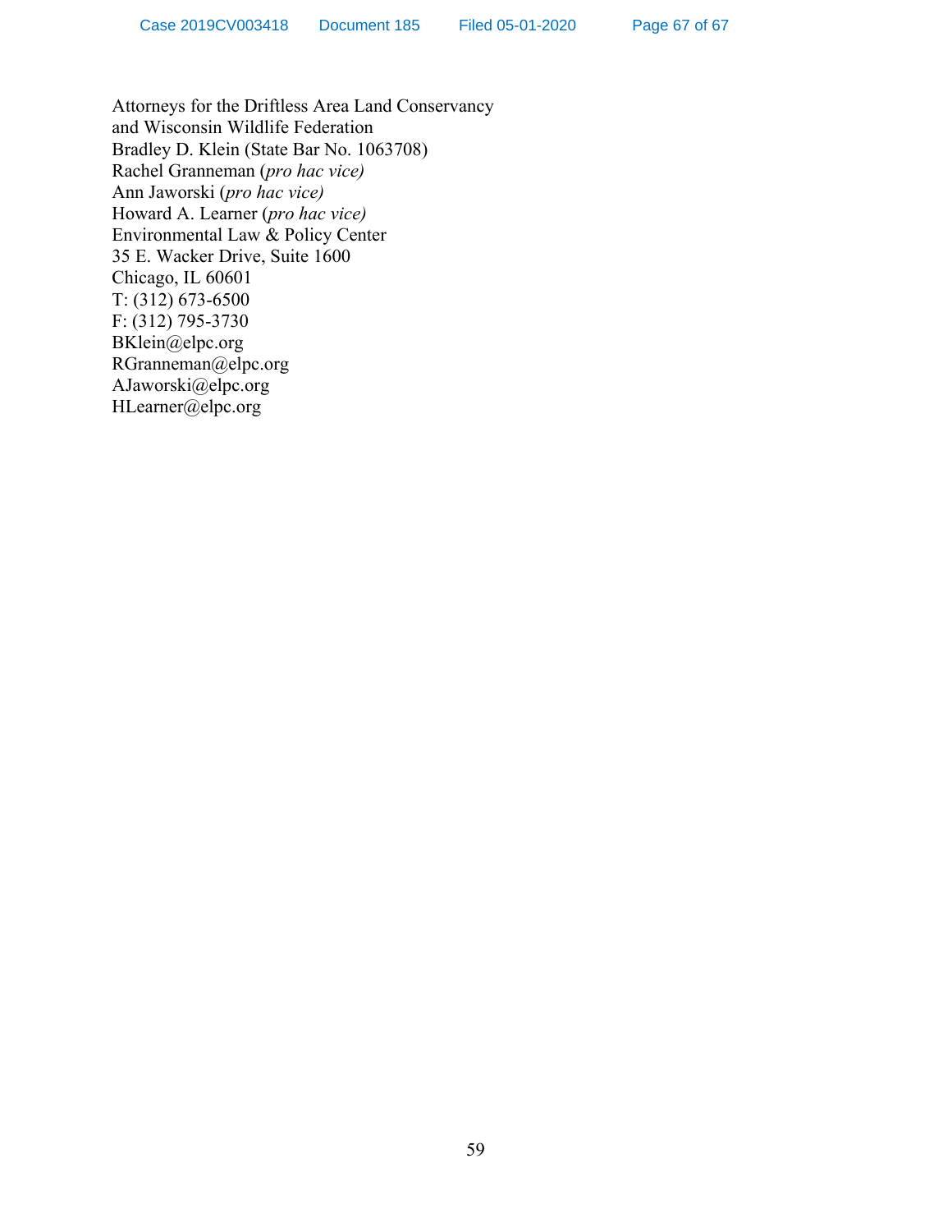Attorneys for the Driftless Area Land Conservancy
and Wisconsin Wildlife Federation
Bradley D. Klein (State Bar No. 1063708)
Rachel Granneman (*pro hac vice)*
Ann Jaworski (*pro hac vice)*
Howard A. Learner (*pro hac vice)*
Environmental Law & Policy Center
35 E. Wacker Drive, Suite 1600
Chicago, IL 60601
T: (312) 673-6500
F: (312) 795-3730
BKlein@elpc.org
RGranneman@elpc.org
AJaworski@elpc.org
HLearner@elpc.org